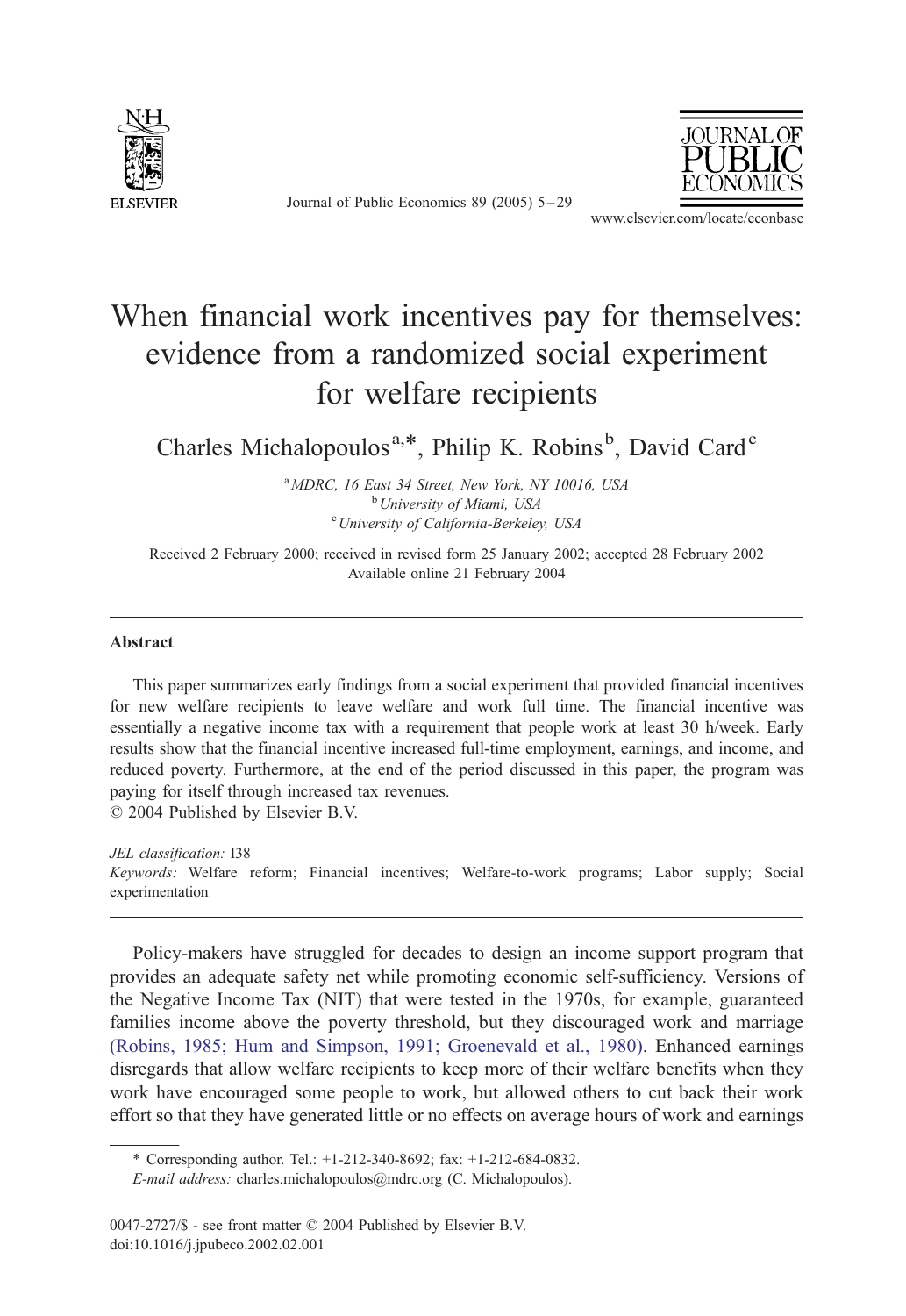# When financial work incentives pay for themselves: evidence from a randomized social experiment for welfare recipients

Charles Michalopoulos[a,*], Philip K. Robins[b], David Card[c]

[a] *MDRC, 16 East 34 Street, New York, NY 10016, USA*
[b] *University of Miami, USA*
[c] *University of California-Berkeley, USA*

Received 2 February 2000; received in revised form 25 January 2002; accepted 28 February 2002
Available online 21 February 2004

## Abstract

This paper summarizes early findings from a social experiment that provided financial incentives for new welfare recipients to leave welfare and work full time. The financial incentive was essentially a negative income tax with a requirement that people work at least 30 h/week. Early results show that the financial incentive increased full-time employment, earnings, and income, and reduced poverty. Furthermore, at the end of the period discussed in this paper, the program was paying for itself through increased tax revenues.
© 2004 Published by Elsevier B.V.

*JEL classification:* I38
*Keywords:* Welfare reform; Financial incentives; Welfare-to-work programs; Labor supply; Social experimentation

Policy-makers have struggled for decades to design an income support program that provides an adequate safety net while promoting economic self-sufficiency. Versions of the Negative Income Tax (NIT) that were tested in the 1970s, for example, guaranteed families income above the poverty threshold, but they discouraged work and marriage (Robins, 1985; Hum and Simpson, 1991; Groenevald et al., 1980). Enhanced earnings disregards that allow welfare recipients to keep more of their welfare benefits when they work have encouraged some people to work, but allowed others to cut back their work effort so that they have generated little or no effects on average hours of work and earnings

\* Corresponding author. Tel.: +1-212-340-8692; fax: +1-212-684-0832.
*E-mail address:* charles.michalopoulos@mdrc.org (C. Michalopoulos).

0047-2727/$ - see front matter © 2004 Published by Elsevier B.V.
doi:10.1016/j.jpubeco.2002.02.001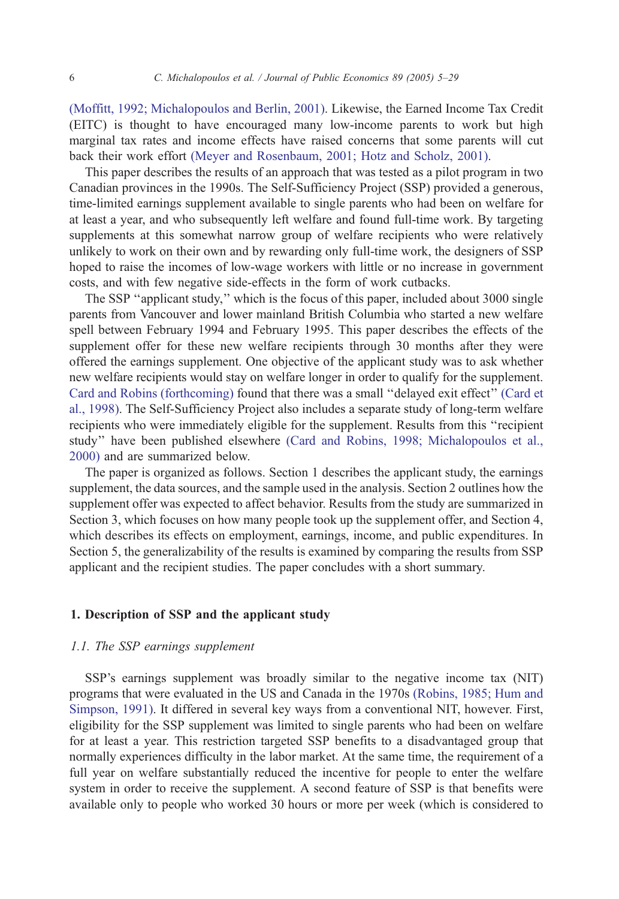(Moffitt, 1992; Michalopoulos and Berlin, 2001). Likewise, the Earned Income Tax Credit (EITC) is thought to have encouraged many low-income parents to work but high marginal tax rates and income effects have raised concerns that some parents will cut back their work effort (Meyer and Rosenbaum, 2001; Hotz and Scholz, 2001).

This paper describes the results of an approach that was tested as a pilot program in two Canadian provinces in the 1990s. The Self-Sufficiency Project (SSP) provided a generous, time-limited earnings supplement available to single parents who had been on welfare for at least a year, and who subsequently left welfare and found full-time work. By targeting supplements at this somewhat narrow group of welfare recipients who were relatively unlikely to work on their own and by rewarding only full-time work, the designers of SSP hoped to raise the incomes of low-wage workers with little or no increase in government costs, and with few negative side-effects in the form of work cutbacks.

The SSP "applicant study," which is the focus of this paper, included about 3000 single parents from Vancouver and lower mainland British Columbia who started a new welfare spell between February 1994 and February 1995. This paper describes the effects of the supplement offer for these new welfare recipients through 30 months after they were offered the earnings supplement. One objective of the applicant study was to ask whether new welfare recipients would stay on welfare longer in order to qualify for the supplement. Card and Robins (forthcoming) found that there was a small "delayed exit effect" (Card et al., 1998). The Self-Sufficiency Project also includes a separate study of long-term welfare recipients who were immediately eligible for the supplement. Results from this "recipient study" have been published elsewhere (Card and Robins, 1998; Michalopoulos et al., 2000) and are summarized below.

The paper is organized as follows. Section 1 describes the applicant study, the earnings supplement, the data sources, and the sample used in the analysis. Section 2 outlines how the supplement offer was expected to affect behavior. Results from the study are summarized in Section 3, which focuses on how many people took up the supplement offer, and Section 4, which describes its effects on employment, earnings, income, and public expenditures. In Section 5, the generalizability of the results is examined by comparing the results from SSP applicant and the recipient studies. The paper concludes with a short summary.

## 1. Description of SSP and the applicant study

### *1.1. The SSP earnings supplement*

SSP's earnings supplement was broadly similar to the negative income tax (NIT) programs that were evaluated in the US and Canada in the 1970s (Robins, 1985; Hum and Simpson, 1991). It differed in several key ways from a conventional NIT, however. First, eligibility for the SSP supplement was limited to single parents who had been on welfare for at least a year. This restriction targeted SSP benefits to a disadvantaged group that normally experiences difficulty in the labor market. At the same time, the requirement of a full year on welfare substantially reduced the incentive for people to enter the welfare system in order to receive the supplement. A second feature of SSP is that benefits were available only to people who worked 30 hours or more per week (which is considered to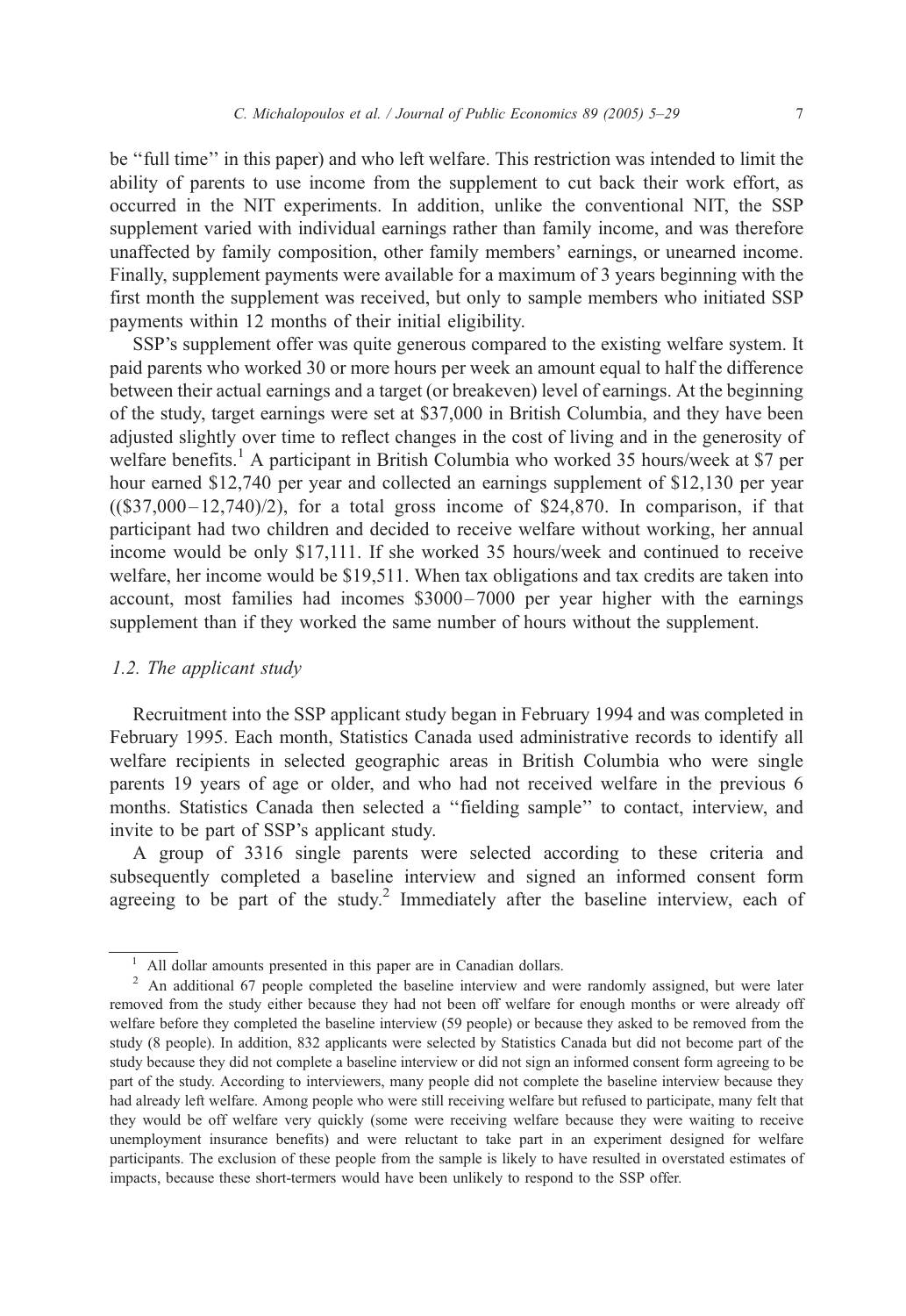be "full time" in this paper) and who left welfare. This restriction was intended to limit the ability of parents to use income from the supplement to cut back their work effort, as occurred in the NIT experiments. In addition, unlike the conventional NIT, the SSP supplement varied with individual earnings rather than family income, and was therefore unaffected by family composition, other family members' earnings, or unearned income. Finally, supplement payments were available for a maximum of 3 years beginning with the first month the supplement was received, but only to sample members who initiated SSP payments within 12 months of their initial eligibility.

SSP's supplement offer was quite generous compared to the existing welfare system. It paid parents who worked 30 or more hours per week an amount equal to half the difference between their actual earnings and a target (or breakeven) level of earnings. At the beginning of the study, target earnings were set at $37,000 in British Columbia, and they have been adjusted slightly over time to reflect changes in the cost of living and in the generosity of welfare benefits.[1] A participant in British Columbia who worked 35 hours/week at $7 per hour earned $12,740 per year and collected an earnings supplement of $12,130 per year (($37,000 − 12,740)/2), for a total gross income of $24,870. In comparison, if that participant had two children and decided to receive welfare without working, her annual income would be only $17,111. If she worked 35 hours/week and continued to receive welfare, her income would be $19,511. When tax obligations and tax credits are taken into account, most families had incomes $3000–7000 per year higher with the earnings supplement than if they worked the same number of hours without the supplement.

### 1.2. The applicant study

Recruitment into the SSP applicant study began in February 1994 and was completed in February 1995. Each month, Statistics Canada used administrative records to identify all welfare recipients in selected geographic areas in British Columbia who were single parents 19 years of age or older, and who had not received welfare in the previous 6 months. Statistics Canada then selected a "fielding sample" to contact, interview, and invite to be part of SSP's applicant study.

A group of 3316 single parents were selected according to these criteria and subsequently completed a baseline interview and signed an informed consent form agreeing to be part of the study.[2] Immediately after the baseline interview, each of

---

[1] All dollar amounts presented in this paper are in Canadian dollars.

[2] An additional 67 people completed the baseline interview and were randomly assigned, but were later removed from the study either because they had not been off welfare for enough months or were already off welfare before they completed the baseline interview (59 people) or because they asked to be removed from the study (8 people). In addition, 832 applicants were selected by Statistics Canada but did not become part of the study because they did not complete a baseline interview or did not sign an informed consent form agreeing to be part of the study. According to interviewers, many people did not complete the baseline interview because they had already left welfare. Among people who were still receiving welfare but refused to participate, many felt that they would be off welfare very quickly (some were receiving welfare because they were waiting to receive unemployment insurance benefits) and were reluctant to take part in an experiment designed for welfare participants. The exclusion of these people from the sample is likely to have resulted in overstated estimates of impacts, because these short-termers would have been unlikely to respond to the SSP offer.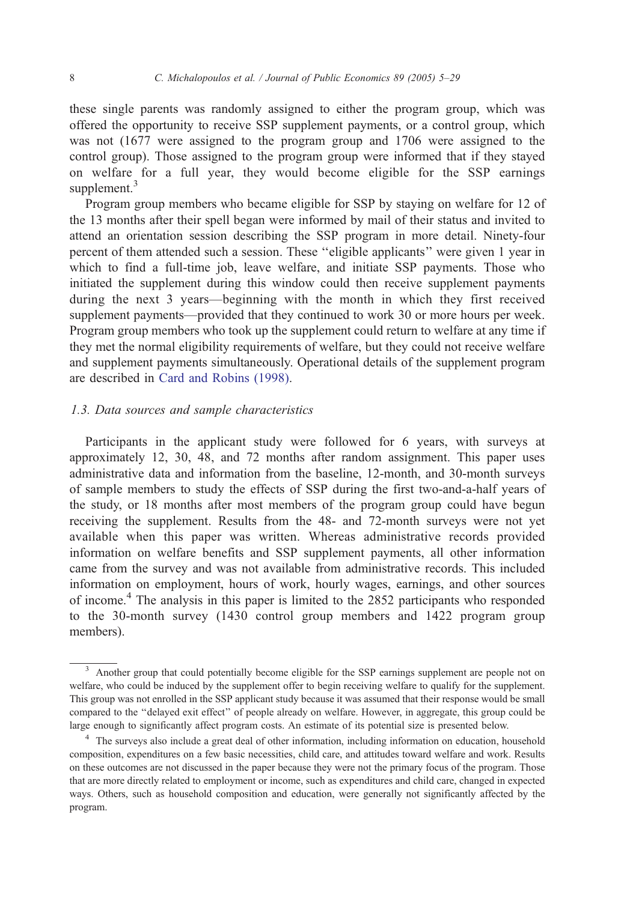these single parents was randomly assigned to either the program group, which was offered the opportunity to receive SSP supplement payments, or a control group, which was not (1677 were assigned to the program group and 1706 were assigned to the control group). Those assigned to the program group were informed that if they stayed on welfare for a full year, they would become eligible for the SSP earnings supplement.[3]

Program group members who became eligible for SSP by staying on welfare for 12 of the 13 months after their spell began were informed by mail of their status and invited to attend an orientation session describing the SSP program in more detail. Ninety-four percent of them attended such a session. These ''eligible applicants'' were given 1 year in which to find a full-time job, leave welfare, and initiate SSP payments. Those who initiated the supplement during this window could then receive supplement payments during the next 3 years—beginning with the month in which they first received supplement payments—provided that they continued to work 30 or more hours per week. Program group members who took up the supplement could return to welfare at any time if they met the normal eligibility requirements of welfare, but they could not receive welfare and supplement payments simultaneously. Operational details of the supplement program are described in Card and Robins (1998).

### *1.3. Data sources and sample characteristics*

Participants in the applicant study were followed for 6 years, with surveys at approximately 12, 30, 48, and 72 months after random assignment. This paper uses administrative data and information from the baseline, 12-month, and 30-month surveys of sample members to study the effects of SSP during the first two-and-a-half years of the study, or 18 months after most members of the program group could have begun receiving the supplement. Results from the 48- and 72-month surveys were not yet available when this paper was written. Whereas administrative records provided information on welfare benefits and SSP supplement payments, all other information came from the survey and was not available from administrative records. This included information on employment, hours of work, hourly wages, earnings, and other sources of income.[4] The analysis in this paper is limited to the 2852 participants who responded to the 30-month survey (1430 control group members and 1422 program group members).

---

[3] Another group that could potentially become eligible for the SSP earnings supplement are people not on welfare, who could be induced by the supplement offer to begin receiving welfare to qualify for the supplement. This group was not enrolled in the SSP applicant study because it was assumed that their response would be small compared to the ''delayed exit effect'' of people already on welfare. However, in aggregate, this group could be large enough to significantly affect program costs. An estimate of its potential size is presented below.

[4] The surveys also include a great deal of other information, including information on education, household composition, expenditures on a few basic necessities, child care, and attitudes toward welfare and work. Results on these outcomes are not discussed in the paper because they were not the primary focus of the program. Those that are more directly related to employment or income, such as expenditures and child care, changed in expected ways. Others, such as household composition and education, were generally not significantly affected by the program.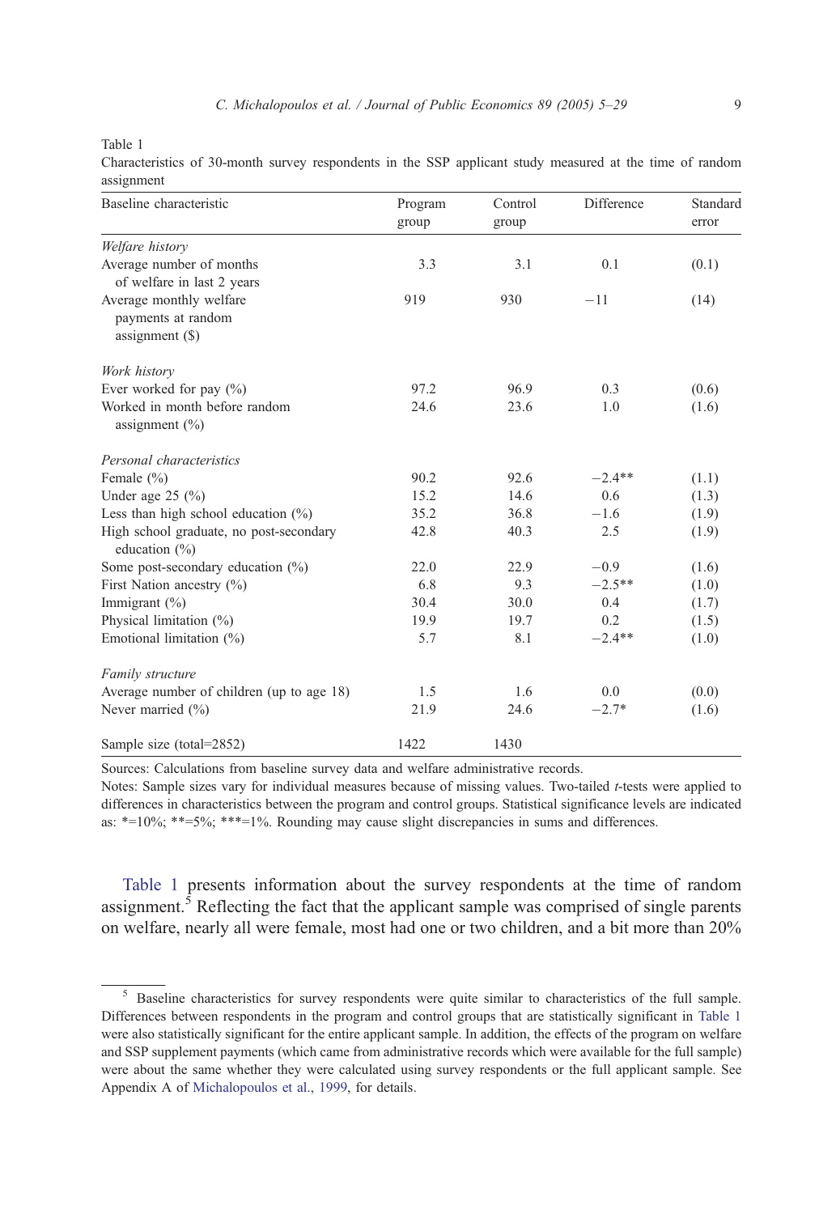Table 1

Characteristics of 30-month survey respondents in the SSP applicant study measured at the time of random assignment

| Baseline characteristic | Program group | Control group | Difference | Standard error |
|---|---|---|---|---|
| *Welfare history* | | | | |
| Average number of months of welfare in last 2 years | 3.3 | 3.1 | 0.1 | (0.1) |
| Average monthly welfare payments at random assignment ($) | 919 | 930 | −11 | (14) |
| *Work history* | | | | |
| Ever worked for pay (%) | 97.2 | 96.9 | 0.3 | (0.6) |
| Worked in month before random assignment (%) | 24.6 | 23.6 | 1.0 | (1.6) |
| *Personal characteristics* | | | | |
| Female (%) | 90.2 | 92.6 | −2.4** | (1.1) |
| Under age 25 (%) | 15.2 | 14.6 | 0.6 | (1.3) |
| Less than high school education (%) | 35.2 | 36.8 | −1.6 | (1.9) |
| High school graduate, no post-secondary education (%) | 42.8 | 40.3 | 2.5 | (1.9) |
| Some post-secondary education (%) | 22.0 | 22.9 | −0.9 | (1.6) |
| First Nation ancestry (%) | 6.8 | 9.3 | −2.5** | (1.0) |
| Immigrant (%) | 30.4 | 30.0 | 0.4 | (1.7) |
| Physical limitation (%) | 19.9 | 19.7 | 0.2 | (1.5) |
| Emotional limitation (%) | 5.7 | 8.1 | −2.4** | (1.0) |
| *Family structure* | | | | |
| Average number of children (up to age 18) | 1.5 | 1.6 | 0.0 | (0.0) |
| Never married (%) | 21.9 | 24.6 | −2.7* | (1.6) |
| Sample size (total=2852) | 1422 | 1430 | | |

Sources: Calculations from baseline survey data and welfare administrative records.

Notes: Sample sizes vary for individual measures because of missing values. Two-tailed *t*-tests were applied to differences in characteristics between the program and control groups. Statistical significance levels are indicated as: *=10%; **=5%; ***=1%. Rounding may cause slight discrepancies in sums and differences.

Table 1 presents information about the survey respondents at the time of random assignment.[5] Reflecting the fact that the applicant sample was comprised of single parents on welfare, nearly all were female, most had one or two children, and a bit more than 20%

[5] Baseline characteristics for survey respondents were quite similar to characteristics of the full sample. Differences between respondents in the program and control groups that are statistically significant in Table 1 were also statistically significant for the entire applicant sample. In addition, the effects of the program on welfare and SSP supplement payments (which came from administrative records which were available for the full sample) were about the same whether they were calculated using survey respondents or the full applicant sample. See Appendix A of Michalopoulos et al., 1999, for details.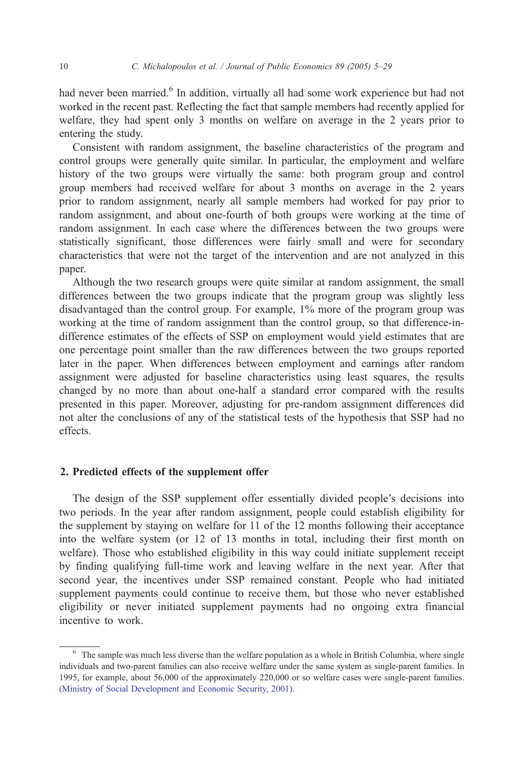had never been married.[6] In addition, virtually all had some work experience but had not worked in the recent past. Reflecting the fact that sample members had recently applied for welfare, they had spent only 3 months on welfare on average in the 2 years prior to entering the study.

Consistent with random assignment, the baseline characteristics of the program and control groups were generally quite similar. In particular, the employment and welfare history of the two groups were virtually the same: both program group and control group members had received welfare for about 3 months on average in the 2 years prior to random assignment, nearly all sample members had worked for pay prior to random assignment, and about one-fourth of both groups were working at the time of random assignment. In each case where the differences between the two groups were statistically significant, those differences were fairly small and were for secondary characteristics that were not the target of the intervention and are not analyzed in this paper.

Although the two research groups were quite similar at random assignment, the small differences between the two groups indicate that the program group was slightly less disadvantaged than the control group. For example, 1% more of the program group was working at the time of random assignment than the control group, so that difference-in-difference estimates of the effects of SSP on employment would yield estimates that are one percentage point smaller than the raw differences between the two groups reported later in the paper. When differences between employment and earnings after random assignment were adjusted for baseline characteristics using least squares, the results changed by no more than about one-half a standard error compared with the results presented in this paper. Moreover, adjusting for pre-random assignment differences did not alter the conclusions of any of the statistical tests of the hypothesis that SSP had no effects.

## 2. Predicted effects of the supplement offer

The design of the SSP supplement offer essentially divided people's decisions into two periods. In the year after random assignment, people could establish eligibility for the supplement by staying on welfare for 11 of the 12 months following their acceptance into the welfare system (or 12 of 13 months in total, including their first month on welfare). Those who established eligibility in this way could initiate supplement receipt by finding qualifying full-time work and leaving welfare in the next year. After that second year, the incentives under SSP remained constant. People who had initiated supplement payments could continue to receive them, but those who never established eligibility or never initiated supplement payments had no ongoing extra financial incentive to work.

[6] The sample was much less diverse than the welfare population as a whole in British Columbia, where single individuals and two-parent families can also receive welfare under the same system as single-parent families. In 1995, for example, about 56,000 of the approximately 220,000 or so welfare cases were single-parent families. (Ministry of Social Development and Economic Security, 2001).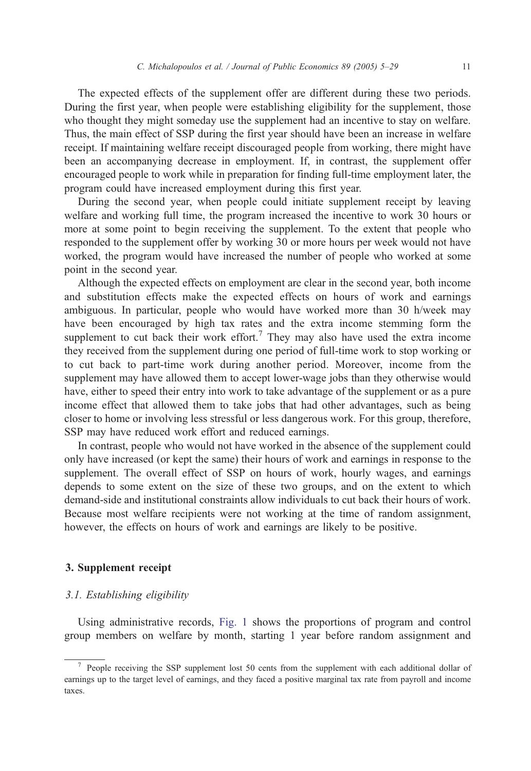The expected effects of the supplement offer are different during these two periods. During the first year, when people were establishing eligibility for the supplement, those who thought they might someday use the supplement had an incentive to stay on welfare. Thus, the main effect of SSP during the first year should have been an increase in welfare receipt. If maintaining welfare receipt discouraged people from working, there might have been an accompanying decrease in employment. If, in contrast, the supplement offer encouraged people to work while in preparation for finding full-time employment later, the program could have increased employment during this first year.

During the second year, when people could initiate supplement receipt by leaving welfare and working full time, the program increased the incentive to work 30 hours or more at some point to begin receiving the supplement. To the extent that people who responded to the supplement offer by working 30 or more hours per week would not have worked, the program would have increased the number of people who worked at some point in the second year.

Although the expected effects on employment are clear in the second year, both income and substitution effects make the expected effects on hours of work and earnings ambiguous. In particular, people who would have worked more than 30 h/week may have been encouraged by high tax rates and the extra income stemming form the supplement to cut back their work effort.[7] They may also have used the extra income they received from the supplement during one period of full-time work to stop working or to cut back to part-time work during another period. Moreover, income from the supplement may have allowed them to accept lower-wage jobs than they otherwise would have, either to speed their entry into work to take advantage of the supplement or as a pure income effect that allowed them to take jobs that had other advantages, such as being closer to home or involving less stressful or less dangerous work. For this group, therefore, SSP may have reduced work effort and reduced earnings.

In contrast, people who would not have worked in the absence of the supplement could only have increased (or kept the same) their hours of work and earnings in response to the supplement. The overall effect of SSP on hours of work, hourly wages, and earnings depends to some extent on the size of these two groups, and on the extent to which demand-side and institutional constraints allow individuals to cut back their hours of work. Because most welfare recipients were not working at the time of random assignment, however, the effects on hours of work and earnings are likely to be positive.

## 3. Supplement receipt

### *3.1. Establishing eligibility*

Using administrative records, Fig. 1 shows the proportions of program and control group members on welfare by month, starting 1 year before random assignment and

[7] People receiving the SSP supplement lost 50 cents from the supplement with each additional dollar of earnings up to the target level of earnings, and they faced a positive marginal tax rate from payroll and income taxes.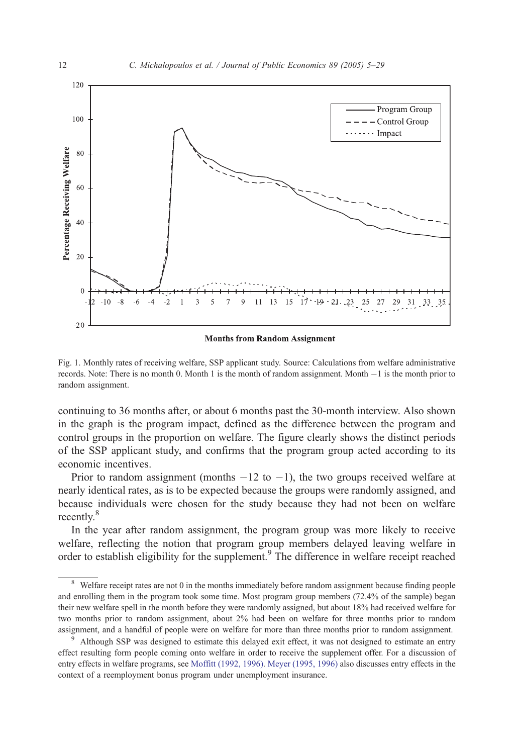Fig. 1. Monthly rates of receiving welfare, SSP applicant study. Source: Calculations from welfare administrative records. Note: There is no month 0. Month 1 is the month of random assignment. Month −1 is the month prior to random assignment.

continuing to 36 months after, or about 6 months past the 30-month interview. Also shown in the graph is the program impact, defined as the difference between the program and control groups in the proportion on welfare. The figure clearly shows the distinct periods of the SSP applicant study, and confirms that the program group acted according to its economic incentives.

Prior to random assignment (months −12 to −1), the two groups received welfare at nearly identical rates, as is to be expected because the groups were randomly assigned, and because individuals were chosen for the study because they had not been on welfare recently.[8]

In the year after random assignment, the program group was more likely to receive welfare, reflecting the notion that program group members delayed leaving welfare in order to establish eligibility for the supplement.[9] The difference in welfare receipt reached

---

[8] Welfare receipt rates are not 0 in the months immediately before random assignment because finding people and enrolling them in the program took some time. Most program group members (72.4% of the sample) began their new welfare spell in the month before they were randomly assigned, but about 18% had received welfare for two months prior to random assignment, about 2% had been on welfare for three months prior to random assignment, and a handful of people were on welfare for more than three months prior to random assignment.

[9] Although SSP was designed to estimate this delayed exit effect, it was not designed to estimate an entry effect resulting form people coming onto welfare in order to receive the supplement offer. For a discussion of entry effects in welfare programs, see Moffitt (1992, 1996). Meyer (1995, 1996) also discusses entry effects in the context of a reemployment bonus program under unemployment insurance.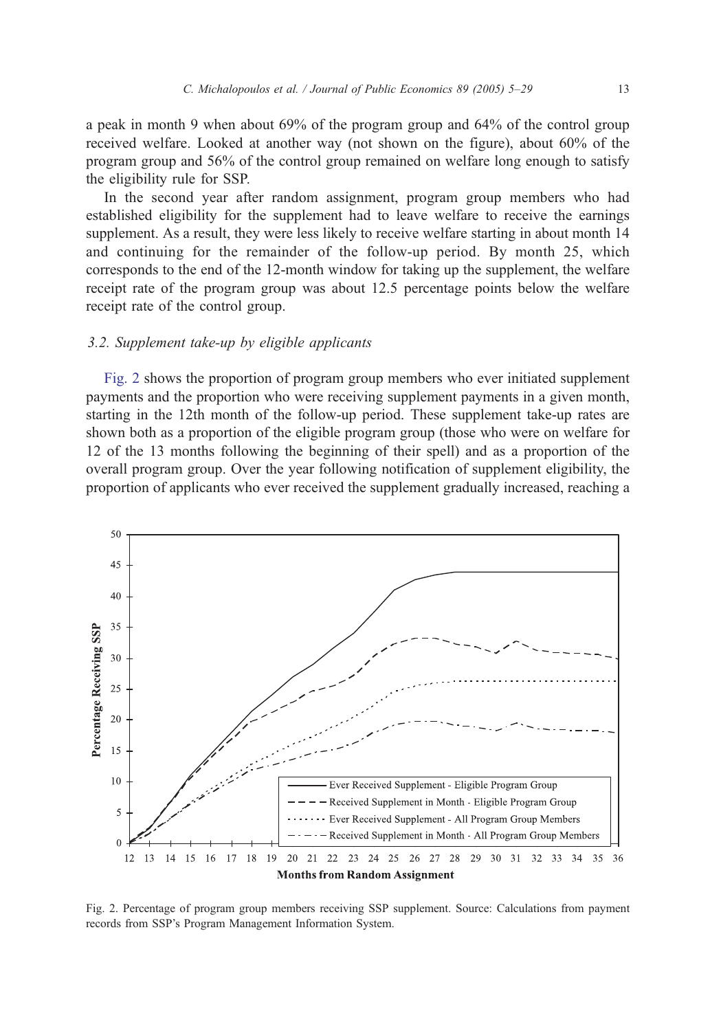a peak in month 9 when about 69% of the program group and 64% of the control group received welfare. Looked at another way (not shown on the figure), about 60% of the program group and 56% of the control group remained on welfare long enough to satisfy the eligibility rule for SSP.

In the second year after random assignment, program group members who had established eligibility for the supplement had to leave welfare to receive the earnings supplement. As a result, they were less likely to receive welfare starting in about month 14 and continuing for the remainder of the follow-up period. By month 25, which corresponds to the end of the 12-month window for taking up the supplement, the welfare receipt rate of the program group was about 12.5 percentage points below the welfare receipt rate of the control group.

### 3.2. Supplement take-up by eligible applicants

Fig. 2 shows the proportion of program group members who ever initiated supplement payments and the proportion who were receiving supplement payments in a given month, starting in the 12th month of the follow-up period. These supplement take-up rates are shown both as a proportion of the eligible program group (those who were on welfare for 12 of the 13 months following the beginning of their spell) and as a proportion of the overall program group. Over the year following notification of supplement eligibility, the proportion of applicants who ever received the supplement gradually increased, reaching a

Fig. 2. Percentage of program group members receiving SSP supplement. Source: Calculations from payment records from SSP's Program Management Information System.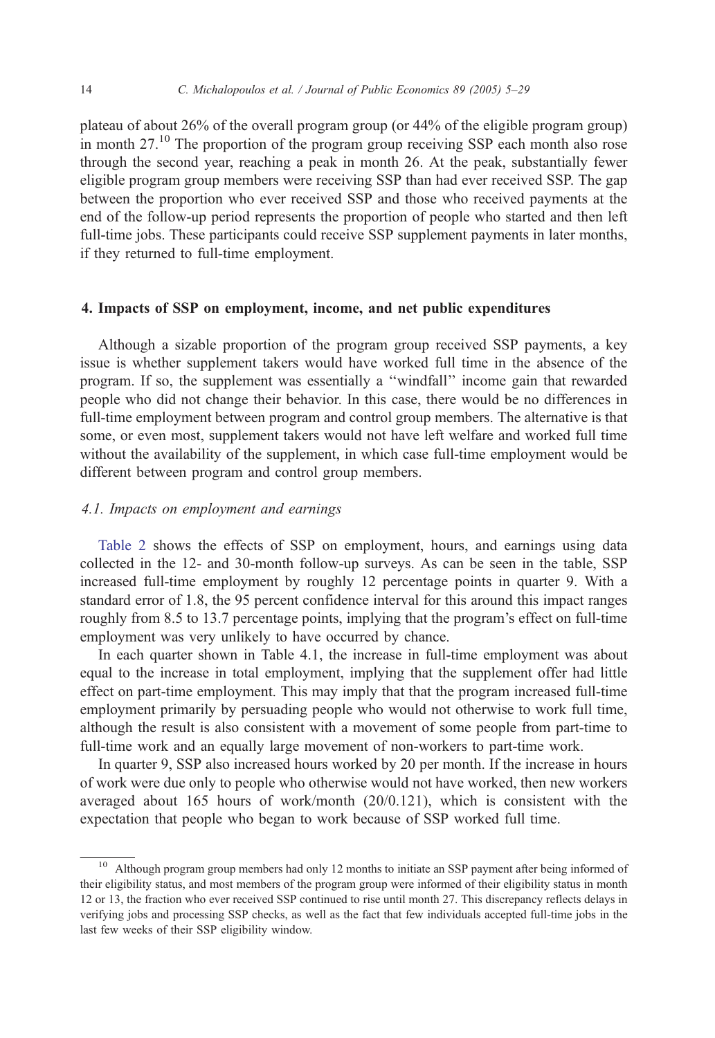plateau of about 26% of the overall program group (or 44% of the eligible program group) in month 27.[10] The proportion of the program group receiving SSP each month also rose through the second year, reaching a peak in month 26. At the peak, substantially fewer eligible program group members were receiving SSP than had ever received SSP. The gap between the proportion who ever received SSP and those who received payments at the end of the follow-up period represents the proportion of people who started and then left full-time jobs. These participants could receive SSP supplement payments in later months, if they returned to full-time employment.

## 4. Impacts of SSP on employment, income, and net public expenditures

Although a sizable proportion of the program group received SSP payments, a key issue is whether supplement takers would have worked full time in the absence of the program. If so, the supplement was essentially a ''windfall'' income gain that rewarded people who did not change their behavior. In this case, there would be no differences in full-time employment between program and control group members. The alternative is that some, or even most, supplement takers would not have left welfare and worked full time without the availability of the supplement, in which case full-time employment would be different between program and control group members.

### *4.1. Impacts on employment and earnings*

Table 2 shows the effects of SSP on employment, hours, and earnings using data collected in the 12- and 30-month follow-up surveys. As can be seen in the table, SSP increased full-time employment by roughly 12 percentage points in quarter 9. With a standard error of 1.8, the 95 percent confidence interval for this around this impact ranges roughly from 8.5 to 13.7 percentage points, implying that the program's effect on full-time employment was very unlikely to have occurred by chance.

In each quarter shown in Table 4.1, the increase in full-time employment was about equal to the increase in total employment, implying that the supplement offer had little effect on part-time employment. This may imply that that the program increased full-time employment primarily by persuading people who would not otherwise to work full time, although the result is also consistent with a movement of some people from part-time to full-time work and an equally large movement of non-workers to part-time work.

In quarter 9, SSP also increased hours worked by 20 per month. If the increase in hours of work were due only to people who otherwise would not have worked, then new workers averaged about 165 hours of work/month (20/0.121), which is consistent with the expectation that people who began to work because of SSP worked full time.

[10] Although program group members had only 12 months to initiate an SSP payment after being informed of their eligibility status, and most members of the program group were informed of their eligibility status in month 12 or 13, the fraction who ever received SSP continued to rise until month 27. This discrepancy reflects delays in verifying jobs and processing SSP checks, as well as the fact that few individuals accepted full-time jobs in the last few weeks of their SSP eligibility window.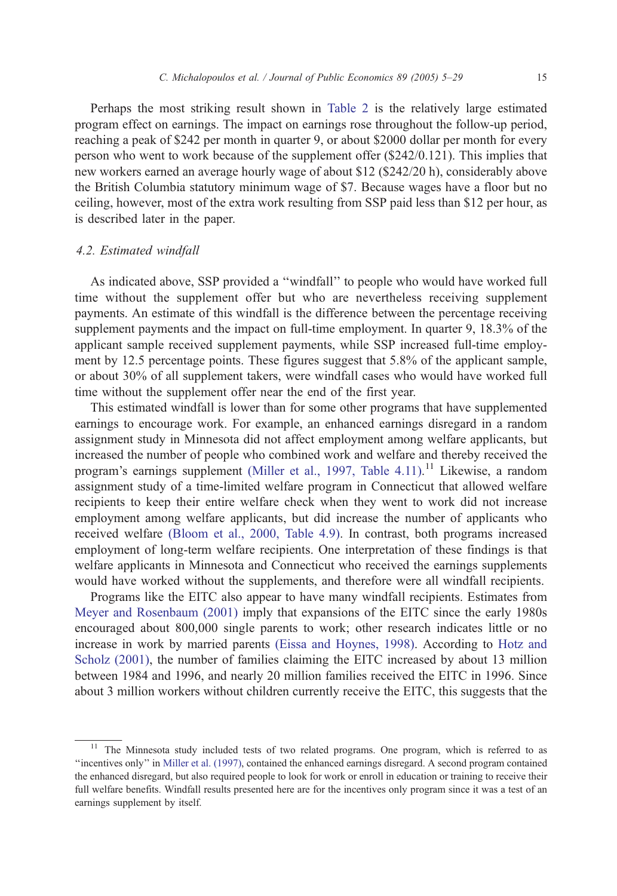Perhaps the most striking result shown in Table 2 is the relatively large estimated program effect on earnings. The impact on earnings rose throughout the follow-up period, reaching a peak of $242 per month in quarter 9, or about $2000 dollar per month for every person who went to work because of the supplement offer ($242/0.121). This implies that new workers earned an average hourly wage of about $12 ($242/20 h), considerably above the British Columbia statutory minimum wage of $7. Because wages have a floor but no ceiling, however, most of the extra work resulting from SSP paid less than $12 per hour, as is described later in the paper.

### 4.2. Estimated windfall

As indicated above, SSP provided a "windfall" to people who would have worked full time without the supplement offer but who are nevertheless receiving supplement payments. An estimate of this windfall is the difference between the percentage receiving supplement payments and the impact on full-time employment. In quarter 9, 18.3% of the applicant sample received supplement payments, while SSP increased full-time employment by 12.5 percentage points. These figures suggest that 5.8% of the applicant sample, or about 30% of all supplement takers, were windfall cases who would have worked full time without the supplement offer near the end of the first year.

This estimated windfall is lower than for some other programs that have supplemented earnings to encourage work. For example, an enhanced earnings disregard in a random assignment study in Minnesota did not affect employment among welfare applicants, but increased the number of people who combined work and welfare and thereby received the program's earnings supplement (Miller et al., 1997, Table 4.11).[11] Likewise, a random assignment study of a time-limited welfare program in Connecticut that allowed welfare recipients to keep their entire welfare check when they went to work did not increase employment among welfare applicants, but did increase the number of applicants who received welfare (Bloom et al., 2000, Table 4.9). In contrast, both programs increased employment of long-term welfare recipients. One interpretation of these findings is that welfare applicants in Minnesota and Connecticut who received the earnings supplements would have worked without the supplements, and therefore were all windfall recipients.

Programs like the EITC also appear to have many windfall recipients. Estimates from Meyer and Rosenbaum (2001) imply that expansions of the EITC since the early 1980s encouraged about 800,000 single parents to work; other research indicates little or no increase in work by married parents (Eissa and Hoynes, 1998). According to Hotz and Scholz (2001), the number of families claiming the EITC increased by about 13 million between 1984 and 1996, and nearly 20 million families received the EITC in 1996. Since about 3 million workers without children currently receive the EITC, this suggests that the

[11] The Minnesota study included tests of two related programs. One program, which is referred to as "incentives only" in Miller et al. (1997), contained the enhanced earnings disregard. A second program contained the enhanced disregard, but also required people to look for work or enroll in education or training to receive their full welfare benefits. Windfall results presented here are for the incentives only program since it was a test of an earnings supplement by itself.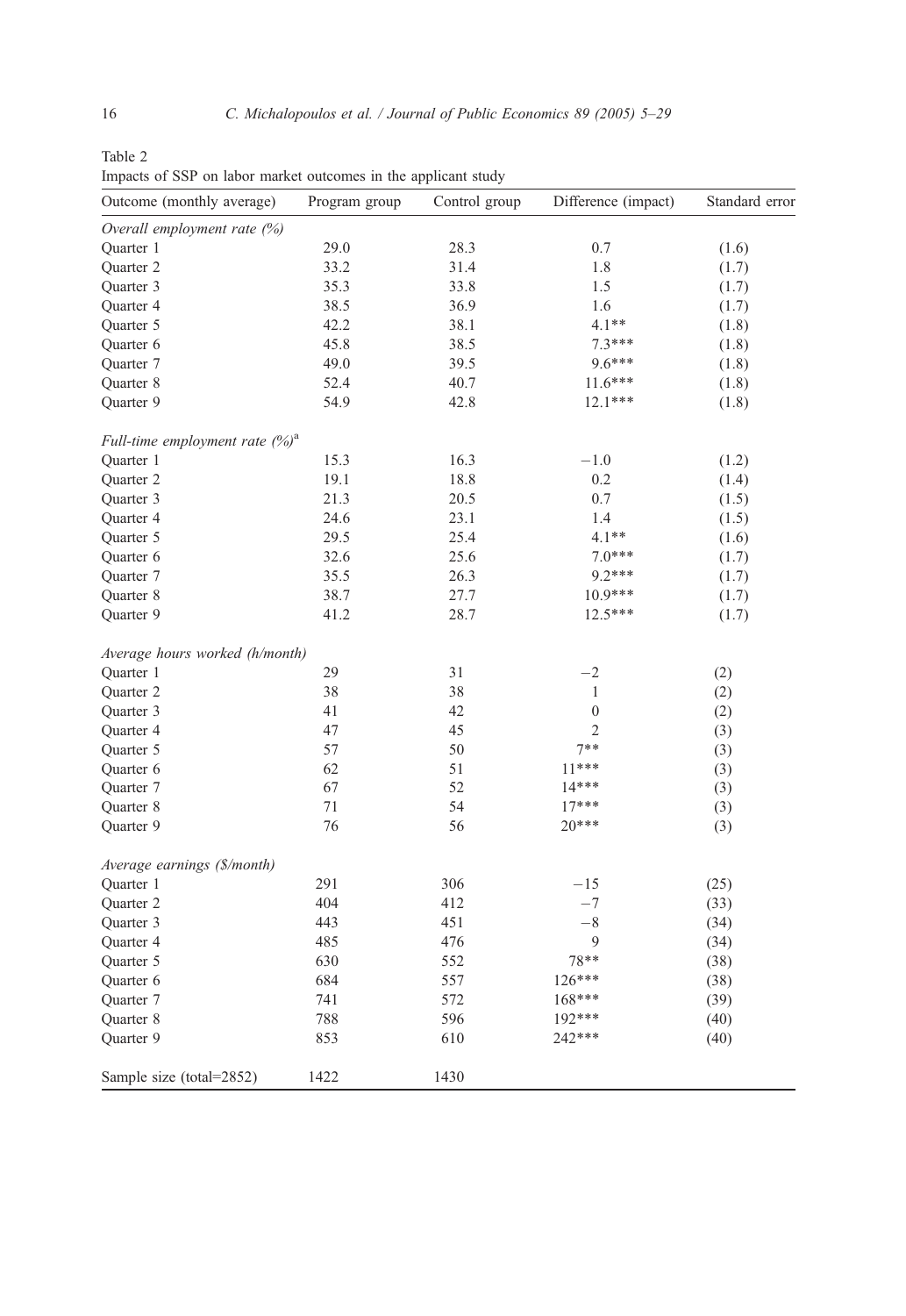Table 2
Impacts of SSP on labor market outcomes in the applicant study

| Outcome (monthly average) | Program group | Control group | Difference (impact) | Standard error |
|---|---|---|---|---|
| *Overall employment rate (%)* | | | | |
| Quarter 1 | 29.0 | 28.3 | 0.7 | (1.6) |
| Quarter 2 | 33.2 | 31.4 | 1.8 | (1.7) |
| Quarter 3 | 35.3 | 33.8 | 1.5 | (1.7) |
| Quarter 4 | 38.5 | 36.9 | 1.6 | (1.7) |
| Quarter 5 | 42.2 | 38.1 | 4.1** | (1.8) |
| Quarter 6 | 45.8 | 38.5 | 7.3*** | (1.8) |
| Quarter 7 | 49.0 | 39.5 | 9.6*** | (1.8) |
| Quarter 8 | 52.4 | 40.7 | 11.6*** | (1.8) |
| Quarter 9 | 54.9 | 42.8 | 12.1*** | (1.8) |
| *Full-time employment rate (%)*[a] | | | | |
| Quarter 1 | 15.3 | 16.3 | −1.0 | (1.2) |
| Quarter 2 | 19.1 | 18.8 | 0.2 | (1.4) |
| Quarter 3 | 21.3 | 20.5 | 0.7 | (1.5) |
| Quarter 4 | 24.6 | 23.1 | 1.4 | (1.5) |
| Quarter 5 | 29.5 | 25.4 | 4.1** | (1.6) |
| Quarter 6 | 32.6 | 25.6 | 7.0*** | (1.7) |
| Quarter 7 | 35.5 | 26.3 | 9.2*** | (1.7) |
| Quarter 8 | 38.7 | 27.7 | 10.9*** | (1.7) |
| Quarter 9 | 41.2 | 28.7 | 12.5*** | (1.7) |
| *Average hours worked (h/month)* | | | | |
| Quarter 1 | 29 | 31 | −2 | (2) |
| Quarter 2 | 38 | 38 | 1 | (2) |
| Quarter 3 | 41 | 42 | 0 | (2) |
| Quarter 4 | 47 | 45 | 2 | (3) |
| Quarter 5 | 57 | 50 | 7** | (3) |
| Quarter 6 | 62 | 51 | 11*** | (3) |
| Quarter 7 | 67 | 52 | 14*** | (3) |
| Quarter 8 | 71 | 54 | 17*** | (3) |
| Quarter 9 | 76 | 56 | 20*** | (3) |
| *Average earnings ($/month)* | | | | |
| Quarter 1 | 291 | 306 | −15 | (25) |
| Quarter 2 | 404 | 412 | −7 | (33) |
| Quarter 3 | 443 | 451 | −8 | (34) |
| Quarter 4 | 485 | 476 | 9 | (34) |
| Quarter 5 | 630 | 552 | 78** | (38) |
| Quarter 6 | 684 | 557 | 126*** | (38) |
| Quarter 7 | 741 | 572 | 168*** | (39) |
| Quarter 8 | 788 | 596 | 192*** | (40) |
| Quarter 9 | 853 | 610 | 242*** | (40) |
| Sample size (total=2852) | 1422 | 1430 | | |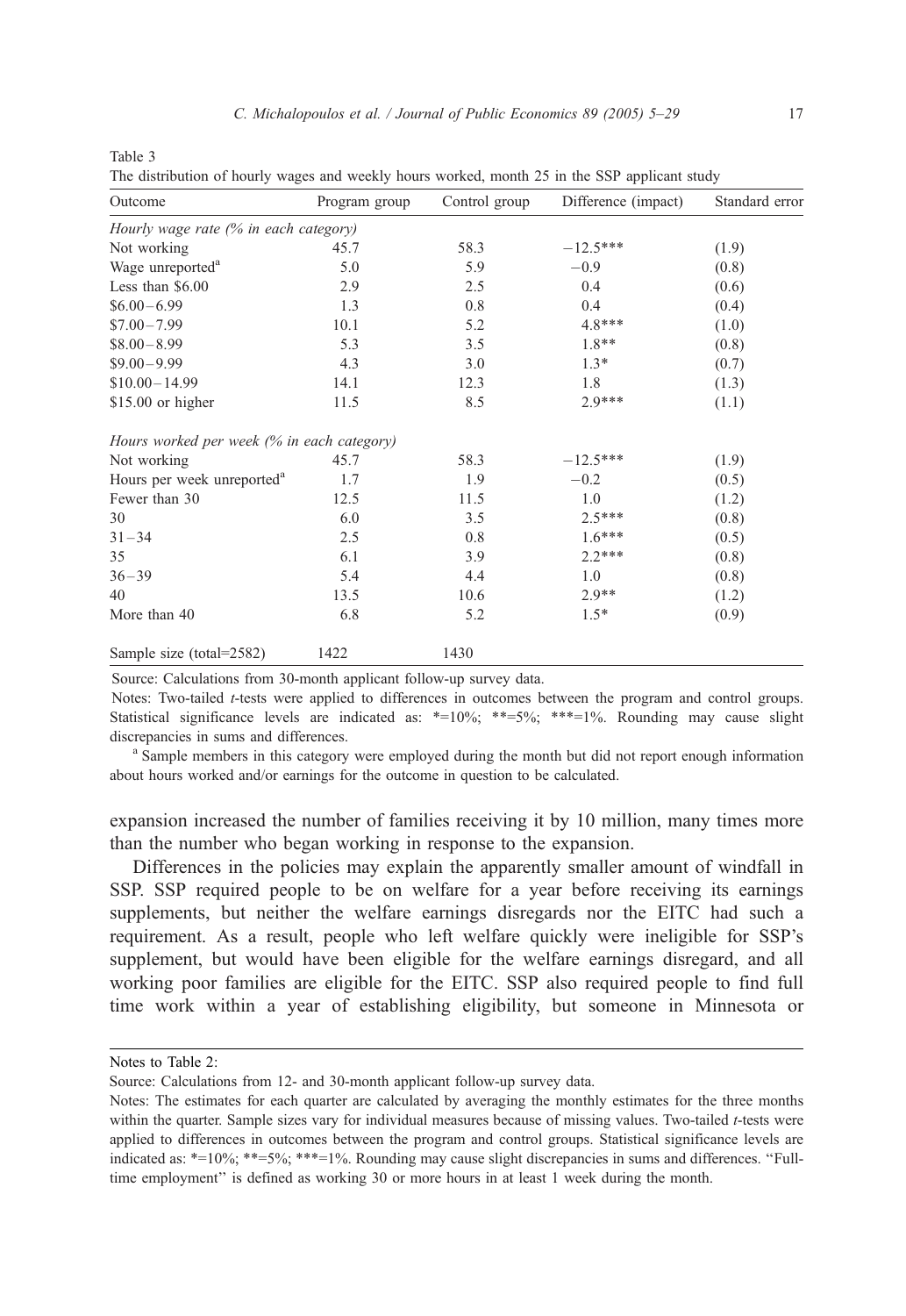Table 3
The distribution of hourly wages and weekly hours worked, month 25 in the SSP applicant study

| Outcome | Program group | Control group | Difference (impact) | Standard error |
|---|---|---|---|---|
| *Hourly wage rate (% in each category)* | | | | |
| Not working | 45.7 | 58.3 | −12.5*** | (1.9) |
| Wage unreported[a] | 5.0 | 5.9 | −0.9 | (0.8) |
| Less than $6.00 | 2.9 | 2.5 | 0.4 | (0.6) |
| $6.00–6.99 | 1.3 | 0.8 | 0.4 | (0.4) |
| $7.00–7.99 | 10.1 | 5.2 | 4.8*** | (1.0) |
| $8.00–8.99 | 5.3 | 3.5 | 1.8** | (0.8) |
| $9.00–9.99 | 4.3 | 3.0 | 1.3* | (0.7) |
| $10.00–14.99 | 14.1 | 12.3 | 1.8 | (1.3) |
| $15.00 or higher | 11.5 | 8.5 | 2.9*** | (1.1) |
| *Hours worked per week (% in each category)* | | | | |
| Not working | 45.7 | 58.3 | −12.5*** | (1.9) |
| Hours per week unreported[a] | 1.7 | 1.9 | −0.2 | (0.5) |
| Fewer than 30 | 12.5 | 11.5 | 1.0 | (1.2) |
| 30 | 6.0 | 3.5 | 2.5*** | (0.8) |
| 31–34 | 2.5 | 0.8 | 1.6*** | (0.5) |
| 35 | 6.1 | 3.9 | 2.2*** | (0.8) |
| 36–39 | 5.4 | 4.4 | 1.0 | (0.8) |
| 40 | 13.5 | 10.6 | 2.9** | (1.2) |
| More than 40 | 6.8 | 5.2 | 1.5* | (0.9) |
| Sample size (total=2582) | 1422 | 1430 | | |

Source: Calculations from 30-month applicant follow-up survey data.

Notes: Two-tailed *t*-tests were applied to differences in outcomes between the program and control groups. Statistical significance levels are indicated as: *=10%; **=5%; ***=1%. Rounding may cause slight discrepancies in sums and differences.

[a] Sample members in this category were employed during the month but did not report enough information about hours worked and/or earnings for the outcome in question to be calculated.

expansion increased the number of families receiving it by 10 million, many times more than the number who began working in response to the expansion.

Differences in the policies may explain the apparently smaller amount of windfall in SSP. SSP required people to be on welfare for a year before receiving its earnings supplements, but neither the welfare earnings disregards nor the EITC had such a requirement. As a result, people who left welfare quickly were ineligible for SSP's supplement, but would have been eligible for the welfare earnings disregard, and all working poor families are eligible for the EITC. SSP also required people to find full time work within a year of establishing eligibility, but someone in Minnesota or

Notes to Table 2:

Source: Calculations from 12- and 30-month applicant follow-up survey data.

Notes: The estimates for each quarter are calculated by averaging the monthly estimates for the three months within the quarter. Sample sizes vary for individual measures because of missing values. Two-tailed *t*-tests were applied to differences in outcomes between the program and control groups. Statistical significance levels are indicated as: *=10%; **=5%; ***=1%. Rounding may cause slight discrepancies in sums and differences. "Full-time employment" is defined as working 30 or more hours in at least 1 week during the month.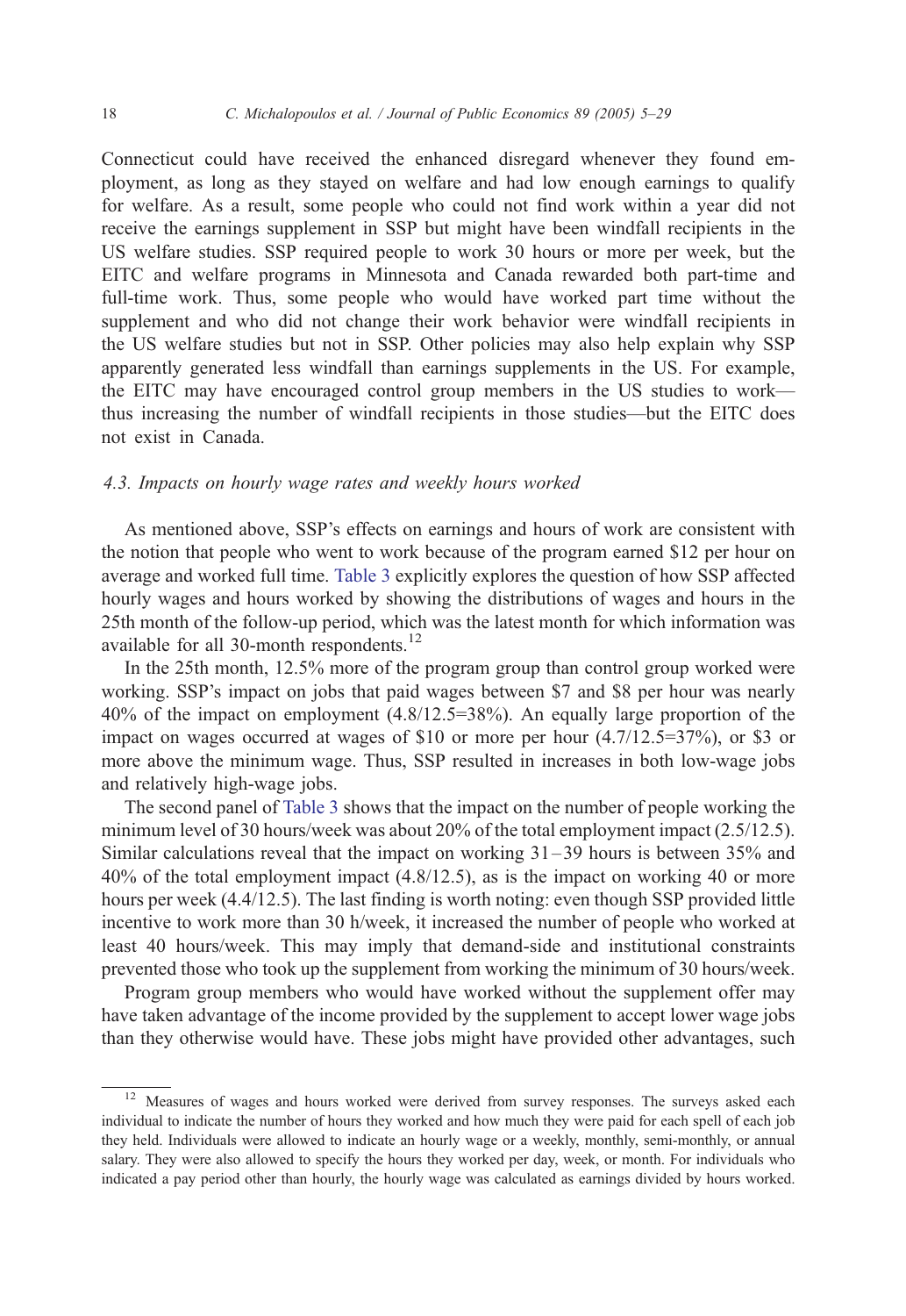Connecticut could have received the enhanced disregard whenever they found employment, as long as they stayed on welfare and had low enough earnings to qualify for welfare. As a result, some people who could not find work within a year did not receive the earnings supplement in SSP but might have been windfall recipients in the US welfare studies. SSP required people to work 30 hours or more per week, but the EITC and welfare programs in Minnesota and Canada rewarded both part-time and full-time work. Thus, some people who would have worked part time without the supplement and who did not change their work behavior were windfall recipients in the US welfare studies but not in SSP. Other policies may also help explain why SSP apparently generated less windfall than earnings supplements in the US. For example, the EITC may have encouraged control group members in the US studies to work—thus increasing the number of windfall recipients in those studies—but the EITC does not exist in Canada.

### *4.3. Impacts on hourly wage rates and weekly hours worked*

As mentioned above, SSP's effects on earnings and hours of work are consistent with the notion that people who went to work because of the program earned \$12 per hour on average and worked full time. Table 3 explicitly explores the question of how SSP affected hourly wages and hours worked by showing the distributions of wages and hours in the 25th month of the follow-up period, which was the latest month for which information was available for all 30-month respondents.[12]

In the 25th month, 12.5% more of the program group than control group worked were working. SSP's impact on jobs that paid wages between \$7 and \$8 per hour was nearly 40% of the impact on employment (4.8/12.5=38%). An equally large proportion of the impact on wages occurred at wages of \$10 or more per hour (4.7/12.5=37%), or \$3 or more above the minimum wage. Thus, SSP resulted in increases in both low-wage jobs and relatively high-wage jobs.

The second panel of Table 3 shows that the impact on the number of people working the minimum level of 30 hours/week was about 20% of the total employment impact (2.5/12.5). Similar calculations reveal that the impact on working 31–39 hours is between 35% and 40% of the total employment impact (4.8/12.5), as is the impact on working 40 or more hours per week (4.4/12.5). The last finding is worth noting: even though SSP provided little incentive to work more than 30 h/week, it increased the number of people who worked at least 40 hours/week. This may imply that demand-side and institutional constraints prevented those who took up the supplement from working the minimum of 30 hours/week.

Program group members who would have worked without the supplement offer may have taken advantage of the income provided by the supplement to accept lower wage jobs than they otherwise would have. These jobs might have provided other advantages, such

[12] Measures of wages and hours worked were derived from survey responses. The surveys asked each individual to indicate the number of hours they worked and how much they were paid for each spell of each job they held. Individuals were allowed to indicate an hourly wage or a weekly, monthly, semi-monthly, or annual salary. They were also allowed to specify the hours they worked per day, week, or month. For individuals who indicated a pay period other than hourly, the hourly wage was calculated as earnings divided by hours worked.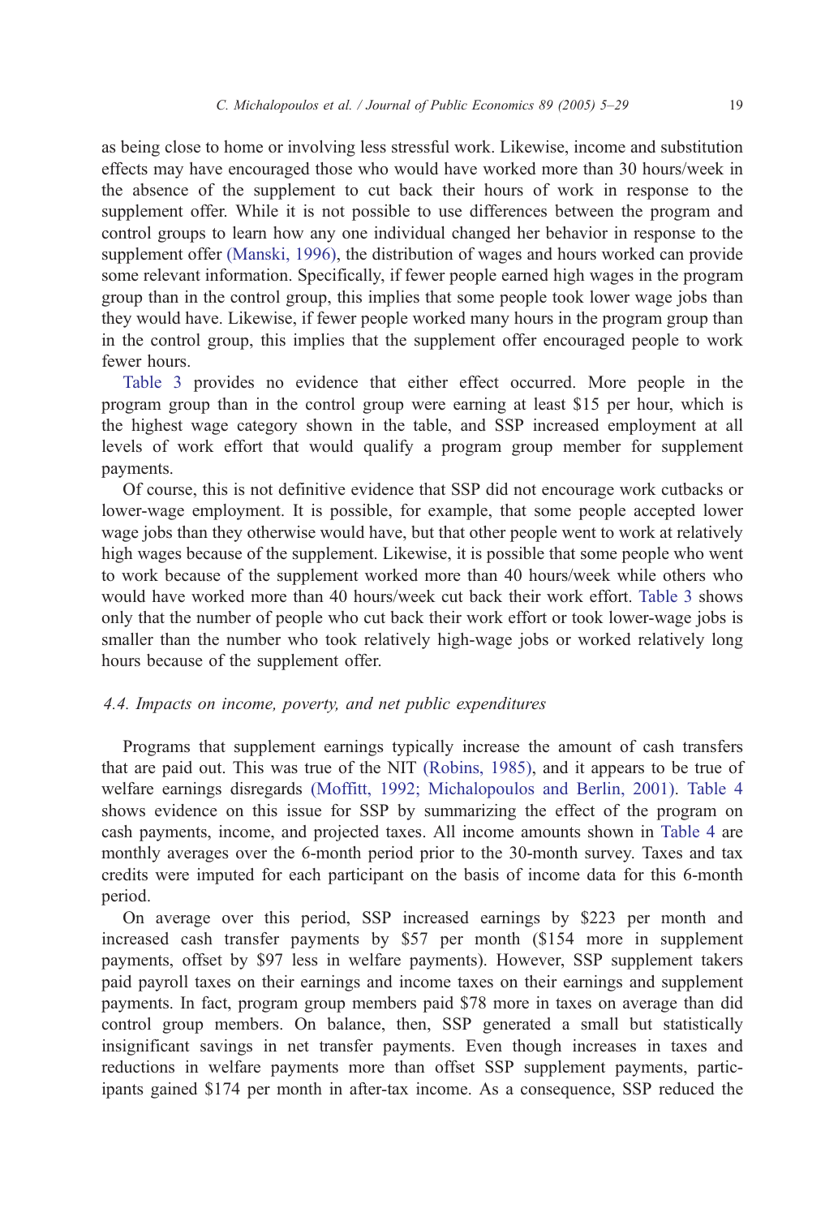as being close to home or involving less stressful work. Likewise, income and substitution effects may have encouraged those who would have worked more than 30 hours/week in the absence of the supplement to cut back their hours of work in response to the supplement offer. While it is not possible to use differences between the program and control groups to learn how any one individual changed her behavior in response to the supplement offer (Manski, 1996), the distribution of wages and hours worked can provide some relevant information. Specifically, if fewer people earned high wages in the program group than in the control group, this implies that some people took lower wage jobs than they would have. Likewise, if fewer people worked many hours in the program group than in the control group, this implies that the supplement offer encouraged people to work fewer hours.

Table 3 provides no evidence that either effect occurred. More people in the program group than in the control group were earning at least \$15 per hour, which is the highest wage category shown in the table, and SSP increased employment at all levels of work effort that would qualify a program group member for supplement payments.

Of course, this is not definitive evidence that SSP did not encourage work cutbacks or lower-wage employment. It is possible, for example, that some people accepted lower wage jobs than they otherwise would have, but that other people went to work at relatively high wages because of the supplement. Likewise, it is possible that some people who went to work because of the supplement worked more than 40 hours/week while others who would have worked more than 40 hours/week cut back their work effort. Table 3 shows only that the number of people who cut back their work effort or took lower-wage jobs is smaller than the number who took relatively high-wage jobs or worked relatively long hours because of the supplement offer.

### *4.4. Impacts on income, poverty, and net public expenditures*

Programs that supplement earnings typically increase the amount of cash transfers that are paid out. This was true of the NIT (Robins, 1985), and it appears to be true of welfare earnings disregards (Moffitt, 1992; Michalopoulos and Berlin, 2001). Table 4 shows evidence on this issue for SSP by summarizing the effect of the program on cash payments, income, and projected taxes. All income amounts shown in Table 4 are monthly averages over the 6-month period prior to the 30-month survey. Taxes and tax credits were imputed for each participant on the basis of income data for this 6-month period.

On average over this period, SSP increased earnings by \$223 per month and increased cash transfer payments by \$57 per month (\$154 more in supplement payments, offset by \$97 less in welfare payments). However, SSP supplement takers paid payroll taxes on their earnings and income taxes on their earnings and supplement payments. In fact, program group members paid \$78 more in taxes on average than did control group members. On balance, then, SSP generated a small but statistically insignificant savings in net transfer payments. Even though increases in taxes and reductions in welfare payments more than offset SSP supplement payments, participants gained \$174 per month in after-tax income. As a consequence, SSP reduced the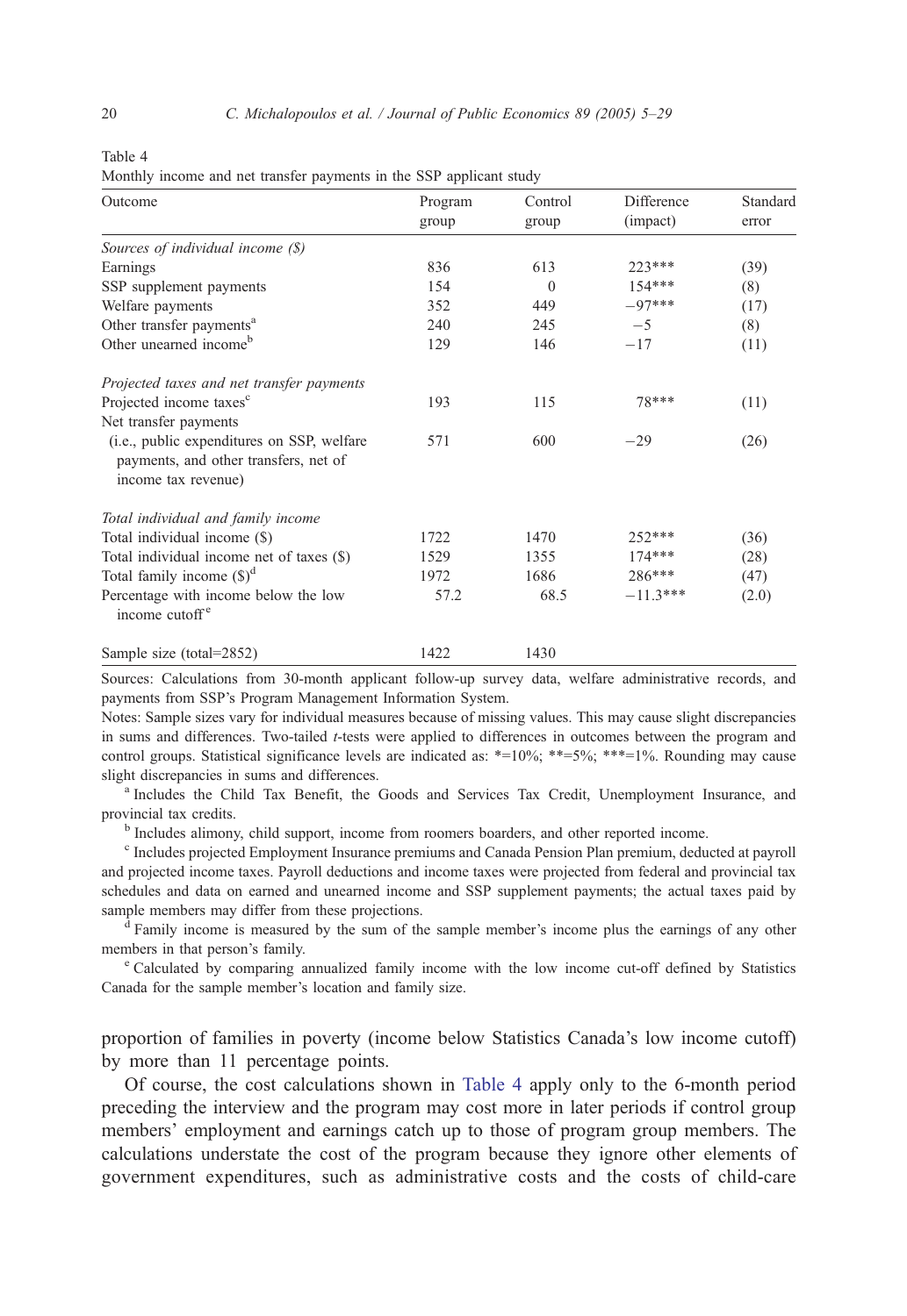Table 4
Monthly income and net transfer payments in the SSP applicant study

| Outcome | Program group | Control group | Difference (impact) | Standard error |
|---|---|---|---|---|
| *Sources of individual income ($)* | | | | |
| Earnings | 836 | 613 | 223*** | (39) |
| SSP supplement payments | 154 | 0 | 154*** | (8) |
| Welfare payments | 352 | 449 | −97*** | (17) |
| Other transfer payments[a] | 240 | 245 | −5 | (8) |
| Other unearned income[b] | 129 | 146 | −17 | (11) |
| *Projected taxes and net transfer payments* | | | | |
| Projected income taxes[c] | 193 | 115 | 78*** | (11) |
| Net transfer payments (i.e., public expenditures on SSP, welfare payments, and other transfers, net of income tax revenue) | 571 | 600 | −29 | (26) |
| *Total individual and family income* | | | | |
| Total individual income ($) | 1722 | 1470 | 252*** | (36) |
| Total individual income net of taxes ($) | 1529 | 1355 | 174*** | (28) |
| Total family income ($)[d] | 1972 | 1686 | 286*** | (47) |
| Percentage with income below the low income cutoff[e] | 57.2 | 68.5 | −11.3*** | (2.0) |
| Sample size (total=2852) | 1422 | 1430 | | |

Sources: Calculations from 30-month applicant follow-up survey data, welfare administrative records, and payments from SSP's Program Management Information System.

Notes: Sample sizes vary for individual measures because of missing values. This may cause slight discrepancies in sums and differences. Two-tailed *t*-tests were applied to differences in outcomes between the program and control groups. Statistical significance levels are indicated as: *=10%; **=5%; ***=1%. Rounding may cause slight discrepancies in sums and differences.

[a] Includes the Child Tax Benefit, the Goods and Services Tax Credit, Unemployment Insurance, and provincial tax credits.

[b] Includes alimony, child support, income from roomers boarders, and other reported income.

[c] Includes projected Employment Insurance premiums and Canada Pension Plan premium, deducted at payroll and projected income taxes. Payroll deductions and income taxes were projected from federal and provincial tax schedules and data on earned and unearned income and SSP supplement payments; the actual taxes paid by sample members may differ from these projections.

[d] Family income is measured by the sum of the sample member's income plus the earnings of any other members in that person's family.

[e] Calculated by comparing annualized family income with the low income cut-off defined by Statistics Canada for the sample member's location and family size.

proportion of families in poverty (income below Statistics Canada's low income cutoff) by more than 11 percentage points.

Of course, the cost calculations shown in Table 4 apply only to the 6-month period preceding the interview and the program may cost more in later periods if control group members' employment and earnings catch up to those of program group members. The calculations understate the cost of the program because they ignore other elements of government expenditures, such as administrative costs and the costs of child-care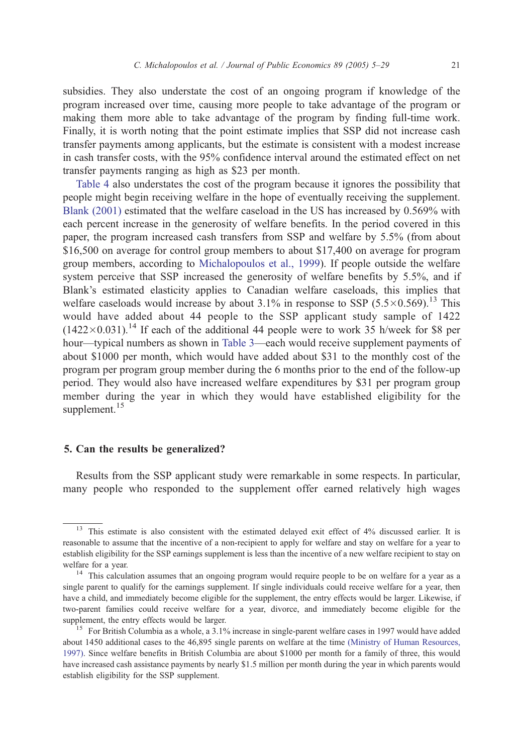subsidies. They also understate the cost of an ongoing program if knowledge of the program increased over time, causing more people to take advantage of the program or making them more able to take advantage of the program by finding full-time work. Finally, it is worth noting that the point estimate implies that SSP did not increase cash transfer payments among applicants, but the estimate is consistent with a modest increase in cash transfer costs, with the 95% confidence interval around the estimated effect on net transfer payments ranging as high as $23 per month.

Table 4 also understates the cost of the program because it ignores the possibility that people might begin receiving welfare in the hope of eventually receiving the supplement. Blank (2001) estimated that the welfare caseload in the US has increased by 0.569% with each percent increase in the generosity of welfare benefits. In the period covered in this paper, the program increased cash transfers from SSP and welfare by 5.5% (from about $16,500 on average for control group members to about $17,400 on average for program group members, according to Michalopoulos et al., 1999). If people outside the welfare system perceive that SSP increased the generosity of welfare benefits by 5.5%, and if Blank's estimated elasticity applies to Canadian welfare caseloads, this implies that welfare caseloads would increase by about 3.1% in response to SSP ($5.5 \times 0.569$).[13] This would have added about 44 people to the SSP applicant study sample of 1422 ($1422 \times 0.031$).[14] If each of the additional 44 people were to work 35 h/week for $8 per hour—typical numbers as shown in Table 3—each would receive supplement payments of about $1000 per month, which would have added about $31 to the monthly cost of the program per program group member during the 6 months prior to the end of the follow-up period. They would also have increased welfare expenditures by $31 per program group member during the year in which they would have established eligibility for the supplement.[15]

## 5. Can the results be generalized?

Results from the SSP applicant study were remarkable in some respects. In particular, many people who responded to the supplement offer earned relatively high wages

---

[13] This estimate is also consistent with the estimated delayed exit effect of 4% discussed earlier. It is reasonable to assume that the incentive of a non-recipient to apply for welfare and stay on welfare for a year to establish eligibility for the SSP earnings supplement is less than the incentive of a new welfare recipient to stay on welfare for a year.

[14] This calculation assumes that an ongoing program would require people to be on welfare for a year as a single parent to qualify for the earnings supplement. If single individuals could receive welfare for a year, then have a child, and immediately become eligible for the supplement, the entry effects would be larger. Likewise, if two-parent families could receive welfare for a year, divorce, and immediately become eligible for the supplement, the entry effects would be larger.

[15] For British Columbia as a whole, a 3.1% increase in single-parent welfare cases in 1997 would have added about 1450 additional cases to the 46,895 single parents on welfare at the time (Ministry of Human Resources, 1997). Since welfare benefits in British Columbia are about $1000 per month for a family of three, this would have increased cash assistance payments by nearly $1.5 million per month during the year in which parents would establish eligibility for the SSP supplement.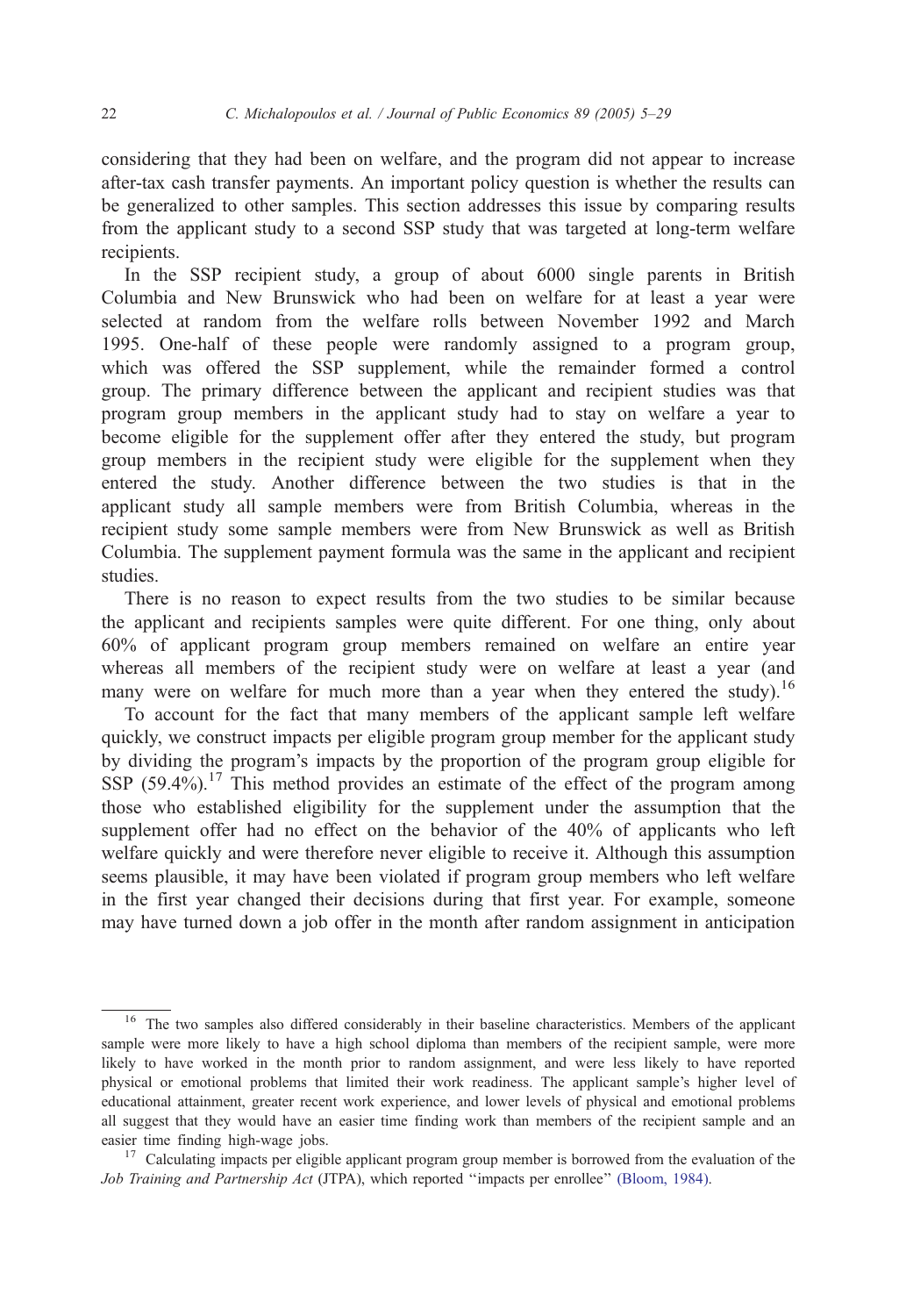considering that they had been on welfare, and the program did not appear to increase after-tax cash transfer payments. An important policy question is whether the results can be generalized to other samples. This section addresses this issue by comparing results from the applicant study to a second SSP study that was targeted at long-term welfare recipients.

In the SSP recipient study, a group of about 6000 single parents in British Columbia and New Brunswick who had been on welfare for at least a year were selected at random from the welfare rolls between November 1992 and March 1995. One-half of these people were randomly assigned to a program group, which was offered the SSP supplement, while the remainder formed a control group. The primary difference between the applicant and recipient studies was that program group members in the applicant study had to stay on welfare a year to become eligible for the supplement offer after they entered the study, but program group members in the recipient study were eligible for the supplement when they entered the study. Another difference between the two studies is that in the applicant study all sample members were from British Columbia, whereas in the recipient study some sample members were from New Brunswick as well as British Columbia. The supplement payment formula was the same in the applicant and recipient studies.

There is no reason to expect results from the two studies to be similar because the applicant and recipients samples were quite different. For one thing, only about 60% of applicant program group members remained on welfare an entire year whereas all members of the recipient study were on welfare at least a year (and many were on welfare for much more than a year when they entered the study).[16]

To account for the fact that many members of the applicant sample left welfare quickly, we construct impacts per eligible program group member for the applicant study by dividing the program's impacts by the proportion of the program group eligible for SSP (59.4%).[17] This method provides an estimate of the effect of the program among those who established eligibility for the supplement under the assumption that the supplement offer had no effect on the behavior of the 40% of applicants who left welfare quickly and were therefore never eligible to receive it. Although this assumption seems plausible, it may have been violated if program group members who left welfare in the first year changed their decisions during that first year. For example, someone may have turned down a job offer in the month after random assignment in anticipation

[16] The two samples also differed considerably in their baseline characteristics. Members of the applicant sample were more likely to have a high school diploma than members of the recipient sample, were more likely to have worked in the month prior to random assignment, and were less likely to have reported physical or emotional problems that limited their work readiness. The applicant sample's higher level of educational attainment, greater recent work experience, and lower levels of physical and emotional problems all suggest that they would have an easier time finding work than members of the recipient sample and an easier time finding high-wage jobs.

[17] Calculating impacts per eligible applicant program group member is borrowed from the evaluation of the *Job Training and Partnership Act* (JTPA), which reported "impacts per enrollee" (Bloom, 1984).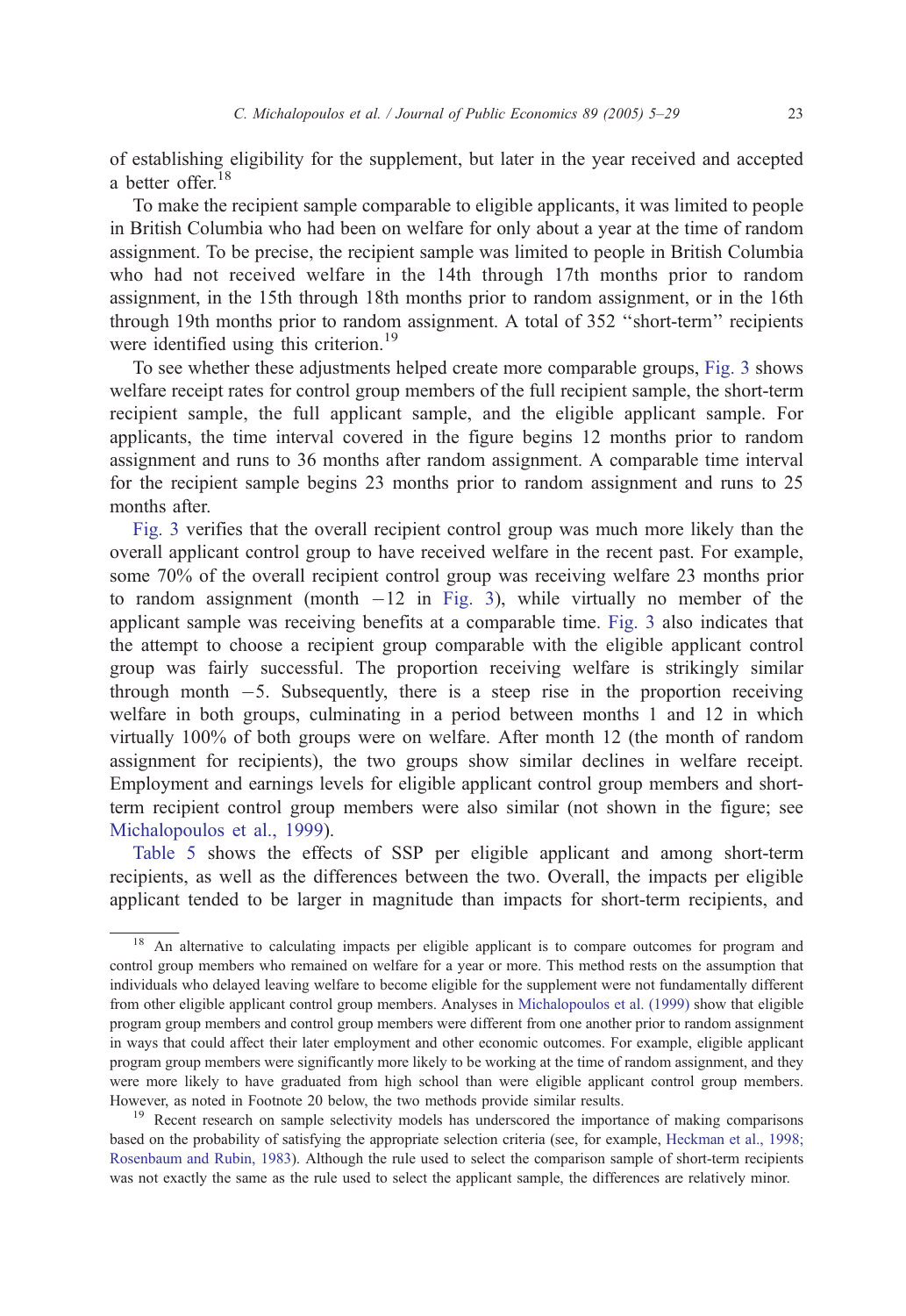of establishing eligibility for the supplement, but later in the year received and accepted a better offer.[18]

To make the recipient sample comparable to eligible applicants, it was limited to people in British Columbia who had been on welfare for only about a year at the time of random assignment. To be precise, the recipient sample was limited to people in British Columbia who had not received welfare in the 14th through 17th months prior to random assignment, in the 15th through 18th months prior to random assignment, or in the 16th through 19th months prior to random assignment. A total of 352 "short-term" recipients were identified using this criterion.[19]

To see whether these adjustments helped create more comparable groups, Fig. 3 shows welfare receipt rates for control group members of the full recipient sample, the short-term recipient sample, the full applicant sample, and the eligible applicant sample. For applicants, the time interval covered in the figure begins 12 months prior to random assignment and runs to 36 months after random assignment. A comparable time interval for the recipient sample begins 23 months prior to random assignment and runs to 25 months after.

Fig. 3 verifies that the overall recipient control group was much more likely than the overall applicant control group to have received welfare in the recent past. For example, some 70% of the overall recipient control group was receiving welfare 23 months prior to random assignment (month −12 in Fig. 3), while virtually no member of the applicant sample was receiving benefits at a comparable time. Fig. 3 also indicates that the attempt to choose a recipient group comparable with the eligible applicant control group was fairly successful. The proportion receiving welfare is strikingly similar through month −5. Subsequently, there is a steep rise in the proportion receiving welfare in both groups, culminating in a period between months 1 and 12 in which virtually 100% of both groups were on welfare. After month 12 (the month of random assignment for recipients), the two groups show similar declines in welfare receipt. Employment and earnings levels for eligible applicant control group members and short-term recipient control group members were also similar (not shown in the figure; see Michalopoulos et al., 1999).

Table 5 shows the effects of SSP per eligible applicant and among short-term recipients, as well as the differences between the two. Overall, the impacts per eligible applicant tended to be larger in magnitude than impacts for short-term recipients, and

[18] An alternative to calculating impacts per eligible applicant is to compare outcomes for program and control group members who remained on welfare for a year or more. This method rests on the assumption that individuals who delayed leaving welfare to become eligible for the supplement were not fundamentally different from other eligible applicant control group members. Analyses in Michalopoulos et al. (1999) show that eligible program group members and control group members were different from one another prior to random assignment in ways that could affect their later employment and other economic outcomes. For example, eligible applicant program group members were significantly more likely to be working at the time of random assignment, and they were more likely to have graduated from high school than were eligible applicant control group members. However, as noted in Footnote 20 below, the two methods provide similar results.

[19] Recent research on sample selectivity models has underscored the importance of making comparisons based on the probability of satisfying the appropriate selection criteria (see, for example, Heckman et al., 1998; Rosenbaum and Rubin, 1983). Although the rule used to select the comparison sample of short-term recipients was not exactly the same as the rule used to select the applicant sample, the differences are relatively minor.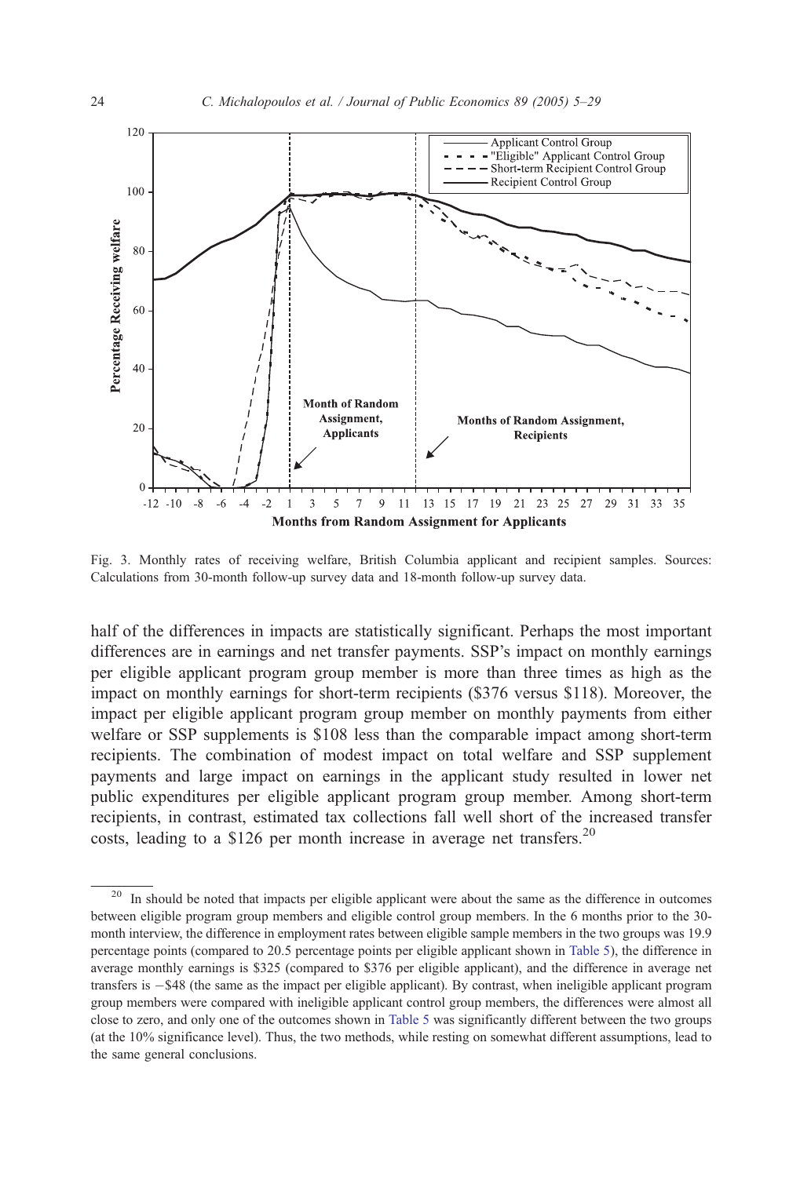Fig. 3. Monthly rates of receiving welfare, British Columbia applicant and recipient samples. Sources: Calculations from 30-month follow-up survey data and 18-month follow-up survey data.

half of the differences in impacts are statistically significant. Perhaps the most important differences are in earnings and net transfer payments. SSP's impact on monthly earnings per eligible applicant program group member is more than three times as high as the impact on monthly earnings for short-term recipients (\$376 versus \$118). Moreover, the impact per eligible applicant program group member on monthly payments from either welfare or SSP supplements is \$108 less than the comparable impact among short-term recipients. The combination of modest impact on total welfare and SSP supplement payments and large impact on earnings in the applicant study resulted in lower net public expenditures per eligible applicant program group member. Among short-term recipients, in contrast, estimated tax collections fall well short of the increased transfer costs, leading to a \$126 per month increase in average net transfers.[20]

[20] It should be noted that impacts per eligible applicant were about the same as the difference in outcomes between eligible program group members and eligible control group members. In the 6 months prior to the 30-month interview, the difference in employment rates between eligible sample members in the two groups was 19.9 percentage points (compared to 20.5 percentage points per eligible applicant shown in Table 5), the difference in average monthly earnings is \$325 (compared to \$376 per eligible applicant), and the difference in average net transfers is −\$48 (the same as the impact per eligible applicant). By contrast, when ineligible applicant program group members were compared with ineligible applicant control group members, the differences were almost all close to zero, and only one of the outcomes shown in Table 5 was significantly different between the two groups (at the 10% significance level). Thus, the two methods, while resting on somewhat different assumptions, lead to the same general conclusions.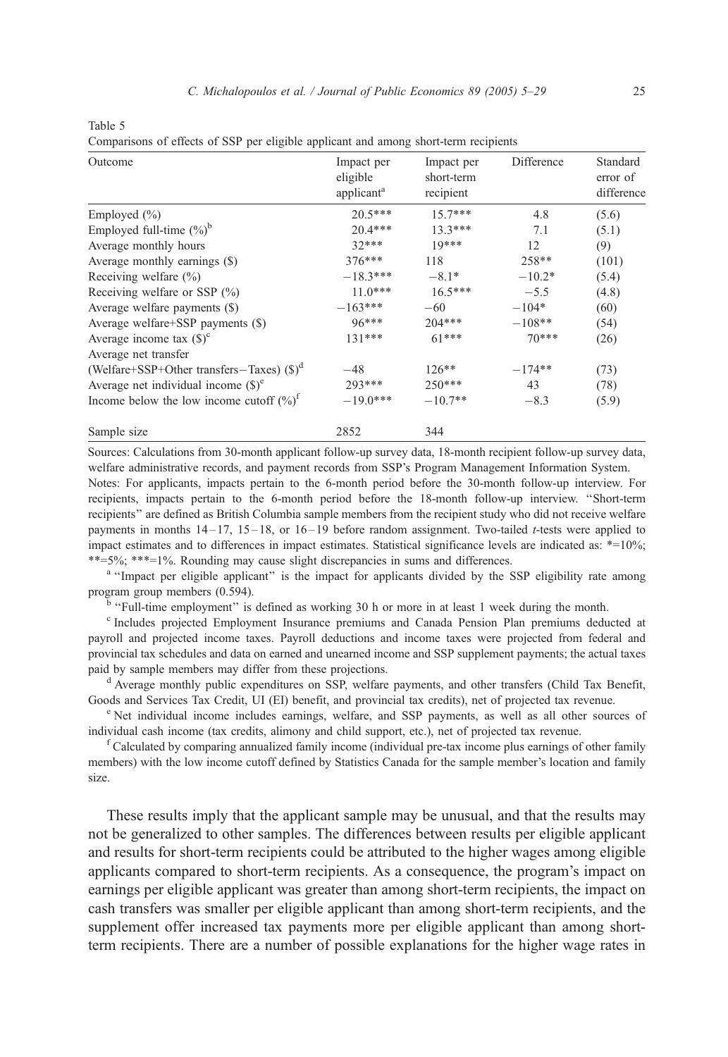Table 5

Comparisons of effects of SSP per eligible applicant and among short-term recipients

| Outcome | Impact per eligible applicant[a] | Impact per short-term recipient | Difference | Standard error of difference |
|---|---|---|---|---|
| Employed (%) | 20.5*** | 15.7*** | 4.8 | (5.6) |
| Employed full-time (%)[b] | 20.4*** | 13.3*** | 7.1 | (5.1) |
| Average monthly hours | 32*** | 19*** | 12 | (9) |
| Average monthly earnings ($) | 376*** | 118 | 258** | (101) |
| Receiving welfare (%) | −18.3*** | −8.1* | −10.2* | (5.4) |
| Receiving welfare or SSP (%) | 11.0*** | 16.5*** | −5.5 | (4.8) |
| Average welfare payments ($) | −163*** | −60 | −104* | (60) |
| Average welfare+SSP payments ($) | 96*** | 204*** | −108** | (54) |
| Average income tax ($)[c] | 131*** | 61*** | 70*** | (26) |
| Average net transfer (Welfare+SSP+Other transfers−Taxes) ($)[d] | −48 | 126** | −174** | (73) |
| Average net individual income ($)[e] | 293*** | 250*** | 43 | (78) |
| Income below the low income cutoff (%)[f] | −19.0*** | −10.7** | −8.3 | (5.9) |
| Sample size | 2852 | 344 | | |

Sources: Calculations from 30-month applicant follow-up survey data, 18-month recipient follow-up survey data, welfare administrative records, and payment records from SSP's Program Management Information System.

Notes: For applicants, impacts pertain to the 6-month period before the 30-month follow-up interview. For recipients, impacts pertain to the 6-month period before the 18-month follow-up interview. "Short-term recipients" are defined as British Columbia sample members from the recipient study who did not receive welfare payments in months 14–17, 15–18, or 16–19 before random assignment. Two-tailed *t*-tests were applied to impact estimates and to differences in impact estimates. Statistical significance levels are indicated as: *=10%; **=5%; ***=1%. Rounding may cause slight discrepancies in sums and differences.

[a] "Impact per eligible applicant" is the impact for applicants divided by the SSP eligibility rate among program group members (0.594).

[b] "Full-time employment" is defined as working 30 h or more in at least 1 week during the month.

[c] Includes projected Employment Insurance premiums and Canada Pension Plan premiums deducted at payroll and projected income taxes. Payroll deductions and income taxes were projected from federal and provincial tax schedules and data on earned and unearned income and SSP supplement payments; the actual taxes paid by sample members may differ from these projections.

[d] Average monthly public expenditures on SSP, welfare payments, and other transfers (Child Tax Benefit, Goods and Services Tax Credit, UI (EI) benefit, and provincial tax credits), net of projected tax revenue.

[e] Net individual income includes earnings, welfare, and SSP payments, as well as all other sources of individual cash income (tax credits, alimony and child support, etc.), net of projected tax revenue.

[f] Calculated by comparing annualized family income (individual pre-tax income plus earnings of other family members) with the low income cutoff defined by Statistics Canada for the sample member's location and family size.

These results imply that the applicant sample may be unusual, and that the results may not be generalized to other samples. The differences between results per eligible applicant and results for short-term recipients could be attributed to the higher wages among eligible applicants compared to short-term recipients. As a consequence, the program's impact on earnings per eligible applicant was greater than among short-term recipients, the impact on cash transfers was smaller per eligible applicant than among short-term recipients, and the supplement offer increased tax payments more per eligible applicant than among short-term recipients. There are a number of possible explanations for the higher wage rates in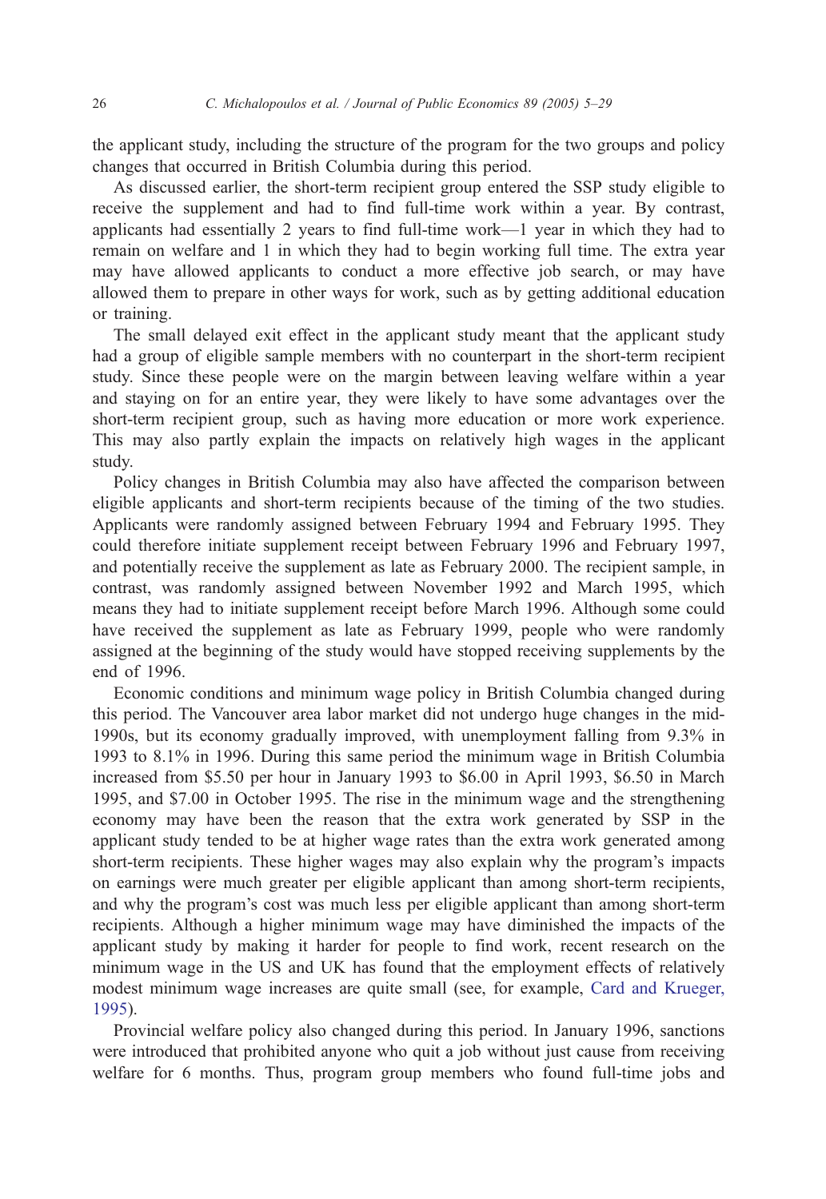the applicant study, including the structure of the program for the two groups and policy changes that occurred in British Columbia during this period.

As discussed earlier, the short-term recipient group entered the SSP study eligible to receive the supplement and had to find full-time work within a year. By contrast, applicants had essentially 2 years to find full-time work—1 year in which they had to remain on welfare and 1 in which they had to begin working full time. The extra year may have allowed applicants to conduct a more effective job search, or may have allowed them to prepare in other ways for work, such as by getting additional education or training.

The small delayed exit effect in the applicant study meant that the applicant study had a group of eligible sample members with no counterpart in the short-term recipient study. Since these people were on the margin between leaving welfare within a year and staying on for an entire year, they were likely to have some advantages over the short-term recipient group, such as having more education or more work experience. This may also partly explain the impacts on relatively high wages in the applicant study.

Policy changes in British Columbia may also have affected the comparison between eligible applicants and short-term recipients because of the timing of the two studies. Applicants were randomly assigned between February 1994 and February 1995. They could therefore initiate supplement receipt between February 1996 and February 1997, and potentially receive the supplement as late as February 2000. The recipient sample, in contrast, was randomly assigned between November 1992 and March 1995, which means they had to initiate supplement receipt before March 1996. Although some could have received the supplement as late as February 1999, people who were randomly assigned at the beginning of the study would have stopped receiving supplements by the end of 1996.

Economic conditions and minimum wage policy in British Columbia changed during this period. The Vancouver area labor market did not undergo huge changes in the mid-1990s, but its economy gradually improved, with unemployment falling from 9.3% in 1993 to 8.1% in 1996. During this same period the minimum wage in British Columbia increased from \$5.50 per hour in January 1993 to \$6.00 in April 1993, \$6.50 in March 1995, and \$7.00 in October 1995. The rise in the minimum wage and the strengthening economy may have been the reason that the extra work generated by SSP in the applicant study tended to be at higher wage rates than the extra work generated among short-term recipients. These higher wages may also explain why the program's impacts on earnings were much greater per eligible applicant than among short-term recipients, and why the program's cost was much less per eligible applicant than among short-term recipients. Although a higher minimum wage may have diminished the impacts of the applicant study by making it harder for people to find work, recent research on the minimum wage in the US and UK has found that the employment effects of relatively modest minimum wage increases are quite small (see, for example, Card and Krueger, 1995).

Provincial welfare policy also changed during this period. In January 1996, sanctions were introduced that prohibited anyone who quit a job without just cause from receiving welfare for 6 months. Thus, program group members who found full-time jobs and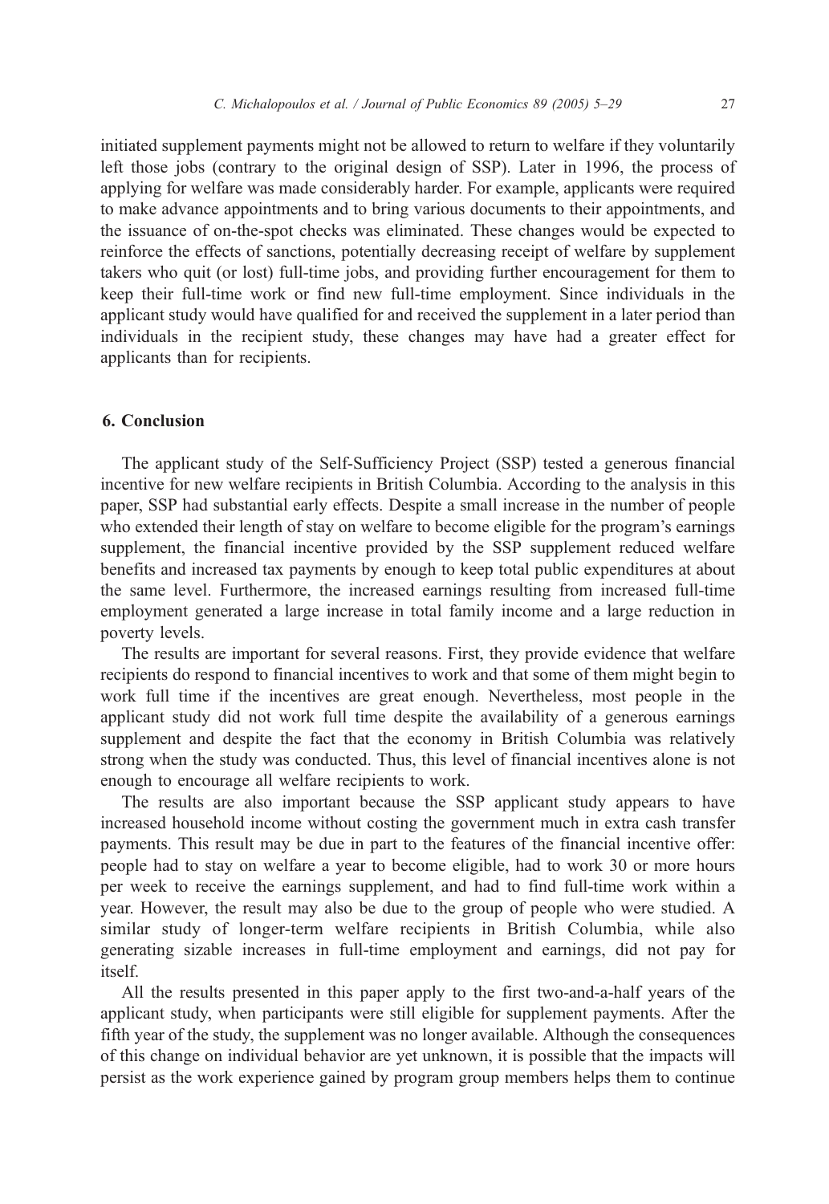initiated supplement payments might not be allowed to return to welfare if they voluntarily left those jobs (contrary to the original design of SSP). Later in 1996, the process of applying for welfare was made considerably harder. For example, applicants were required to make advance appointments and to bring various documents to their appointments, and the issuance of on-the-spot checks was eliminated. These changes would be expected to reinforce the effects of sanctions, potentially decreasing receipt of welfare by supplement takers who quit (or lost) full-time jobs, and providing further encouragement for them to keep their full-time work or find new full-time employment. Since individuals in the applicant study would have qualified for and received the supplement in a later period than individuals in the recipient study, these changes may have had a greater effect for applicants than for recipients.

## 6. Conclusion

The applicant study of the Self-Sufficiency Project (SSP) tested a generous financial incentive for new welfare recipients in British Columbia. According to the analysis in this paper, SSP had substantial early effects. Despite a small increase in the number of people who extended their length of stay on welfare to become eligible for the program's earnings supplement, the financial incentive provided by the SSP supplement reduced welfare benefits and increased tax payments by enough to keep total public expenditures at about the same level. Furthermore, the increased earnings resulting from increased full-time employment generated a large increase in total family income and a large reduction in poverty levels.

The results are important for several reasons. First, they provide evidence that welfare recipients do respond to financial incentives to work and that some of them might begin to work full time if the incentives are great enough. Nevertheless, most people in the applicant study did not work full time despite the availability of a generous earnings supplement and despite the fact that the economy in British Columbia was relatively strong when the study was conducted. Thus, this level of financial incentives alone is not enough to encourage all welfare recipients to work.

The results are also important because the SSP applicant study appears to have increased household income without costing the government much in extra cash transfer payments. This result may be due in part to the features of the financial incentive offer: people had to stay on welfare a year to become eligible, had to work 30 or more hours per week to receive the earnings supplement, and had to find full-time work within a year. However, the result may also be due to the group of people who were studied. A similar study of longer-term welfare recipients in British Columbia, while also generating sizable increases in full-time employment and earnings, did not pay for itself.

All the results presented in this paper apply to the first two-and-a-half years of the applicant study, when participants were still eligible for supplement payments. After the fifth year of the study, the supplement was no longer available. Although the consequences of this change on individual behavior are yet unknown, it is possible that the impacts will persist as the work experience gained by program group members helps them to continue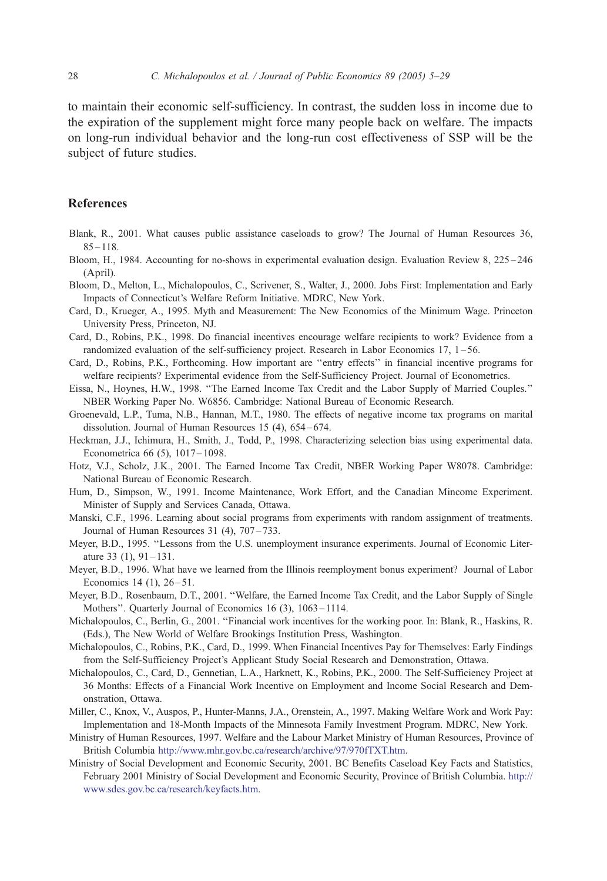to maintain their economic self-sufficiency. In contrast, the sudden loss in income due to the expiration of the supplement might force many people back on welfare. The impacts on long-run individual behavior and the long-run cost effectiveness of SSP will be the subject of future studies.

## References

Blank, R., 2001. What causes public assistance caseloads to grow? The Journal of Human Resources 36, 85–118.

Bloom, H., 1984. Accounting for no-shows in experimental evaluation design. Evaluation Review 8, 225–246 (April).

Bloom, D., Melton, L., Michalopoulos, C., Scrivener, S., Walter, J., 2000. Jobs First: Implementation and Early Impacts of Connecticut's Welfare Reform Initiative. MDRC, New York.

Card, D., Krueger, A., 1995. Myth and Measurement: The New Economics of the Minimum Wage. Princeton University Press, Princeton, NJ.

Card, D., Robins, P.K., 1998. Do financial incentives encourage welfare recipients to work? Evidence from a randomized evaluation of the self-sufficiency project. Research in Labor Economics 17, 1–56.

Card, D., Robins, P.K., Forthcoming. How important are ''entry effects'' in financial incentive programs for welfare recipients? Experimental evidence from the Self-Sufficiency Project. Journal of Econometrics.

Eissa, N., Hoynes, H.W., 1998. ''The Earned Income Tax Credit and the Labor Supply of Married Couples.'' NBER Working Paper No. W6856. Cambridge: National Bureau of Economic Research.

Groenevald, L.P., Tuma, N.B., Hannan, M.T., 1980. The effects of negative income tax programs on marital dissolution. Journal of Human Resources 15 (4), 654–674.

Heckman, J.J., Ichimura, H., Smith, J., Todd, P., 1998. Characterizing selection bias using experimental data. Econometrica 66 (5), 1017–1098.

Hotz, V.J., Scholz, J.K., 2001. The Earned Income Tax Credit, NBER Working Paper W8078. Cambridge: National Bureau of Economic Research.

Hum, D., Simpson, W., 1991. Income Maintenance, Work Effort, and the Canadian Mincome Experiment. Minister of Supply and Services Canada, Ottawa.

Manski, C.F., 1996. Learning about social programs from experiments with random assignment of treatments. Journal of Human Resources 31 (4), 707–733.

Meyer, B.D., 1995. ''Lessons from the U.S. unemployment insurance experiments. Journal of Economic Literature 33 (1), 91–131.

Meyer, B.D., 1996. What have we learned from the Illinois reemployment bonus experiment? Journal of Labor Economics 14 (1), 26–51.

Meyer, B.D., Rosenbaum, D.T., 2001. ''Welfare, the Earned Income Tax Credit, and the Labor Supply of Single Mothers''. Quarterly Journal of Economics 16 (3), 1063–1114.

Michalopoulos, C., Berlin, G., 2001. ''Financial work incentives for the working poor. In: Blank, R., Haskins, R. (Eds.), The New World of Welfare Brookings Institution Press, Washington.

Michalopoulos, C., Robins, P.K., Card, D., 1999. When Financial Incentives Pay for Themselves: Early Findings from the Self-Sufficiency Project's Applicant Study Social Research and Demonstration, Ottawa.

Michalopoulos, C., Card, D., Gennetian, L.A., Harknett, K., Robins, P.K., 2000. The Self-Sufficiency Project at 36 Months: Effects of a Financial Work Incentive on Employment and Income Social Research and Demonstration, Ottawa.

Miller, C., Knox, V., Auspos, P., Hunter-Manns, J.A., Orenstein, A., 1997. Making Welfare Work and Work Pay: Implementation and 18-Month Impacts of the Minnesota Family Investment Program. MDRC, New York.

Ministry of Human Resources, 1997. Welfare and the Labour Market Ministry of Human Resources, Province of British Columbia http://www.mhr.gov.bc.ca/research/archive/97/970fTXT.htm.

Ministry of Social Development and Economic Security, 2001. BC Benefits Caseload Key Facts and Statistics, February 2001 Ministry of Social Development and Economic Security, Province of British Columbia. http://www.sdes.gov.bc.ca/research/keyfacts.htm.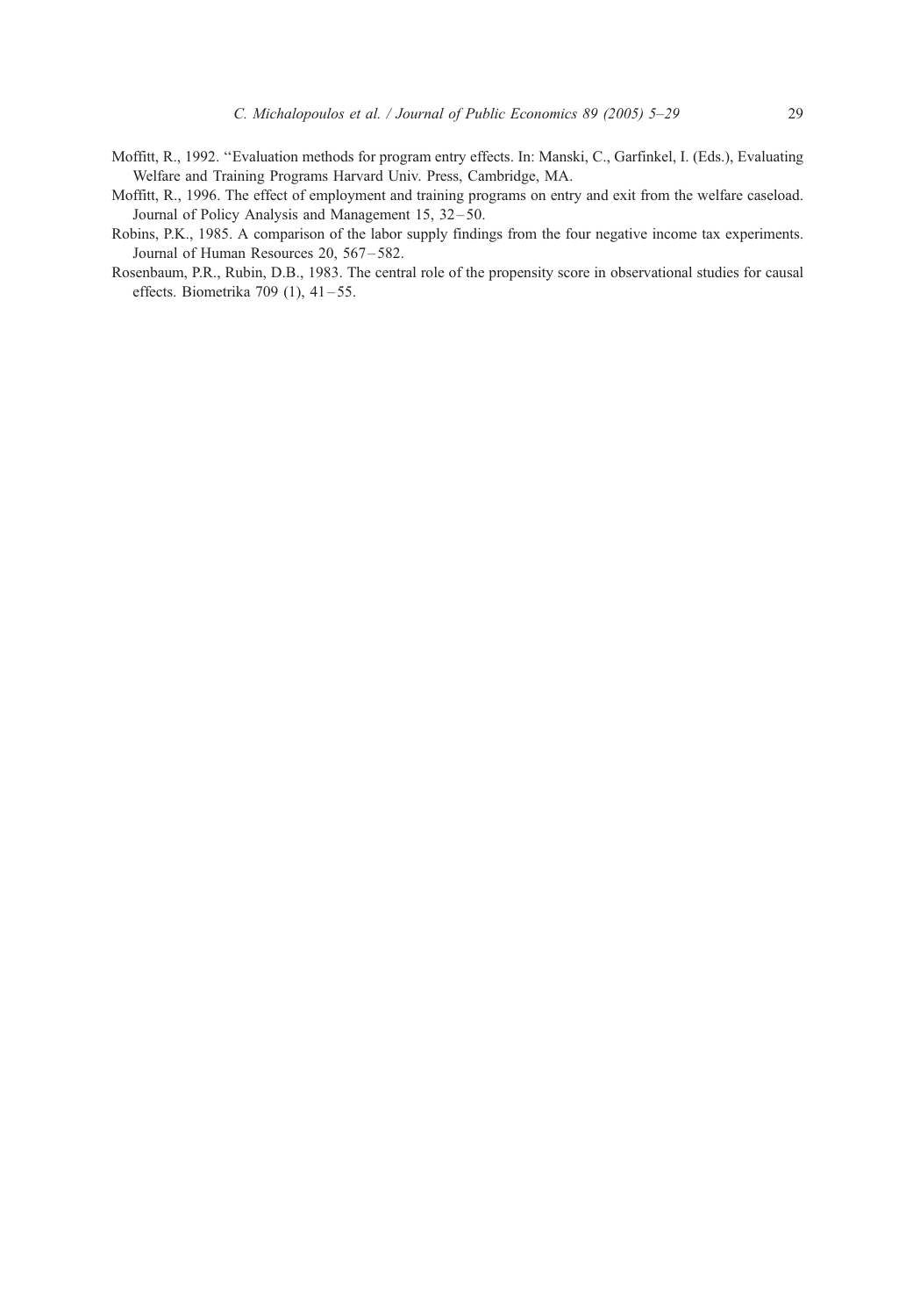Moffitt, R., 1992. ''Evaluation methods for program entry effects. In: Manski, C., Garfinkel, I. (Eds.), Evaluating Welfare and Training Programs Harvard Univ. Press, Cambridge, MA.

Moffitt, R., 1996. The effect of employment and training programs on entry and exit from the welfare caseload. Journal of Policy Analysis and Management 15, 32–50.

Robins, P.K., 1985. A comparison of the labor supply findings from the four negative income tax experiments. Journal of Human Resources 20, 567–582.

Rosenbaum, P.R., Rubin, D.B., 1983. The central role of the propensity score in observational studies for causal effects. Biometrika 709 (1), 41–55.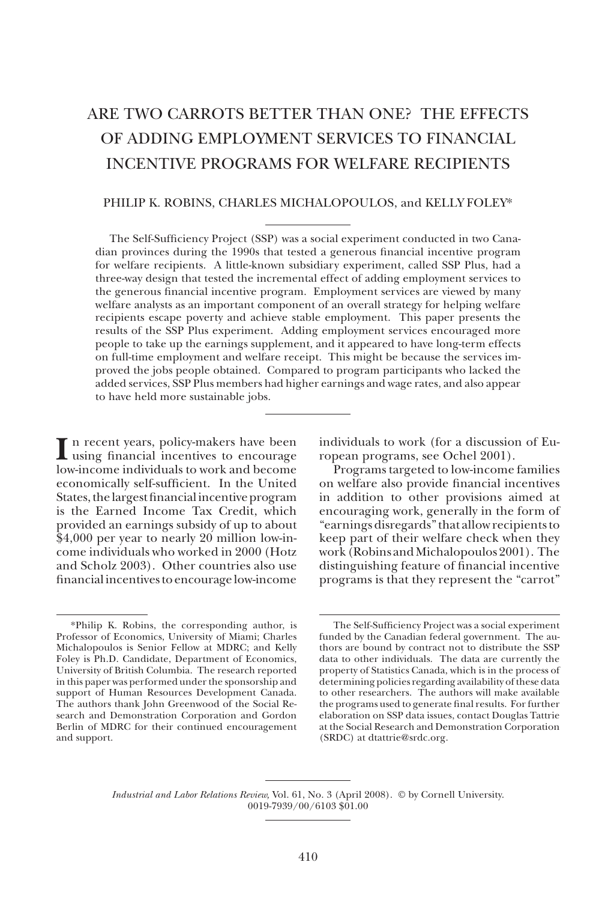# ARE TWO CARROTS BETTER THAN ONE? THE EFFECTS OF ADDING EMPLOYMENT SERVICES TO FINANCIAL INCENTIVE PROGRAMS FOR WELFARE RECIPIENTS

PHILIP K. ROBINS, CHARLES MICHALOPOULOS, and KELLY FOLEY*

The Self-Sufficiency Project (SSP) was a social experiment conducted in two Canadian provinces during the 1990s that tested a generous financial incentive program for welfare recipients. A little-known subsidiary experiment, called SSP Plus, had a three-way design that tested the incremental effect of adding employment services to the generous financial incentive program. Employment services are viewed by many welfare analysts as an important component of an overall strategy for helping welfare recipients escape poverty and achieve stable employment. This paper presents the results of the SSP Plus experiment. Adding employment services encouraged more people to take up the earnings supplement, and it appeared to have long-term effects on full-time employment and welfare receipt. This might be because the services improved the jobs people obtained. Compared to program participants who lacked the added services, SSP Plus members had higher earnings and wage rates, and also appear to have held more sustainable jobs.

In recent years, policy-makers have been using financial incentives to encourage low-income individuals to work and become economically self-sufficient. In the United States, the largest financial incentive program is the Earned Income Tax Credit, which provided an earnings subsidy of up to about $4,000 per year to nearly 20 million low-income individuals who worked in 2000 (Hotz and Scholz 2003). Other countries also use financial incentives to encourage low-income individuals to work (for a discussion of European programs, see Ochel 2001).

Programs targeted to low-income families on welfare also provide financial incentives in addition to other provisions aimed at encouraging work, generally in the form of "earnings disregards" that allow recipients to keep part of their welfare check when they work (Robins and Michalopoulos 2001). The distinguishing feature of financial incentive programs is that they represent the "carrot"

*Philip K. Robins, the corresponding author, is Professor of Economics, University of Miami; Charles Michalopoulos is Senior Fellow at MDRC; and Kelly Foley is Ph.D. Candidate, Department of Economics, University of British Columbia. The research reported in this paper was performed under the sponsorship and support of Human Resources Development Canada. The authors thank John Greenwood of the Social Research and Demonstration Corporation and Gordon Berlin of MDRC for their continued encouragement and support.

The Self-Sufficiency Project was a social experiment funded by the Canadian federal government. The authors are bound by contract not to distribute the SSP data to other individuals. The data are currently the property of Statistics Canada, which is in the process of determining policies regarding availability of these data to other researchers. The authors will make available the programs used to generate final results. For further elaboration on SSP data issues, contact Douglas Tattrie at the Social Research and Demonstration Corporation (SRDC) at dtattrie@srdc.org.

*Industrial and Labor Relations Review*, Vol. 61, No. 3 (April 2008). © by Cornell University. 0019-7939/00/6103 $01.00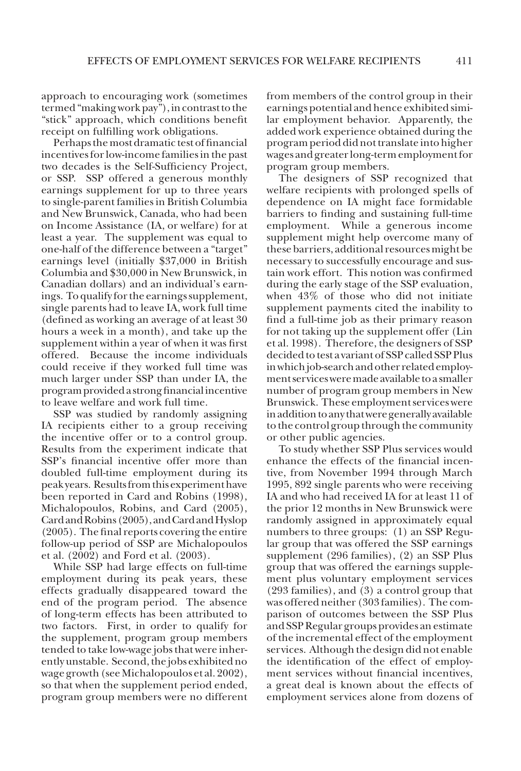approach to encouraging work (sometimes termed "making work pay"), in contrast to the "stick" approach, which conditions benefit receipt on fulfilling work obligations.

Perhaps the most dramatic test of financial incentives for low-income families in the past two decades is the Self-Sufficiency Project, or SSP. SSP offered a generous monthly earnings supplement for up to three years to single-parent families in British Columbia and New Brunswick, Canada, who had been on Income Assistance (IA, or welfare) for at least a year. The supplement was equal to one-half of the difference between a "target" earnings level (initially $37,000 in British Columbia and $30,000 in New Brunswick, in Canadian dollars) and an individual's earnings. To qualify for the earnings supplement, single parents had to leave IA, work full time (defined as working an average of at least 30 hours a week in a month), and take up the supplement within a year of when it was first offered. Because the income individuals could receive if they worked full time was much larger under SSP than under IA, the program provided a strong financial incentive to leave welfare and work full time.

SSP was studied by randomly assigning IA recipients either to a group receiving the incentive offer or to a control group. Results from the experiment indicate that SSP's financial incentive offer more than doubled full-time employment during its peak years. Results from this experiment have been reported in Card and Robins (1998), Michalopoulos, Robins, and Card (2005), Card and Robins (2005), and Card and Hyslop (2005). The final reports covering the entire follow-up period of SSP are Michalopoulos et al. (2002) and Ford et al. (2003).

While SSP had large effects on full-time employment during its peak years, these effects gradually disappeared toward the end of the program period. The absence of long-term effects has been attributed to two factors. First, in order to qualify for the supplement, program group members tended to take low-wage jobs that were inherently unstable. Second, the jobs exhibited no wage growth (see Michalopoulos et al. 2002), so that when the supplement period ended, program group members were no different from members of the control group in their earnings potential and hence exhibited similar employment behavior. Apparently, the added work experience obtained during the program period did not translate into higher wages and greater long-term employment for program group members.

The designers of SSP recognized that welfare recipients with prolonged spells of dependence on IA might face formidable barriers to finding and sustaining full-time employment. While a generous income supplement might help overcome many of these barriers, additional resources might be necessary to successfully encourage and sustain work effort. This notion was confirmed during the early stage of the SSP evaluation, when 43% of those who did not initiate supplement payments cited the inability to find a full-time job as their primary reason for not taking up the supplement offer (Lin et al. 1998). Therefore, the designers of SSP decided to test a variant of SSP called SSP Plus in which job-search and other related employment services were made available to a smaller number of program group members in New Brunswick. These employment services were in addition to any that were generally available to the control group through the community or other public agencies.

To study whether SSP Plus services would enhance the effects of the financial incentive, from November 1994 through March 1995, 892 single parents who were receiving IA and who had received IA for at least 11 of the prior 12 months in New Brunswick were randomly assigned in approximately equal numbers to three groups: (1) an SSP Regular group that was offered the SSP earnings supplement (296 families), (2) an SSP Plus group that was offered the earnings supplement plus voluntary employment services (293 families), and (3) a control group that was offered neither (303 families). The comparison of outcomes between the SSP Plus and SSP Regular groups provides an estimate of the incremental effect of the employment services. Although the design did not enable the identification of the effect of employment services without financial incentives, a great deal is known about the effects of employment services alone from dozens of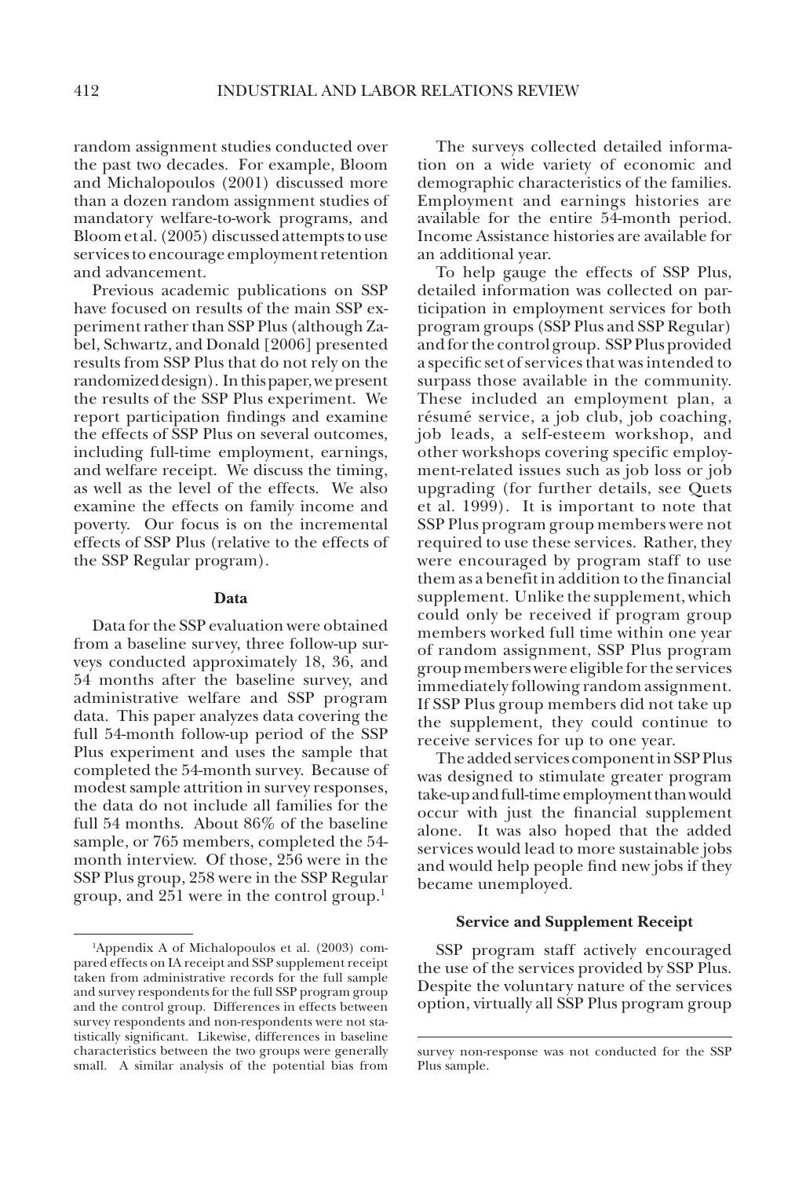random assignment studies conducted over the past two decades. For example, Bloom and Michalopoulos (2001) discussed more than a dozen random assignment studies of mandatory welfare-to-work programs, and Bloom et al. (2005) discussed attempts to use services to encourage employment retention and advancement.

Previous academic publications on SSP have focused on results of the main SSP experiment rather than SSP Plus (although Zabel, Schwartz, and Donald [2006] presented results from SSP Plus that do not rely on the randomized design). In this paper, we present the results of the SSP Plus experiment. We report participation findings and examine the effects of SSP Plus on several outcomes, including full-time employment, earnings, and welfare receipt. We discuss the timing, as well as the level of the effects. We also examine the effects on family income and poverty. Our focus is on the incremental effects of SSP Plus (relative to the effects of the SSP Regular program).

### Data

Data for the SSP evaluation were obtained from a baseline survey, three follow-up surveys conducted approximately 18, 36, and 54 months after the baseline survey, and administrative welfare and SSP program data. This paper analyzes data covering the full 54-month follow-up period of the SSP Plus experiment and uses the sample that completed the 54-month survey. Because of modest sample attrition in survey responses, the data do not include all families for the full 54 months. About 86% of the baseline sample, or 765 members, completed the 54-month interview. Of those, 256 were in the SSP Plus group, 258 were in the SSP Regular group, and 251 were in the control group.[1]

The surveys collected detailed information on a wide variety of economic and demographic characteristics of the families. Employment and earnings histories are available for the entire 54-month period. Income Assistance histories are available for an additional year.

To help gauge the effects of SSP Plus, detailed information was collected on participation in employment services for both program groups (SSP Plus and SSP Regular) and for the control group. SSP Plus provided a specific set of services that was intended to surpass those available in the community. These included an employment plan, a résumé service, a job club, job coaching, job leads, a self-esteem workshop, and other workshops covering specific employment-related issues such as job loss or job upgrading (for further details, see Quets et al. 1999). It is important to note that SSP Plus program group members were not required to use these services. Rather, they were encouraged by program staff to use them as a benefit in addition to the financial supplement. Unlike the supplement, which could only be received if program group members worked full time within one year of random assignment, SSP Plus program group members were eligible for the services immediately following random assignment. If SSP Plus group members did not take up the supplement, they could continue to receive services for up to one year.

The added services component in SSP Plus was designed to stimulate greater program take-up and full-time employment than would occur with just the financial supplement alone. It was also hoped that the added services would lead to more sustainable jobs and would help people find new jobs if they became unemployed.

### Service and Supplement Receipt

SSP program staff actively encouraged the use of the services provided by SSP Plus. Despite the voluntary nature of the services option, virtually all SSP Plus program group

---

[1]Appendix A of Michalopoulos et al. (2003) compared effects on IA receipt and SSP supplement receipt taken from administrative records for the full sample and survey respondents for the full SSP program group and the control group. Differences in effects between survey respondents and non-respondents were not statistically significant. Likewise, differences in baseline characteristics between the two groups were generally small. A similar analysis of the potential bias from survey non-response was not conducted for the SSP Plus sample.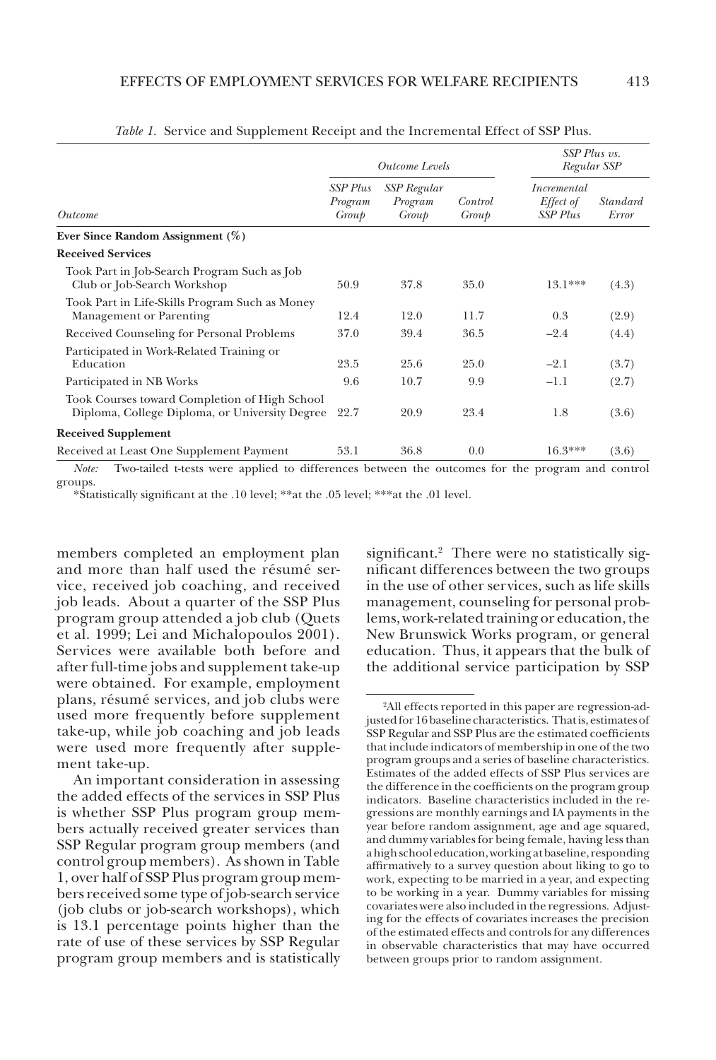*Table 1.* Service and Supplement Receipt and the Incremental Effect of SSP Plus.

| Outcome | Outcome Levels | | | SSP Plus vs. Regular SSP | |
|---|---|---|---|---|---|
| | *SSP Plus Program Group* | *SSP Regular Program Group* | *Control Group* | *Incremental Effect of SSP Plus* | *Standard Error* |
| **Ever Since Random Assignment (%)** | | | | | |
| **Received Services** | | | | | |
| Took Part in Job-Search Program Such as Job Club or Job-Search Workshop | 50.9 | 37.8 | 35.0 | 13.1*** | (4.3) |
| Took Part in Life-Skills Program Such as Money Management or Parenting | 12.4 | 12.0 | 11.7 | 0.3 | (2.9) |
| Received Counseling for Personal Problems | 37.0 | 39.4 | 36.5 | −2.4 | (4.4) |
| Participated in Work-Related Training or Education | 23.5 | 25.6 | 25.0 | −2.1 | (3.7) |
| Participated in NB Works | 9.6 | 10.7 | 9.9 | −1.1 | (2.7) |
| Took Courses toward Completion of High School Diploma, College Diploma, or University Degree | 22.7 | 20.9 | 23.4 | 1.8 | (3.6) |
| **Received Supplement** | | | | | |
| Received at Least One Supplement Payment | 53.1 | 36.8 | 0.0 | 16.3*** | (3.6) |

*Note:* Two-tailed t-tests were applied to differences between the outcomes for the program and control groups.

*Statistically significant at the .10 level; **at the .05 level; ***at the .01 level.

members completed an employment plan and more than half used the résumé service, received job coaching, and received job leads. About a quarter of the SSP Plus program group attended a job club (Quets et al. 1999; Lei and Michalopoulos 2001). Services were available both before and after full-time jobs and supplement take-up were obtained. For example, employment plans, résumé services, and job clubs were used more frequently before supplement take-up, while job coaching and job leads were used more frequently after supplement take-up.

An important consideration in assessing the added effects of the services in SSP Plus is whether SSP Plus program group members actually received greater services than SSP Regular program group members (and control group members). As shown in Table 1, over half of SSP Plus program group members received some type of job-search service (job clubs or job-search workshops), which is 13.1 percentage points higher than the rate of use of these services by SSP Regular program group members and is statistically significant.[2] There were no statistically significant differences between the two groups in the use of other services, such as life skills management, counseling for personal problems, work-related training or education, the New Brunswick Works program, or general education. Thus, it appears that the bulk of the additional service participation by SSP

[2]All effects reported in this paper are regression-adjusted for 16 baseline characteristics. That is, estimates of SSP Regular and SSP Plus are the estimated coefficients that include indicators of membership in one of the two program groups and a series of baseline characteristics. Estimates of the added effects of SSP Plus services are the difference in the coefficients on the program group indicators. Baseline characteristics included in the regressions are monthly earnings and IA payments in the year before random assignment, age and age squared, and dummy variables for being female, having less than a high school education, working at baseline, responding affirmatively to a survey question about liking to go to work, expecting to be married in a year, and expecting to be working in a year. Dummy variables for missing covariates were also included in the regressions. Adjusting for the effects of covariates increases the precision of the estimated effects and controls for any differences in observable characteristics that may have occurred between groups prior to random assignment.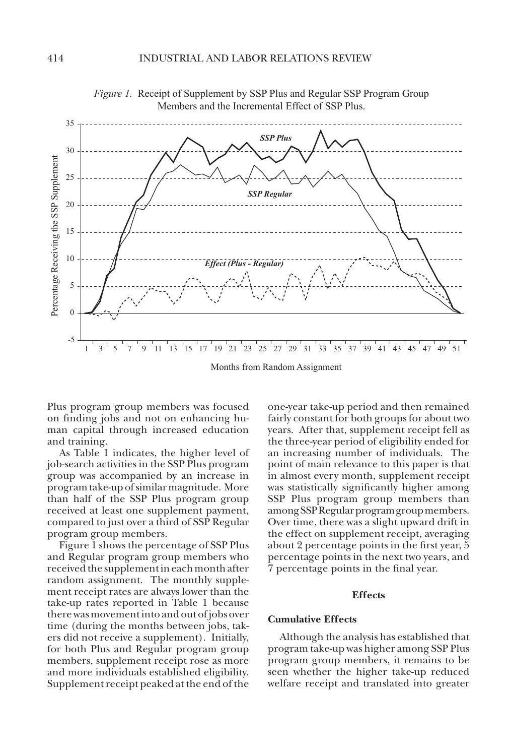*Figure 1.* Receipt of Supplement by SSP Plus and Regular SSP Program Group Members and the Incremental Effect of SSP Plus.

Plus program group members was focused on finding jobs and not on enhancing human capital through increased education and training.

As Table 1 indicates, the higher level of job-search activities in the SSP Plus program group was accompanied by an increase in program take-up of similar magnitude. More than half of the SSP Plus program group received at least one supplement payment, compared to just over a third of SSP Regular program group members.

Figure 1 shows the percentage of SSP Plus and Regular program group members who received the supplement in each month after random assignment. The monthly supplement receipt rates are always lower than the take-up rates reported in Table 1 because there was movement into and out of jobs over time (during the months between jobs, takers did not receive a supplement). Initially, for both Plus and Regular program group members, supplement receipt rose as more and more individuals established eligibility. Supplement receipt peaked at the end of the one-year take-up period and then remained fairly constant for both groups for about two years. After that, supplement receipt fell as the three-year period of eligibility ended for an increasing number of individuals. The point of main relevance to this paper is that in almost every month, supplement receipt was statistically significantly higher among SSP Plus program group members than among SSP Regular program group members. Over time, there was a slight upward drift in the effect on supplement receipt, averaging about 2 percentage points in the first year, 5 percentage points in the next two years, and 7 percentage points in the final year.

## Effects

### Cumulative Effects

Although the analysis has established that program take-up was higher among SSP Plus program group members, it remains to be seen whether the higher take-up reduced welfare receipt and translated into greater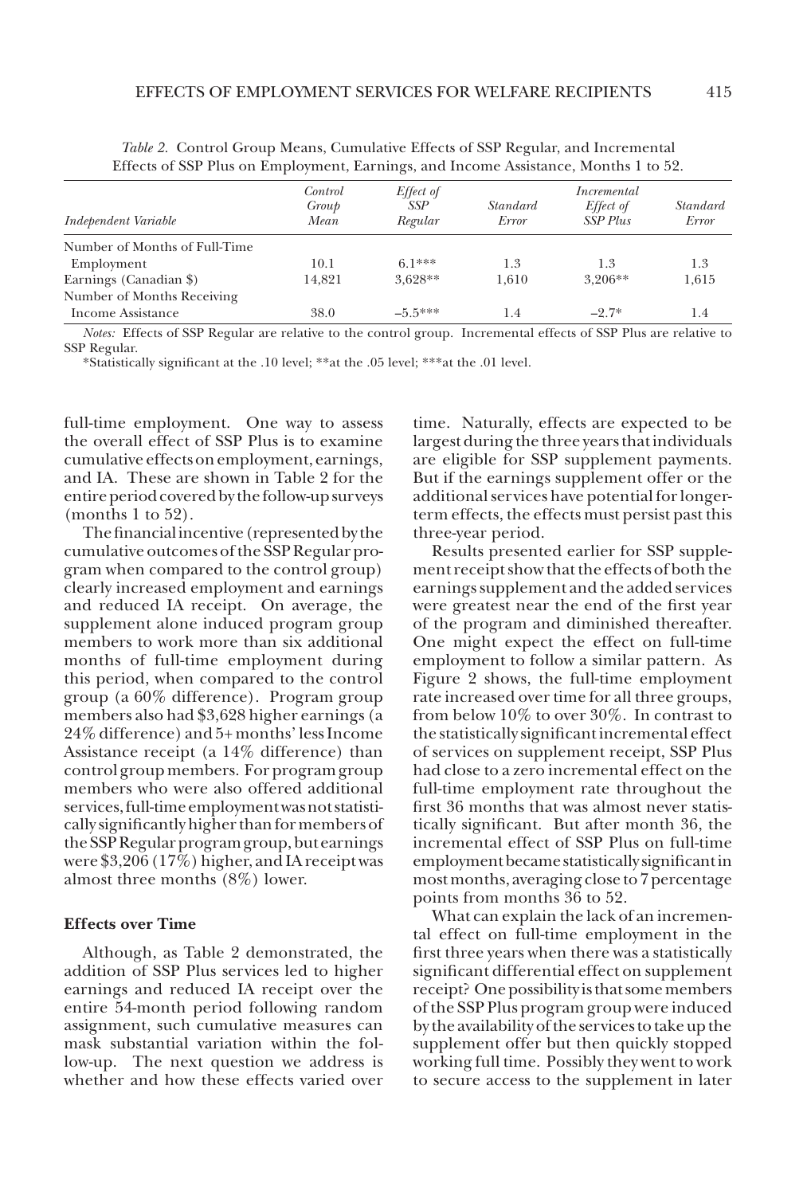*Table 2.* Control Group Means, Cumulative Effects of SSP Regular, and Incremental Effects of SSP Plus on Employment, Earnings, and Income Assistance, Months 1 to 52.

| *Independent Variable* | *Control Group Mean* | *Effect of SSP Regular* | *Standard Error* | *Incremental Effect of SSP Plus* | *Standard Error* |
|---|---|---|---|---|---|
| Number of Months of Full-Time Employment | 10.1 | 6.1*** | 1.3 | 1.3 | 1.3 |
| Earnings (Canadian $) | 14,821 | 3,628** | 1,610 | 3,206** | 1,615 |
| Number of Months Receiving Income Assistance | 38.0 | –5.5*** | 1.4 | –2.7* | 1.4 |

*Notes:* Effects of SSP Regular are relative to the control group. Incremental effects of SSP Plus are relative to SSP Regular.

*Statistically significant at the .10 level; **at the .05 level; ***at the .01 level.

full-time employment. One way to assess the overall effect of SSP Plus is to examine cumulative effects on employment, earnings, and IA. These are shown in Table 2 for the entire period covered by the follow-up surveys (months 1 to 52).

The financial incentive (represented by the cumulative outcomes of the SSP Regular program when compared to the control group) clearly increased employment and earnings and reduced IA receipt. On average, the supplement alone induced program group members to work more than six additional months of full-time employment during this period, when compared to the control group (a 60% difference). Program group members also had $3,628 higher earnings (a 24% difference) and 5+ months' less Income Assistance receipt (a 14% difference) than control group members. For program group members who were also offered additional services, full-time employment was not statistically significantly higher than for members of the SSP Regular program group, but earnings were $3,206 (17%) higher, and IA receipt was almost three months (8%) lower.

### Effects over Time

Although, as Table 2 demonstrated, the addition of SSP Plus services led to higher earnings and reduced IA receipt over the entire 54-month period following random assignment, such cumulative measures can mask substantial variation within the follow-up. The next question we address is whether and how these effects varied over time. Naturally, effects are expected to be largest during the three years that individuals are eligible for SSP supplement payments. But if the earnings supplement offer or the additional services have potential for longer-term effects, the effects must persist past this three-year period.

Results presented earlier for SSP supplement receipt show that the effects of both the earnings supplement and the added services were greatest near the end of the first year of the program and diminished thereafter. One might expect the effect on full-time employment to follow a similar pattern. As Figure 2 shows, the full-time employment rate increased over time for all three groups, from below 10% to over 30%. In contrast to the statistically significant incremental effect of services on supplement receipt, SSP Plus had close to a zero incremental effect on the full-time employment rate throughout the first 36 months that was almost never statistically significant. But after month 36, the incremental effect of SSP Plus on full-time employment became statistically significant in most months, averaging close to 7 percentage points from months 36 to 52.

What can explain the lack of an incremental effect on full-time employment in the first three years when there was a statistically significant differential effect on supplement receipt? One possibility is that some members of the SSP Plus program group were induced by the availability of the services to take up the supplement offer but then quickly stopped working full time. Possibly they went to work to secure access to the supplement in later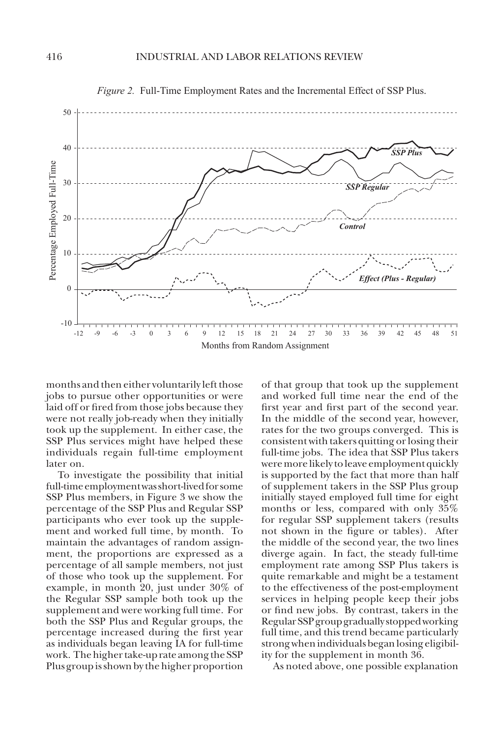*Figure 2.* Full-Time Employment Rates and the Incremental Effect of SSP Plus.

months and then either voluntarily left those jobs to pursue other opportunities or were laid off or fired from those jobs because they were not really job-ready when they initially took up the supplement. In either case, the SSP Plus services might have helped these individuals regain full-time employment later on.

To investigate the possibility that initial full-time employment was short-lived for some SSP Plus members, in Figure 3 we show the percentage of the SSP Plus and Regular SSP participants who ever took up the supplement and worked full time, by month. To maintain the advantages of random assignment, the proportions are expressed as a percentage of all sample members, not just of those who took up the supplement. For example, in month 20, just under 30% of the Regular SSP sample both took up the supplement and were working full time. For both the SSP Plus and Regular groups, the percentage increased during the first year as individuals began leaving IA for full-time work. The higher take-up rate among the SSP Plus group is shown by the higher proportion of that group that took up the supplement and worked full time near the end of the first year and first part of the second year. In the middle of the second year, however, rates for the two groups converged. This is consistent with takers quitting or losing their full-time jobs. The idea that SSP Plus takers were more likely to leave employment quickly is supported by the fact that more than half of supplement takers in the SSP Plus group initially stayed employed full time for eight months or less, compared with only 35% for regular SSP supplement takers (results not shown in the figure or tables). After the middle of the second year, the two lines diverge again. In fact, the steady full-time employment rate among SSP Plus takers is quite remarkable and might be a testament to the effectiveness of the post-employment services in helping people keep their jobs or find new jobs. By contrast, takers in the Regular SSP group gradually stopped working full time, and this trend became particularly strong when individuals began losing eligibility for the supplement in month 36.

As noted above, one possible explanation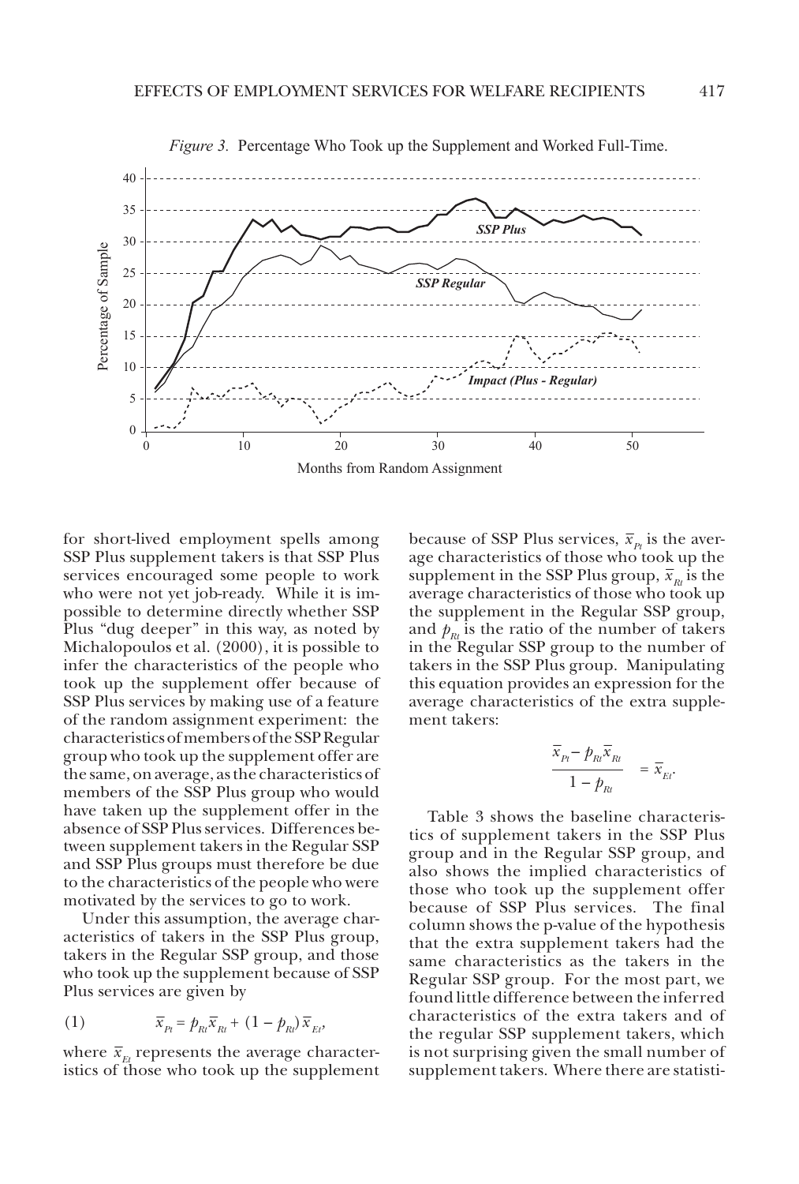*Figure 3.* Percentage Who Took up the Supplement and Worked Full-Time.

for short-lived employment spells among SSP Plus supplement takers is that SSP Plus services encouraged some people to work who were not yet job-ready. While it is impossible to determine directly whether SSP Plus "dug deeper" in this way, as noted by Michalopoulos et al. (2000), it is possible to infer the characteristics of the people who took up the supplement offer because of SSP Plus services by making use of a feature of the random assignment experiment: the characteristics of members of the SSP Regular group who took up the supplement offer are the same, on average, as the characteristics of members of the SSP Plus group who would have taken up the supplement offer in the absence of SSP Plus services. Differences between supplement takers in the Regular SSP and SSP Plus groups must therefore be due to the characteristics of the people who were motivated by the services to go to work.

Under this assumption, the average characteristics of takers in the SSP Plus group, takers in the Regular SSP group, and those who took up the supplement because of SSP Plus services are given by

$$(1) \qquad \bar{x}_{Pt} = p_{Rt}\bar{x}_{Rt} + (1 - p_{Rt})\,\bar{x}_{Et},$$

where $\bar{x}_{Et}$ represents the average characteristics of those who took up the supplement because of SSP Plus services, $\bar{x}_{Pt}$ is the average characteristics of those who took up the supplement in the SSP Plus group, $\bar{x}_{Rt}$ is the average characteristics of those who took up the supplement in the Regular SSP group, and $p_{Rt}$ is the ratio of the number of takers in the Regular SSP group to the number of takers in the SSP Plus group. Manipulating this equation provides an expression for the average characteristics of the extra supplement takers:

$$\frac{\bar{x}_{Pt} - p_{Rt}\bar{x}_{Rt}}{1 - p_{Rt}} = \bar{x}_{Et}.$$

Table 3 shows the baseline characteristics of supplement takers in the SSP Plus group and in the Regular SSP group, and also shows the implied characteristics of those who took up the supplement offer because of SSP Plus services. The final column shows the p-value of the hypothesis that the extra supplement takers had the same characteristics as the takers in the Regular SSP group. For the most part, we found little difference between the inferred characteristics of the extra takers and of the regular SSP supplement takers, which is not surprising given the small number of supplement takers. Where there are statisti-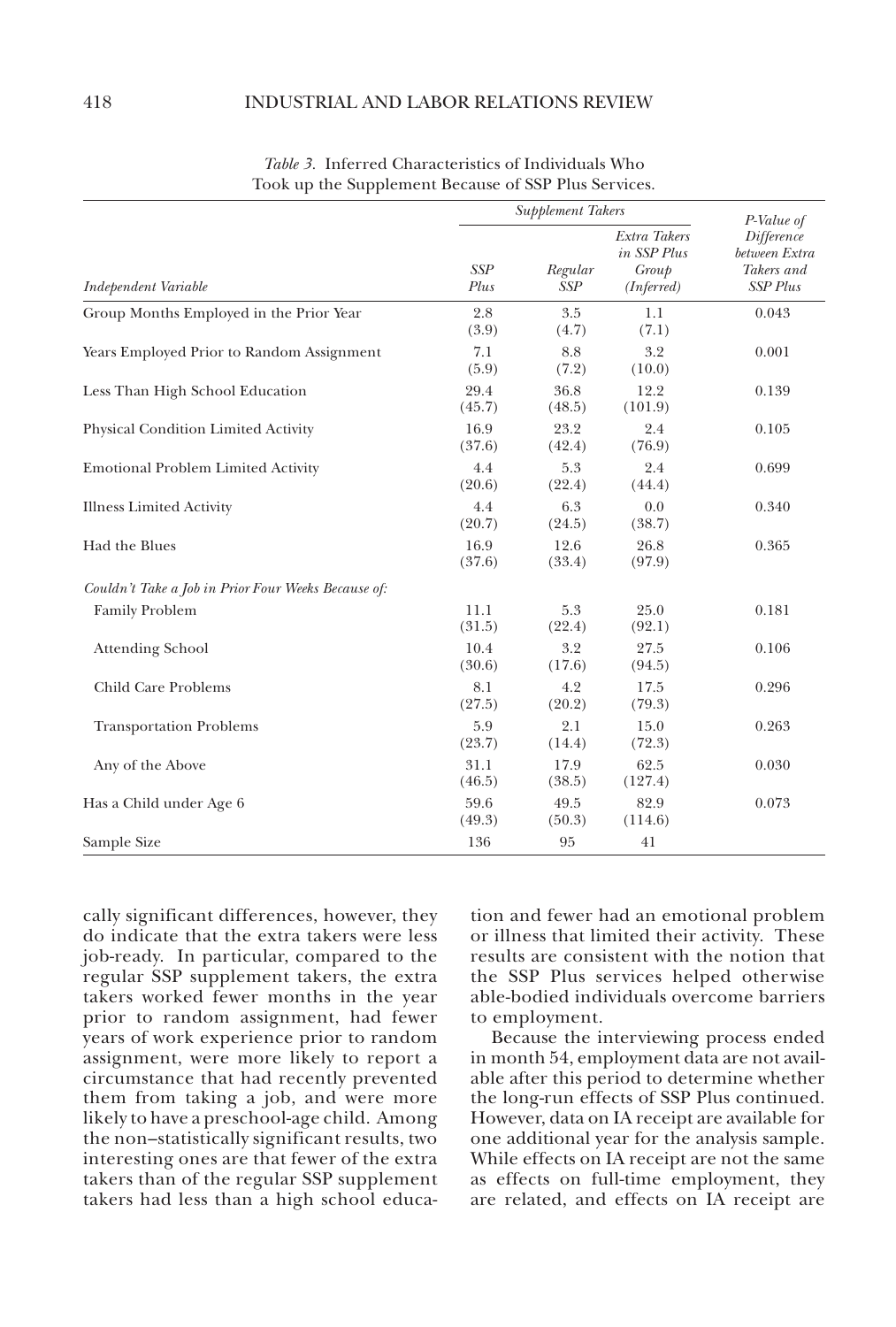*Table 3.* Inferred Characteristics of Individuals Who Took up the Supplement Because of SSP Plus Services.

| Independent Variable | Supplement Takers | | | P-Value of Difference between Extra Takers and SSP Plus |
|---|---|---|---|---|
| | SSP Plus | Regular SSP | Extra Takers in SSP Plus Group (Inferred) | |
| Group Months Employed in the Prior Year | 2.8 (3.9) | 3.5 (4.7) | 1.1 (7.1) | 0.043 |
| Years Employed Prior to Random Assignment | 7.1 (5.9) | 8.8 (7.2) | 3.2 (10.0) | 0.001 |
| Less Than High School Education | 29.4 (45.7) | 36.8 (48.5) | 12.2 (101.9) | 0.139 |
| Physical Condition Limited Activity | 16.9 (37.6) | 23.2 (42.4) | 2.4 (76.9) | 0.105 |
| Emotional Problem Limited Activity | 4.4 (20.6) | 5.3 (22.4) | 2.4 (44.4) | 0.699 |
| Illness Limited Activity | 4.4 (20.7) | 6.3 (24.5) | 0.0 (38.7) | 0.340 |
| Had the Blues | 16.9 (37.6) | 12.6 (33.4) | 26.8 (97.9) | 0.365 |
| *Couldn't Take a Job in Prior Four Weeks Because of:* | | | | |
| Family Problem | 11.1 (31.5) | 5.3 (22.4) | 25.0 (92.1) | 0.181 |
| Attending School | 10.4 (30.6) | 3.2 (17.6) | 27.5 (94.5) | 0.106 |
| Child Care Problems | 8.1 (27.5) | 4.2 (20.2) | 17.5 (79.3) | 0.296 |
| Transportation Problems | 5.9 (23.7) | 2.1 (14.4) | 15.0 (72.3) | 0.263 |
| Any of the Above | 31.1 (46.5) | 17.9 (38.5) | 62.5 (127.4) | 0.030 |
| Has a Child under Age 6 | 59.6 (49.3) | 49.5 (50.3) | 82.9 (114.6) | 0.073 |
| Sample Size | 136 | 95 | 41 | |

cally significant differences, however, they do indicate that the extra takers were less job-ready. In particular, compared to the regular SSP supplement takers, the extra takers worked fewer months in the year prior to random assignment, had fewer years of work experience prior to random assignment, were more likely to report a circumstance that had recently prevented them from taking a job, and were more likely to have a preschool-age child. Among the non–statistically significant results, two interesting ones are that fewer of the extra takers than of the regular SSP supplement takers had less than a high school education and fewer had an emotional problem or illness that limited their activity. These results are consistent with the notion that the SSP Plus services helped otherwise able-bodied individuals overcome barriers to employment.

Because the interviewing process ended in month 54, employment data are not available after this period to determine whether the long-run effects of SSP Plus continued. However, data on IA receipt are available for one additional year for the analysis sample. While effects on IA receipt are not the same as effects on full-time employment, they are related, and effects on IA receipt are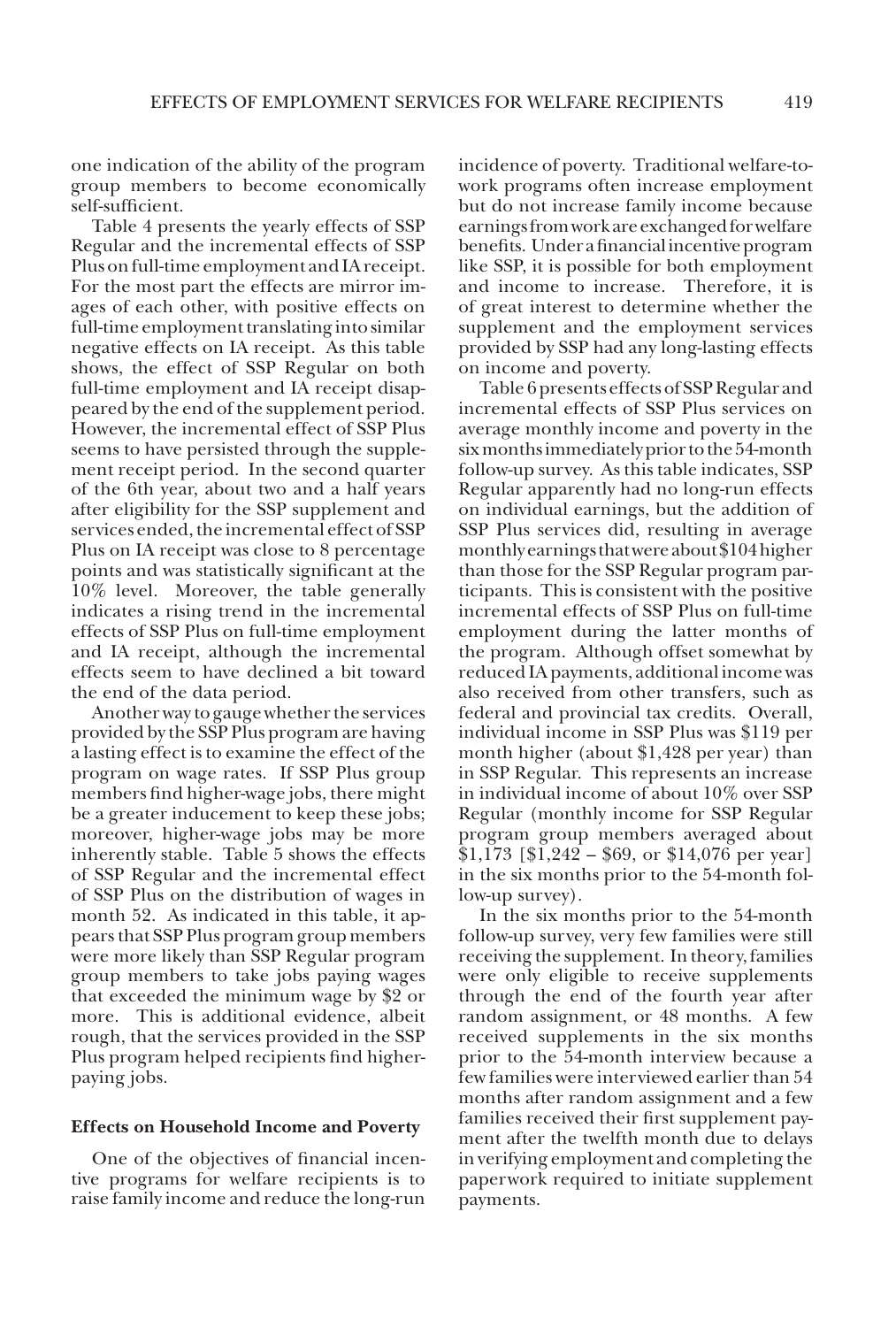one indication of the ability of the program group members to become economically self-sufficient.

Table 4 presents the yearly effects of SSP Regular and the incremental effects of SSP Plus on full-time employment and IA receipt. For the most part the effects are mirror images of each other, with positive effects on full-time employment translating into similar negative effects on IA receipt. As this table shows, the effect of SSP Regular on both full-time employment and IA receipt disappeared by the end of the supplement period. However, the incremental effect of SSP Plus seems to have persisted through the supplement receipt period. In the second quarter of the 6th year, about two and a half years after eligibility for the SSP supplement and services ended, the incremental effect of SSP Plus on IA receipt was close to 8 percentage points and was statistically significant at the 10% level. Moreover, the table generally indicates a rising trend in the incremental effects of SSP Plus on full-time employment and IA receipt, although the incremental effects seem to have declined a bit toward the end of the data period.

Another way to gauge whether the services provided by the SSP Plus program are having a lasting effect is to examine the effect of the program on wage rates. If SSP Plus group members find higher-wage jobs, there might be a greater inducement to keep these jobs; moreover, higher-wage jobs may be more inherently stable. Table 5 shows the effects of SSP Regular and the incremental effect of SSP Plus on the distribution of wages in month 52. As indicated in this table, it appears that SSP Plus program group members were more likely than SSP Regular program group members to take jobs paying wages that exceeded the minimum wage by $2 or more. This is additional evidence, albeit rough, that the services provided in the SSP Plus program helped recipients find higher-paying jobs.

#### Effects on Household Income and Poverty

One of the objectives of financial incentive programs for welfare recipients is to raise family income and reduce the long-run incidence of poverty. Traditional welfare-to-work programs often increase employment but do not increase family income because earnings from work are exchanged for welfare benefits. Under a financial incentive program like SSP, it is possible for both employment and income to increase. Therefore, it is of great interest to determine whether the supplement and the employment services provided by SSP had any long-lasting effects on income and poverty.

Table 6 presents effects of SSP Regular and incremental effects of SSP Plus services on average monthly income and poverty in the six months immediately prior to the 54-month follow-up survey. As this table indicates, SSP Regular apparently had no long-run effects on individual earnings, but the addition of SSP Plus services did, resulting in average monthly earnings that were about $104 higher than those for the SSP Regular program participants. This is consistent with the positive incremental effects of SSP Plus on full-time employment during the latter months of the program. Although offset somewhat by reduced IA payments, additional income was also received from other transfers, such as federal and provincial tax credits. Overall, individual income in SSP Plus was $119 per month higher (about $1,428 per year) than in SSP Regular. This represents an increase in individual income of about 10% over SSP Regular (monthly income for SSP Regular program group members averaged about $1,173 [$1,242 – $69, or $14,076 per year] in the six months prior to the 54-month follow-up survey).

In the six months prior to the 54-month follow-up survey, very few families were still receiving the supplement. In theory, families were only eligible to receive supplements through the end of the fourth year after random assignment, or 48 months. A few received supplements in the six months prior to the 54-month interview because a few families were interviewed earlier than 54 months after random assignment and a few families received their first supplement payment after the twelfth month due to delays in verifying employment and completing the paperwork required to initiate supplement payments.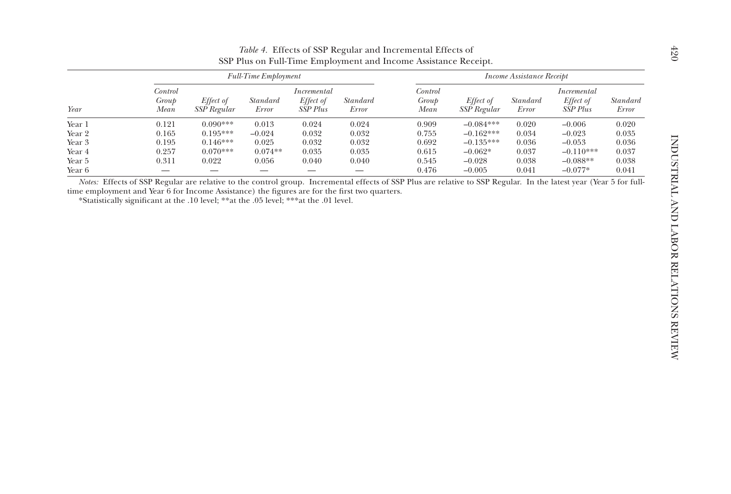*Table 4.* Effects of SSP Regular and Incremental Effects of SSP Plus on Full-Time Employment and Income Assistance Receipt.

| | *Full-Time Employment* | | | | | *Income Assistance Receipt* | | | | |
|---|---|---|---|---|---|---|---|---|---|---|
| *Year* | *Control Group Mean* | *Effect of SSP Regular* | *Standard Error* | *Incremental Effect of SSP Plus* | *Standard Error* | *Control Group Mean* | *Effect of SSP Regular* | *Standard Error* | *Incremental Effect of SSP Plus* | *Standard Error* |
| Year 1 | 0.121 | 0.090*** | 0.013 | 0.024 | 0.024 | 0.909 | –0.084*** | 0.020 | –0.006 | 0.020 |
| Year 2 | 0.165 | 0.195*** | –0.024 | 0.032 | 0.032 | 0.755 | –0.162*** | 0.034 | –0.023 | 0.035 |
| Year 3 | 0.195 | 0.146*** | 0.025 | 0.032 | 0.032 | 0.692 | –0.135*** | 0.036 | –0.053 | 0.036 |
| Year 4 | 0.257 | 0.070*** | 0.074** | 0.035 | 0.035 | 0.615 | –0.062* | 0.037 | –0.110*** | 0.037 |
| Year 5 | 0.311 | 0.022 | 0.056 | 0.040 | 0.040 | 0.545 | –0.028 | 0.038 | –0.088** | 0.038 |
| Year 6 | — | — | — | — | — | 0.476 | –0.005 | 0.041 | –0.077* | 0.041 |

*Notes:* Effects of SSP Regular are relative to the control group. Incremental effects of SSP Plus are relative to SSP Regular. In the latest year (Year 5 for full-time employment and Year 6 for Income Assistance) the figures are for the first two quarters.

*Statistically significant at the .10 level; **at the .05 level; ***at the .01 level.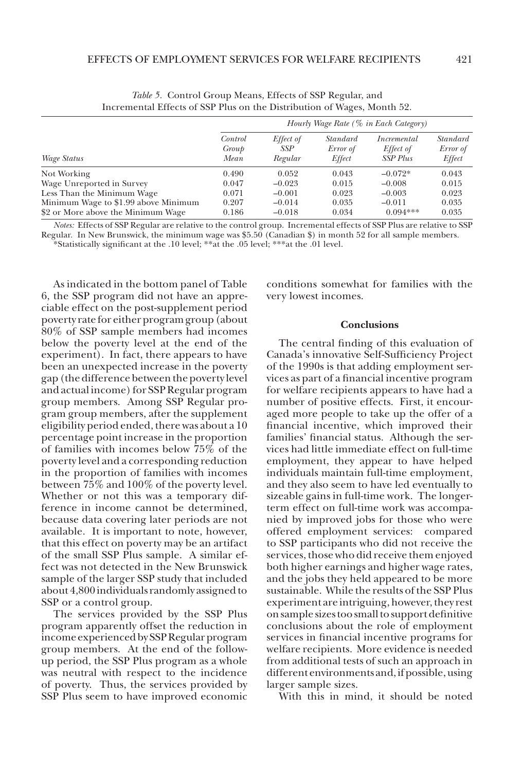*Table 5.* Control Group Means, Effects of SSP Regular, and Incremental Effects of SSP Plus on the Distribution of Wages, Month 52.

| | *Hourly Wage Rate (% in Each Category)* | | | | |
|---|---|---|---|---|---|
| *Wage Status* | *Control Group Mean* | *Effect of SSP Regular* | *Standard Error of Effect* | *Incremental Effect of SSP Plus* | *Standard Error of Effect* |
| Not Working | 0.490 | 0.052 | 0.043 | −0.072* | 0.043 |
| Wage Unreported in Survey | 0.047 | −0.023 | 0.015 | −0.008 | 0.015 |
| Less Than the Minimum Wage | 0.071 | −0.001 | 0.023 | −0.003 | 0.023 |
| Minimum Wage to $1.99 above Minimum | 0.207 | −0.014 | 0.035 | −0.011 | 0.035 |
| $2 or More above the Minimum Wage | 0.186 | −0.018 | 0.034 | 0.094*** | 0.035 |

*Notes:* Effects of SSP Regular are relative to the control group. Incremental effects of SSP Plus are relative to SSP Regular. In New Brunswick, the minimum wage was $5.50 (Canadian $) in month 52 for all sample members.
*Statistically significant at the .10 level; **at the .05 level; ***at the .01 level.

As indicated in the bottom panel of Table 6, the SSP program did not have an appreciable effect on the post-supplement period poverty rate for either program group (about 80% of SSP sample members had incomes below the poverty level at the end of the experiment). In fact, there appears to have been an unexpected increase in the poverty gap (the difference between the poverty level and actual income) for SSP Regular program group members. Among SSP Regular program group members, after the supplement eligibility period ended, there was about a 10 percentage point increase in the proportion of families with incomes below 75% of the poverty level and a corresponding reduction in the proportion of families with incomes between 75% and 100% of the poverty level. Whether or not this was a temporary difference in income cannot be determined, because data covering later periods are not available. It is important to note, however, that this effect on poverty may be an artifact of the small SSP Plus sample. A similar effect was not detected in the New Brunswick sample of the larger SSP study that included about 4,800 individuals randomly assigned to SSP or a control group.

The services provided by the SSP Plus program apparently offset the reduction in income experienced by SSP Regular program group members. At the end of the follow-up period, the SSP Plus program as a whole was neutral with respect to the incidence of poverty. Thus, the services provided by SSP Plus seem to have improved economic conditions somewhat for families with the very lowest incomes.

## Conclusions

The central finding of this evaluation of Canada's innovative Self-Sufficiency Project of the 1990s is that adding employment services as part of a financial incentive program for welfare recipients appears to have had a number of positive effects. First, it encouraged more people to take up the offer of a financial incentive, which improved their families' financial status. Although the services had little immediate effect on full-time employment, they appear to have helped individuals maintain full-time employment, and they also seem to have led eventually to sizeable gains in full-time work. The longer-term effect on full-time work was accompanied by improved jobs for those who were offered employment services: compared to SSP participants who did not receive the services, those who did receive them enjoyed both higher earnings and higher wage rates, and the jobs they held appeared to be more sustainable. While the results of the SSP Plus experiment are intriguing, however, they rest on sample sizes too small to support definitive conclusions about the role of employment services in financial incentive programs for welfare recipients. More evidence is needed from additional tests of such an approach in different environments and, if possible, using larger sample sizes.

With this in mind, it should be noted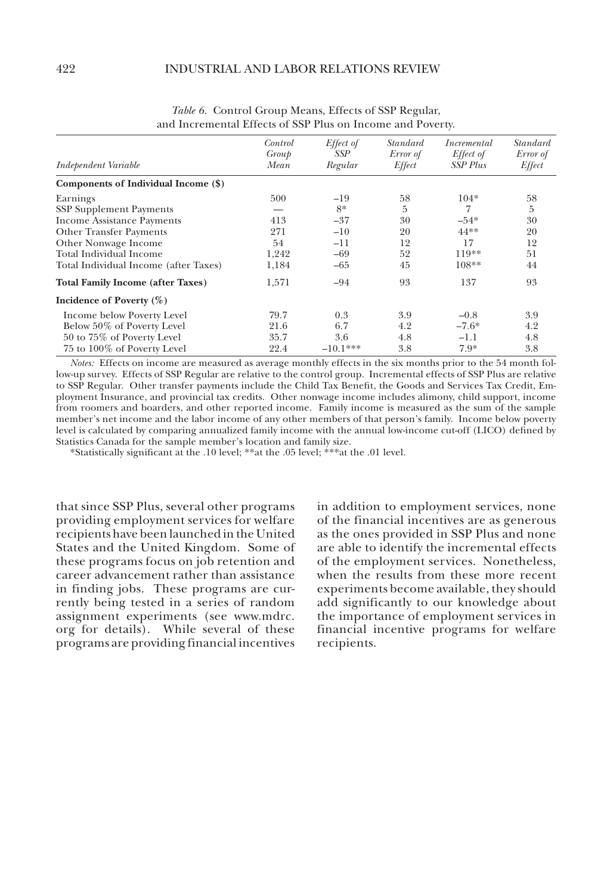*Table 6.* Control Group Means, Effects of SSP Regular, and Incremental Effects of SSP Plus on Income and Poverty.

| *Independent Variable* | *Control Group Mean* | *Effect of SSP Regular* | *Standard Error of Effect* | *Incremental Effect of SSP Plus* | *Standard Error of Effect* |
|---|---|---|---|---|---|
| **Components of Individual Income ($)** | | | | | |
| Earnings | 500 | −19 | 58 | 104* | 58 |
| SSP Supplement Payments | — | 8* | 5 | 7 | 5 |
| Income Assistance Payments | 413 | −37 | 30 | −54* | 30 |
| Other Transfer Payments | 271 | −10 | 20 | 44** | 20 |
| Other Nonwage Income | 54 | −11 | 12 | 17 | 12 |
| Total Individual Income | 1,242 | −69 | 52 | 119** | 51 |
| Total Individual Income (after Taxes) | 1,184 | −65 | 45 | 108** | 44 |
| **Total Family Income (after Taxes)** | 1,571 | −94 | 93 | 137 | 93 |
| **Incidence of Poverty (%)** | | | | | |
| Income below Poverty Level | 79.7 | 0.3 | 3.9 | −0.8 | 3.9 |
| Below 50% of Poverty Level | 21.6 | 6.7 | 4.2 | −7.6* | 4.2 |
| 50 to 75% of Poverty Level | 35.7 | 3.6 | 4.8 | −1.1 | 4.8 |
| 75 to 100% of Poverty Level | 22.4 | −10.1*** | 3.8 | 7.9* | 3.8 |

*Notes:* Effects on income are measured as average monthly effects in the six months prior to the 54 month follow-up survey. Effects of SSP Regular are relative to the control group. Incremental effects of SSP Plus are relative to SSP Regular. Other transfer payments include the Child Tax Benefit, the Goods and Services Tax Credit, Employment Insurance, and provincial tax credits. Other nonwage income includes alimony, child support, income from roomers and boarders, and other reported income. Family income is measured as the sum of the sample member's net income and the labor income of any other members of that person's family. Income below poverty level is calculated by comparing annualized family income with the annual low-income cut-off (LICO) defined by Statistics Canada for the sample member's location and family size.

*Statistically significant at the .10 level; **at the .05 level; ***at the .01 level.

that since SSP Plus, several other programs providing employment services for welfare recipients have been launched in the United States and the United Kingdom. Some of these programs focus on job retention and career advancement rather than assistance in finding jobs. These programs are currently being tested in a series of random assignment experiments (see www.mdrc.org for details). While several of these programs are providing financial incentives in addition to employment services, none of the financial incentives are as generous as the ones provided in SSP Plus and none are able to identify the incremental effects of the employment services. Nonetheless, when the results from these more recent experiments become available, they should add significantly to our knowledge about the importance of employment services in financial incentive programs for welfare recipients.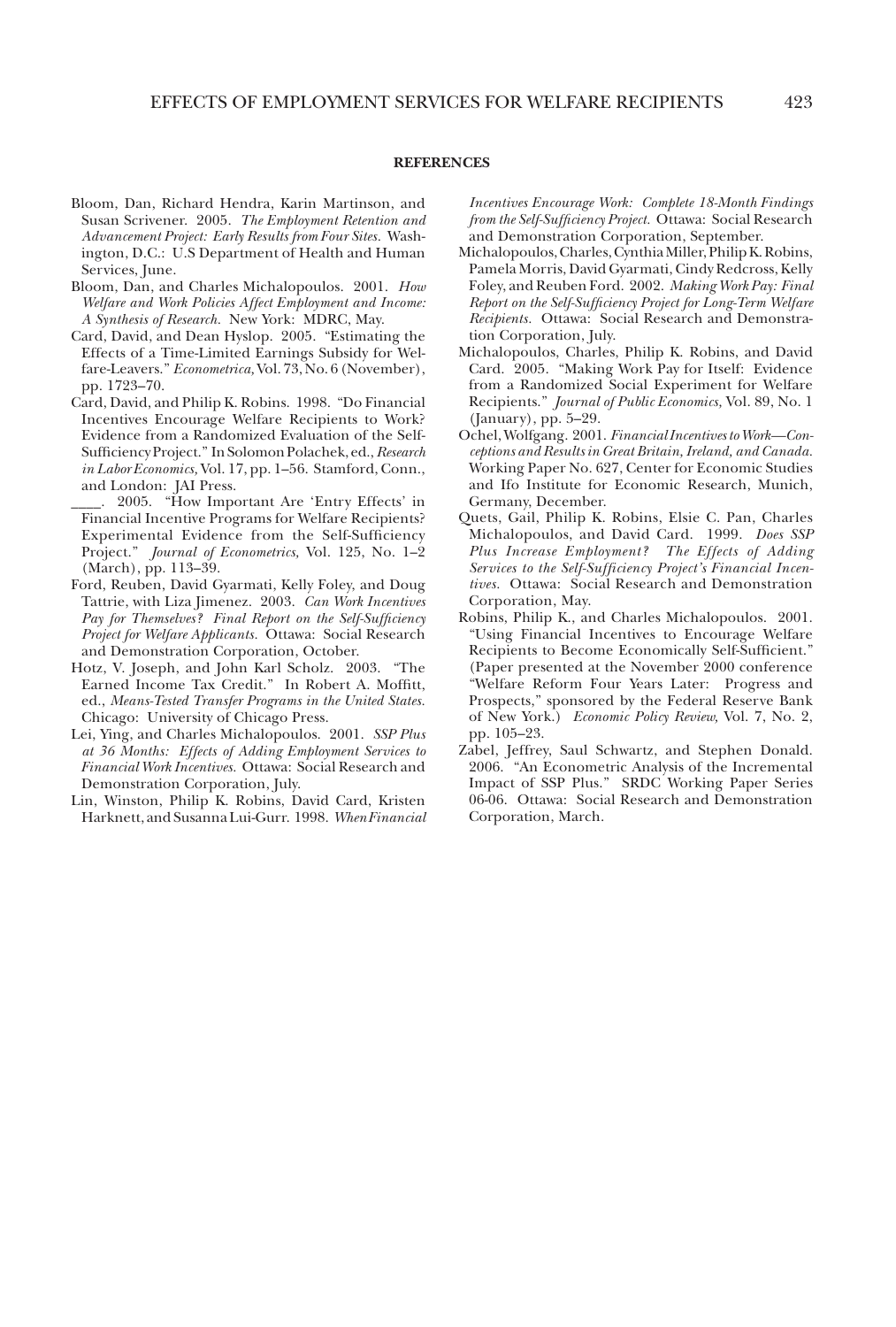## REFERENCES

Bloom, Dan, Richard Hendra, Karin Martinson, and Susan Scrivener. 2005. *The Employment Retention and Advancement Project: Early Results from Four Sites.* Washington, D.C.: U.S Department of Health and Human Services, June.

Bloom, Dan, and Charles Michalopoulos. 2001. *How Welfare and Work Policies Affect Employment and Income: A Synthesis of Research.* New York: MDRC, May.

Card, David, and Dean Hyslop. 2005. "Estimating the Effects of a Time-Limited Earnings Subsidy for Welfare-Leavers." *Econometrica,* Vol. 73, No. 6 (November), pp. 1723–70.

Card, David, and Philip K. Robins. 1998. "Do Financial Incentives Encourage Welfare Recipients to Work? Evidence from a Randomized Evaluation of the Self-Sufficiency Project." In Solomon Polachek, ed., *Research in Labor Economics,* Vol. 17, pp. 1–56. Stamford, Conn., and London: JAI Press.

____. 2005. "How Important Are 'Entry Effects' in Financial Incentive Programs for Welfare Recipients? Experimental Evidence from the Self-Sufficiency Project." *Journal of Econometrics,* Vol. 125, No. 1–2 (March), pp. 113–39.

Ford, Reuben, David Gyarmati, Kelly Foley, and Doug Tattrie, with Liza Jimenez. 2003. *Can Work Incentives Pay for Themselves? Final Report on the Self-Sufficiency Project for Welfare Applicants.* Ottawa: Social Research and Demonstration Corporation, October.

Hotz, V. Joseph, and John Karl Scholz. 2003. "The Earned Income Tax Credit." In Robert A. Moffitt, ed., *Means-Tested Transfer Programs in the United States.* Chicago: University of Chicago Press.

Lei, Ying, and Charles Michalopoulos. 2001. *SSP Plus at 36 Months: Effects of Adding Employment Services to Financial Work Incentives.* Ottawa: Social Research and Demonstration Corporation, July.

Lin, Winston, Philip K. Robins, David Card, Kristen Harknett, and Susanna Lui-Gurr. 1998. *When Financial Incentives Encourage Work: Complete 18-Month Findings from the Self-Sufficiency Project.* Ottawa: Social Research and Demonstration Corporation, September.

Michalopoulos, Charles, Cynthia Miller, Philip K. Robins, Pamela Morris, David Gyarmati, Cindy Redcross, Kelly Foley, and Reuben Ford. 2002. *Making Work Pay: Final Report on the Self-Sufficiency Project for Long-Term Welfare Recipients.* Ottawa: Social Research and Demonstration Corporation, July.

Michalopoulos, Charles, Philip K. Robins, and David Card. 2005. "Making Work Pay for Itself: Evidence from a Randomized Social Experiment for Welfare Recipients." *Journal of Public Economics,* Vol. 89, No. 1 (January), pp. 5–29.

Ochel, Wolfgang. 2001. *Financial Incentives to Work—Conceptions and Results in Great Britain, Ireland, and Canada.* Working Paper No. 627, Center for Economic Studies and Ifo Institute for Economic Research, Munich, Germany, December.

Quets, Gail, Philip K. Robins, Elsie C. Pan, Charles Michalopoulos, and David Card. 1999. *Does SSP Plus Increase Employment? The Effects of Adding Services to the Self-Sufficiency Project's Financial Incentives.* Ottawa: Social Research and Demonstration Corporation, May.

Robins, Philip K., and Charles Michalopoulos. 2001. "Using Financial Incentives to Encourage Welfare Recipients to Become Economically Self-Sufficient." (Paper presented at the November 2000 conference "Welfare Reform Four Years Later: Progress and Prospects," sponsored by the Federal Reserve Bank of New York.) *Economic Policy Review,* Vol. 7, No. 2, pp. 105–23.

Zabel, Jeffrey, Saul Schwartz, and Stephen Donald. 2006. "An Econometric Analysis of the Incremental Impact of SSP Plus." SRDC Working Paper Series 06-06. Ottawa: Social Research and Demonstration Corporation, March.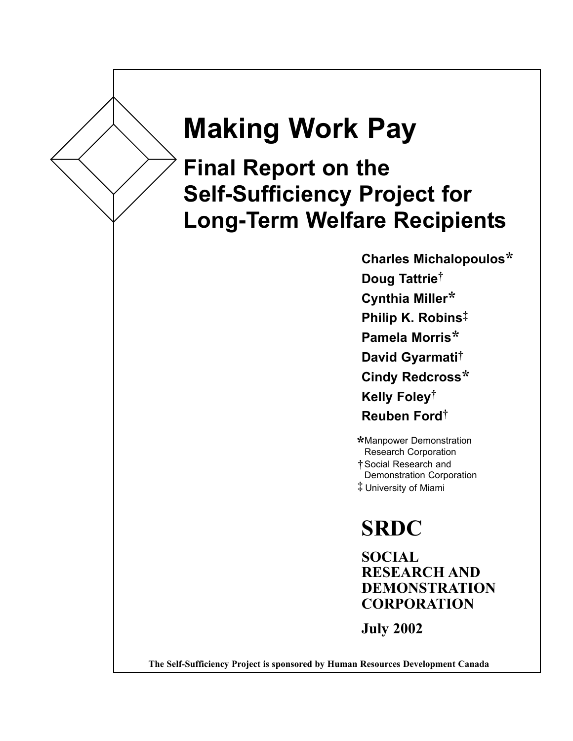# Making Work Pay

## Final Report on the Self-Sufficiency Project for Long-Term Welfare Recipients

**Charles Michalopoulos***
**Doug Tattrie†**
**Cynthia Miller***
**Philip K. Robins‡**
**Pamela Morris***
**David Gyarmati†**
**Cindy Redcross***
**Kelly Foley†**
**Reuben Ford†**

*Manpower Demonstration Research Corporation
†Social Research and Demonstration Corporation
‡University of Miami

# SRDC

**SOCIAL RESEARCH AND DEMONSTRATION CORPORATION**

**July 2002**

**The Self-Sufficiency Project is sponsored by Human Resources Development Canada**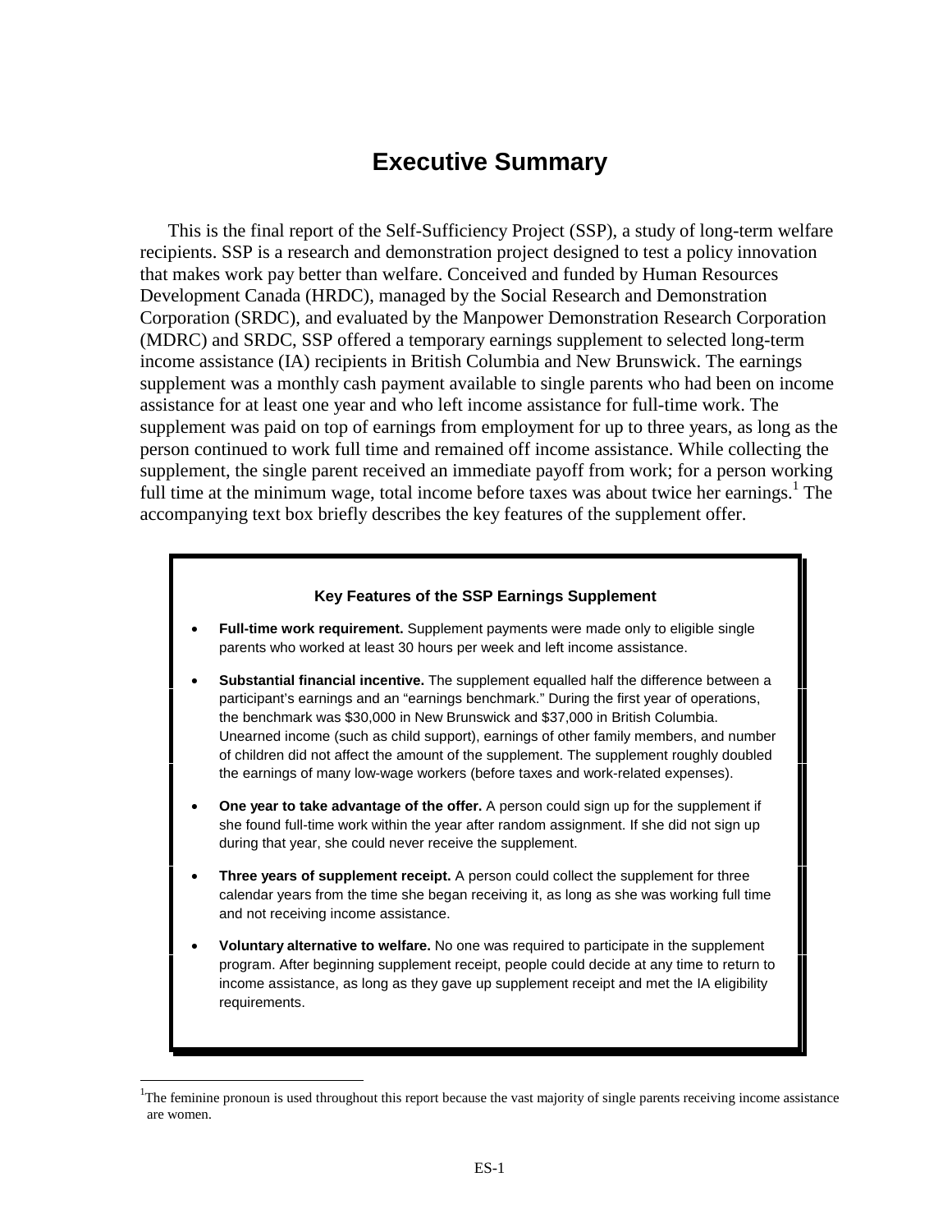# Executive Summary

This is the final report of the Self-Sufficiency Project (SSP), a study of long-term welfare recipients. SSP is a research and demonstration project designed to test a policy innovation that makes work pay better than welfare. Conceived and funded by Human Resources Development Canada (HRDC), managed by the Social Research and Demonstration Corporation (SRDC), and evaluated by the Manpower Demonstration Research Corporation (MDRC) and SRDC, SSP offered a temporary earnings supplement to selected long-term income assistance (IA) recipients in British Columbia and New Brunswick. The earnings supplement was a monthly cash payment available to single parents who had been on income assistance for at least one year and who left income assistance for full-time work. The supplement was paid on top of earnings from employment for up to three years, as long as the person continued to work full time and remained off income assistance. While collecting the supplement, the single parent received an immediate payoff from work; for a person working full time at the minimum wage, total income before taxes was about twice her earnings.[1] The accompanying text box briefly describes the key features of the supplement offer.

**Key Features of the SSP Earnings Supplement**

- **Full-time work requirement.** Supplement payments were made only to eligible single parents who worked at least 30 hours per week and left income assistance.
- **Substantial financial incentive.** The supplement equalled half the difference between a participant's earnings and an "earnings benchmark." During the first year of operations, the benchmark was $30,000 in New Brunswick and $37,000 in British Columbia. Unearned income (such as child support), earnings of other family members, and number of children did not affect the amount of the supplement. The supplement roughly doubled the earnings of many low-wage workers (before taxes and work-related expenses).
- **One year to take advantage of the offer.** A person could sign up for the supplement if she found full-time work within the year after random assignment. If she did not sign up during that year, she could never receive the supplement.
- **Three years of supplement receipt.** A person could collect the supplement for three calendar years from the time she began receiving it, as long as she was working full time and not receiving income assistance.
- **Voluntary alternative to welfare.** No one was required to participate in the supplement program. After beginning supplement receipt, people could decide at any time to return to income assistance, as long as they gave up supplement receipt and met the IA eligibility requirements.

[1]The feminine pronoun is used throughout this report because the vast majority of single parents receiving income assistance are women.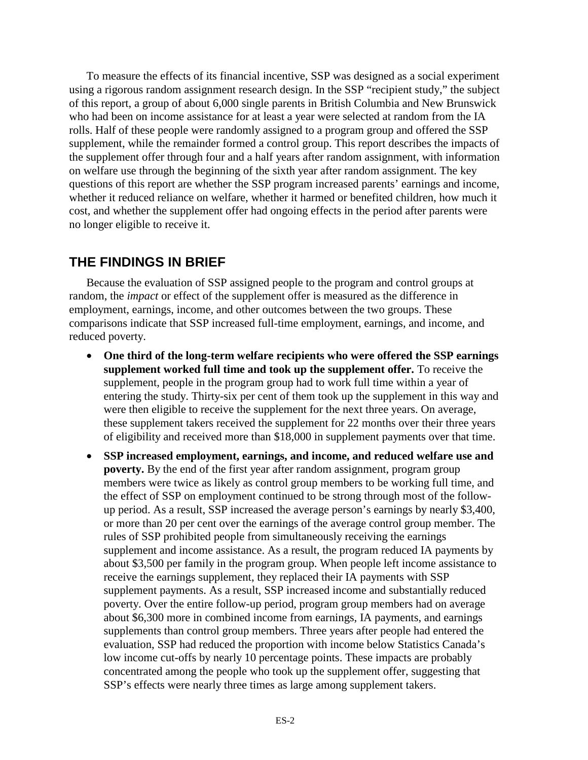To measure the effects of its financial incentive, SSP was designed as a social experiment using a rigorous random assignment research design. In the SSP "recipient study," the subject of this report, a group of about 6,000 single parents in British Columbia and New Brunswick who had been on income assistance for at least a year were selected at random from the IA rolls. Half of these people were randomly assigned to a program group and offered the SSP supplement, while the remainder formed a control group. This report describes the impacts of the supplement offer through four and a half years after random assignment, with information on welfare use through the beginning of the sixth year after random assignment. The key questions of this report are whether the SSP program increased parents' earnings and income, whether it reduced reliance on welfare, whether it harmed or benefited children, how much it cost, and whether the supplement offer had ongoing effects in the period after parents were no longer eligible to receive it.

## THE FINDINGS IN BRIEF

Because the evaluation of SSP assigned people to the program and control groups at random, the *impact* or effect of the supplement offer is measured as the difference in employment, earnings, income, and other outcomes between the two groups. These comparisons indicate that SSP increased full-time employment, earnings, and income, and reduced poverty.

- **One third of the long-term welfare recipients who were offered the SSP earnings supplement worked full time and took up the supplement offer.** To receive the supplement, people in the program group had to work full time within a year of entering the study. Thirty-six per cent of them took up the supplement in this way and were then eligible to receive the supplement for the next three years. On average, these supplement takers received the supplement for 22 months over their three years of eligibility and received more than $18,000 in supplement payments over that time.
- **SSP increased employment, earnings, and income, and reduced welfare use and poverty.** By the end of the first year after random assignment, program group members were twice as likely as control group members to be working full time, and the effect of SSP on employment continued to be strong through most of the follow-up period. As a result, SSP increased the average person's earnings by nearly $3,400, or more than 20 per cent over the earnings of the average control group member. The rules of SSP prohibited people from simultaneously receiving the earnings supplement and income assistance. As a result, the program reduced IA payments by about $3,500 per family in the program group. When people left income assistance to receive the earnings supplement, they replaced their IA payments with SSP supplement payments. As a result, SSP increased income and substantially reduced poverty. Over the entire follow-up period, program group members had on average about $6,300 more in combined income from earnings, IA payments, and earnings supplements than control group members. Three years after people had entered the evaluation, SSP had reduced the proportion with income below Statistics Canada's low income cut-offs by nearly 10 percentage points. These impacts are probably concentrated among the people who took up the supplement offer, suggesting that SSP's effects were nearly three times as large among supplement takers.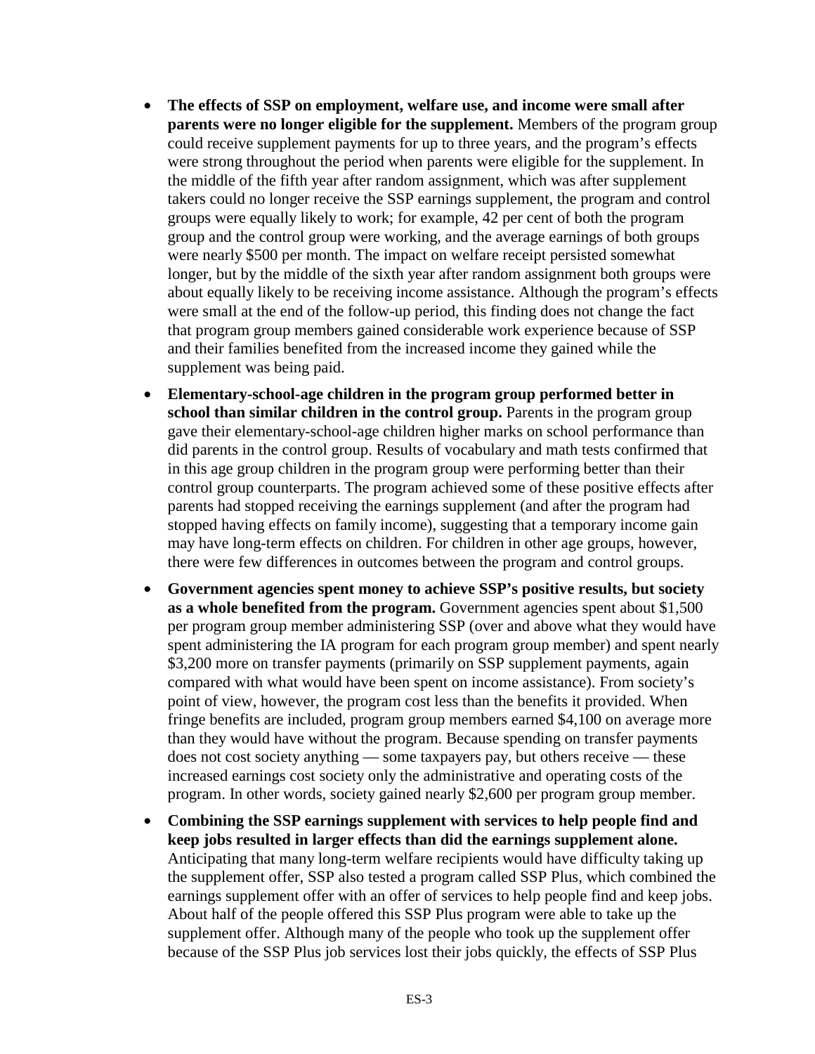- **The effects of SSP on employment, welfare use, and income were small after parents were no longer eligible for the supplement.** Members of the program group could receive supplement payments for up to three years, and the program's effects were strong throughout the period when parents were eligible for the supplement. In the middle of the fifth year after random assignment, which was after supplement takers could no longer receive the SSP earnings supplement, the program and control groups were equally likely to work; for example, 42 per cent of both the program group and the control group were working, and the average earnings of both groups were nearly $500 per month. The impact on welfare receipt persisted somewhat longer, but by the middle of the sixth year after random assignment both groups were about equally likely to be receiving income assistance. Although the program's effects were small at the end of the follow-up period, this finding does not change the fact that program group members gained considerable work experience because of SSP and their families benefited from the increased income they gained while the supplement was being paid.

- **Elementary-school-age children in the program group performed better in school than similar children in the control group.** Parents in the program group gave their elementary-school-age children higher marks on school performance than did parents in the control group. Results of vocabulary and math tests confirmed that in this age group children in the program group were performing better than their control group counterparts. The program achieved some of these positive effects after parents had stopped receiving the earnings supplement (and after the program had stopped having effects on family income), suggesting that a temporary income gain may have long-term effects on children. For children in other age groups, however, there were few differences in outcomes between the program and control groups.

- **Government agencies spent money to achieve SSP's positive results, but society as a whole benefited from the program.** Government agencies spent about $1,500 per program group member administering SSP (over and above what they would have spent administering the IA program for each program group member) and spent nearly $3,200 more on transfer payments (primarily on SSP supplement payments, again compared with what would have been spent on income assistance). From society's point of view, however, the program cost less than the benefits it provided. When fringe benefits are included, program group members earned $4,100 on average more than they would have without the program. Because spending on transfer payments does not cost society anything — some taxpayers pay, but others receive — these increased earnings cost society only the administrative and operating costs of the program. In other words, society gained nearly $2,600 per program group member.

- **Combining the SSP earnings supplement with services to help people find and keep jobs resulted in larger effects than did the earnings supplement alone.** Anticipating that many long-term welfare recipients would have difficulty taking up the supplement offer, SSP also tested a program called SSP Plus, which combined the earnings supplement offer with an offer of services to help people find and keep jobs. About half of the people offered this SSP Plus program were able to take up the supplement offer. Although many of the people who took up the supplement offer because of the SSP Plus job services lost their jobs quickly, the effects of SSP Plus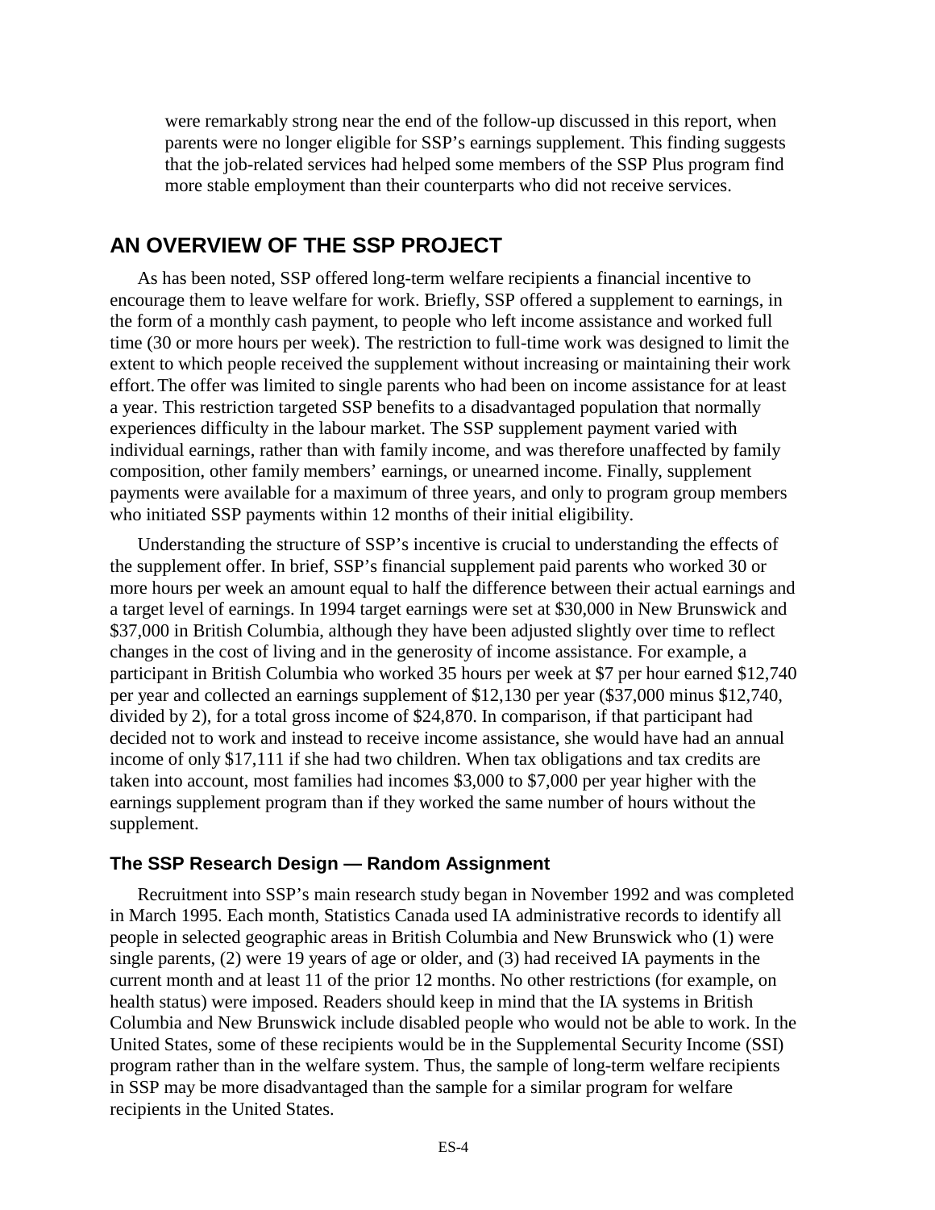were remarkably strong near the end of the follow-up discussed in this report, when parents were no longer eligible for SSP's earnings supplement. This finding suggests that the job-related services had helped some members of the SSP Plus program find more stable employment than their counterparts who did not receive services.

## AN OVERVIEW OF THE SSP PROJECT

As has been noted, SSP offered long-term welfare recipients a financial incentive to encourage them to leave welfare for work. Briefly, SSP offered a supplement to earnings, in the form of a monthly cash payment, to people who left income assistance and worked full time (30 or more hours per week). The restriction to full-time work was designed to limit the extent to which people received the supplement without increasing or maintaining their work effort. The offer was limited to single parents who had been on income assistance for at least a year. This restriction targeted SSP benefits to a disadvantaged population that normally experiences difficulty in the labour market. The SSP supplement payment varied with individual earnings, rather than with family income, and was therefore unaffected by family composition, other family members' earnings, or unearned income. Finally, supplement payments were available for a maximum of three years, and only to program group members who initiated SSP payments within 12 months of their initial eligibility.

Understanding the structure of SSP's incentive is crucial to understanding the effects of the supplement offer. In brief, SSP's financial supplement paid parents who worked 30 or more hours per week an amount equal to half the difference between their actual earnings and a target level of earnings. In 1994 target earnings were set at $30,000 in New Brunswick and $37,000 in British Columbia, although they have been adjusted slightly over time to reflect changes in the cost of living and in the generosity of income assistance. For example, a participant in British Columbia who worked 35 hours per week at $7 per hour earned $12,740 per year and collected an earnings supplement of $12,130 per year ($37,000 minus $12,740, divided by 2), for a total gross income of $24,870. In comparison, if that participant had decided not to work and instead to receive income assistance, she would have had an annual income of only $17,111 if she had two children. When tax obligations and tax credits are taken into account, most families had incomes $3,000 to $7,000 per year higher with the earnings supplement program than if they worked the same number of hours without the supplement.

### The SSP Research Design — Random Assignment

Recruitment into SSP's main research study began in November 1992 and was completed in March 1995. Each month, Statistics Canada used IA administrative records to identify all people in selected geographic areas in British Columbia and New Brunswick who (1) were single parents, (2) were 19 years of age or older, and (3) had received IA payments in the current month and at least 11 of the prior 12 months. No other restrictions (for example, on health status) were imposed. Readers should keep in mind that the IA systems in British Columbia and New Brunswick include disabled people who would not be able to work. In the United States, some of these recipients would be in the Supplemental Security Income (SSI) program rather than in the welfare system. Thus, the sample of long-term welfare recipients in SSP may be more disadvantaged than the sample for a similar program for welfare recipients in the United States.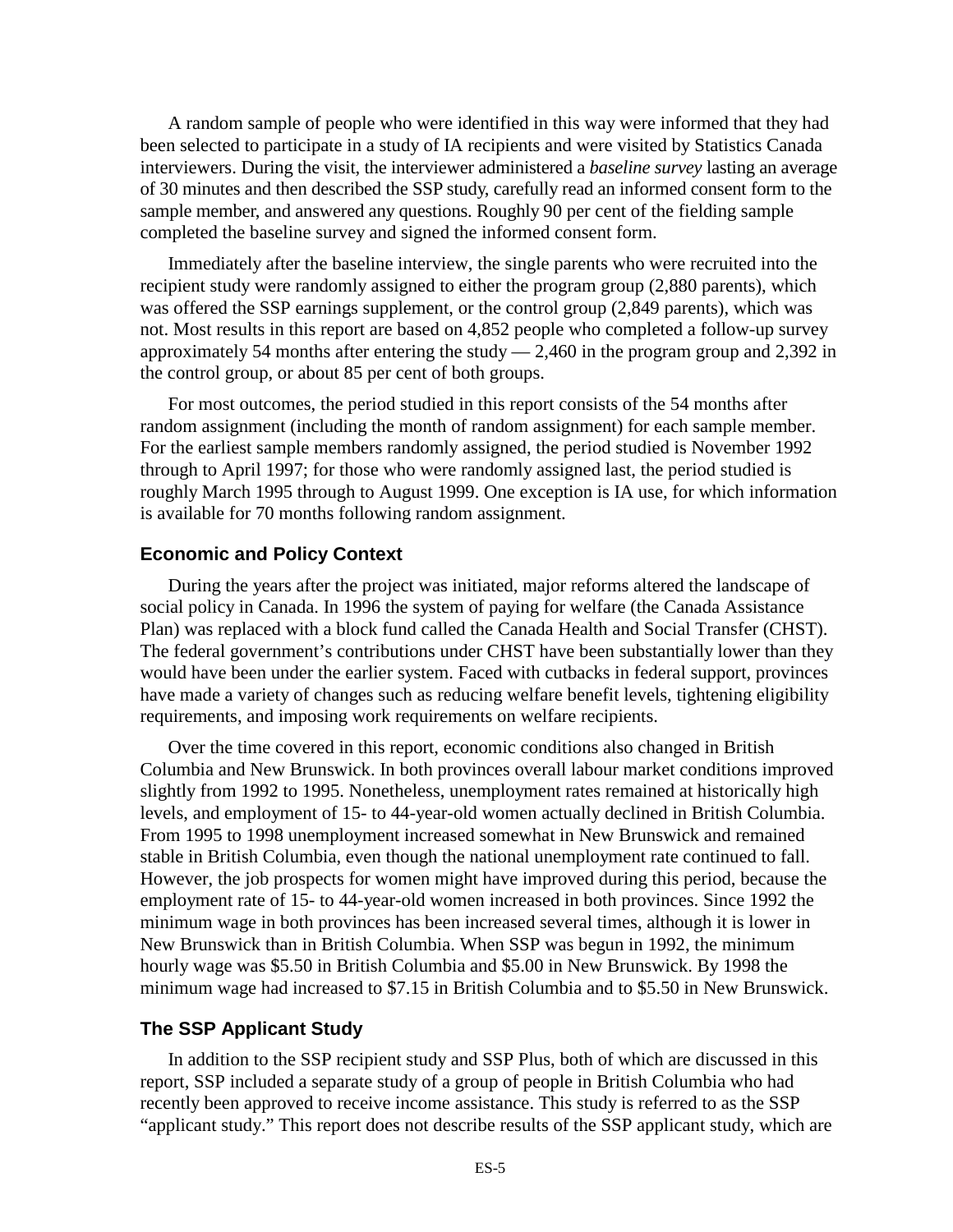A random sample of people who were identified in this way were informed that they had been selected to participate in a study of IA recipients and were visited by Statistics Canada interviewers. During the visit, the interviewer administered a *baseline survey* lasting an average of 30 minutes and then described the SSP study, carefully read an informed consent form to the sample member, and answered any questions. Roughly 90 per cent of the fielding sample completed the baseline survey and signed the informed consent form.

Immediately after the baseline interview, the single parents who were recruited into the recipient study were randomly assigned to either the program group (2,880 parents), which was offered the SSP earnings supplement, or the control group (2,849 parents), which was not. Most results in this report are based on 4,852 people who completed a follow-up survey approximately 54 months after entering the study — 2,460 in the program group and 2,392 in the control group, or about 85 per cent of both groups.

For most outcomes, the period studied in this report consists of the 54 months after random assignment (including the month of random assignment) for each sample member. For the earliest sample members randomly assigned, the period studied is November 1992 through to April 1997; for those who were randomly assigned last, the period studied is roughly March 1995 through to August 1999. One exception is IA use, for which information is available for 70 months following random assignment.

## Economic and Policy Context

During the years after the project was initiated, major reforms altered the landscape of social policy in Canada. In 1996 the system of paying for welfare (the Canada Assistance Plan) was replaced with a block fund called the Canada Health and Social Transfer (CHST). The federal government's contributions under CHST have been substantially lower than they would have been under the earlier system. Faced with cutbacks in federal support, provinces have made a variety of changes such as reducing welfare benefit levels, tightening eligibility requirements, and imposing work requirements on welfare recipients.

Over the time covered in this report, economic conditions also changed in British Columbia and New Brunswick. In both provinces overall labour market conditions improved slightly from 1992 to 1995. Nonetheless, unemployment rates remained at historically high levels, and employment of 15- to 44-year-old women actually declined in British Columbia. From 1995 to 1998 unemployment increased somewhat in New Brunswick and remained stable in British Columbia, even though the national unemployment rate continued to fall. However, the job prospects for women might have improved during this period, because the employment rate of 15- to 44-year-old women increased in both provinces. Since 1992 the minimum wage in both provinces has been increased several times, although it is lower in New Brunswick than in British Columbia. When SSP was begun in 1992, the minimum hourly wage was $5.50 in British Columbia and $5.00 in New Brunswick. By 1998 the minimum wage had increased to $7.15 in British Columbia and to $5.50 in New Brunswick.

## The SSP Applicant Study

In addition to the SSP recipient study and SSP Plus, both of which are discussed in this report, SSP included a separate study of a group of people in British Columbia who had recently been approved to receive income assistance. This study is referred to as the SSP "applicant study." This report does not describe results of the SSP applicant study, which are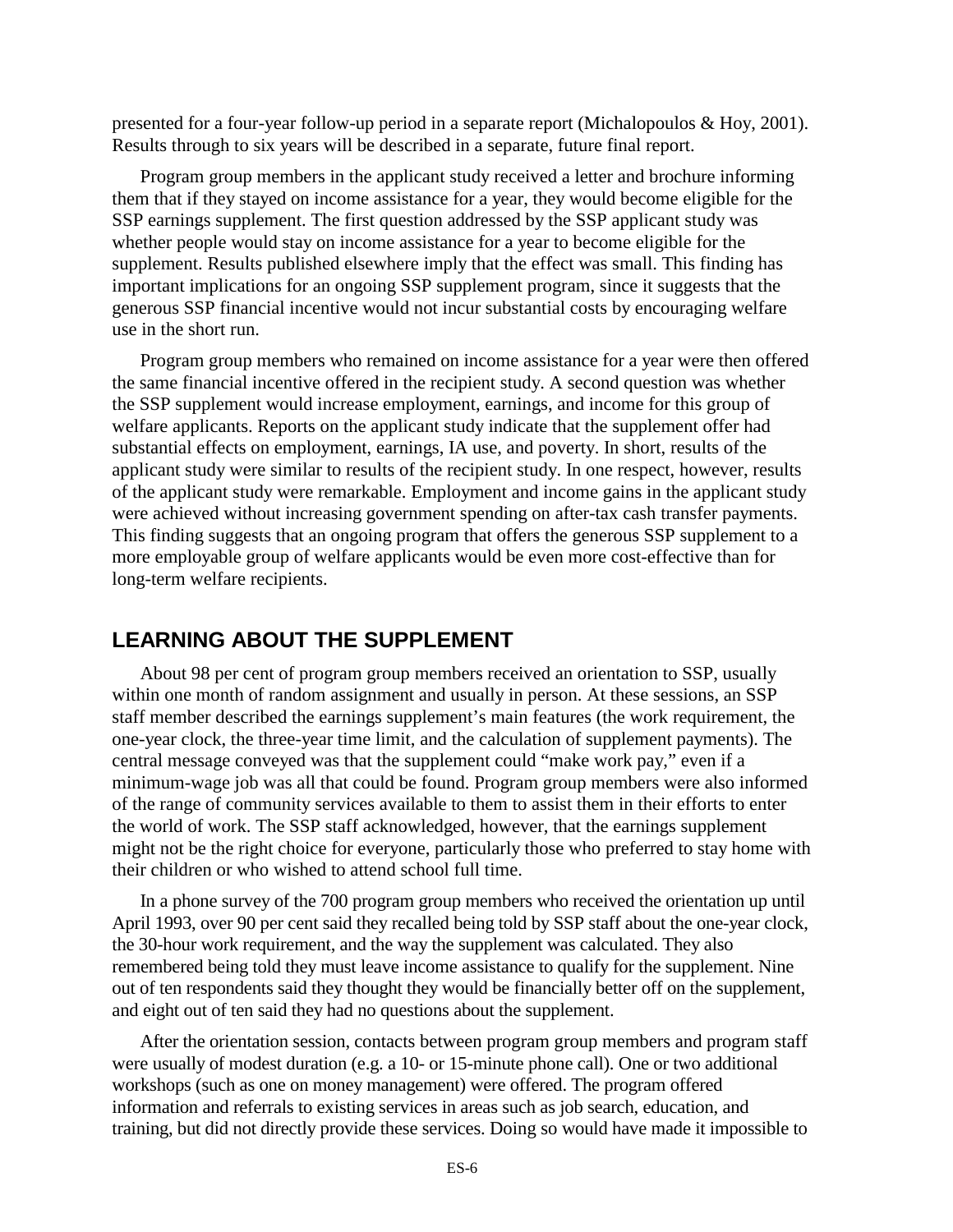presented for a four-year follow-up period in a separate report (Michalopoulos & Hoy, 2001). Results through to six years will be described in a separate, future final report.

Program group members in the applicant study received a letter and brochure informing them that if they stayed on income assistance for a year, they would become eligible for the SSP earnings supplement. The first question addressed by the SSP applicant study was whether people would stay on income assistance for a year to become eligible for the supplement. Results published elsewhere imply that the effect was small. This finding has important implications for an ongoing SSP supplement program, since it suggests that the generous SSP financial incentive would not incur substantial costs by encouraging welfare use in the short run.

Program group members who remained on income assistance for a year were then offered the same financial incentive offered in the recipient study. A second question was whether the SSP supplement would increase employment, earnings, and income for this group of welfare applicants. Reports on the applicant study indicate that the supplement offer had substantial effects on employment, earnings, IA use, and poverty. In short, results of the applicant study were similar to results of the recipient study. In one respect, however, results of the applicant study were remarkable. Employment and income gains in the applicant study were achieved without increasing government spending on after-tax cash transfer payments. This finding suggests that an ongoing program that offers the generous SSP supplement to a more employable group of welfare applicants would be even more cost-effective than for long-term welfare recipients.

## LEARNING ABOUT THE SUPPLEMENT

About 98 per cent of program group members received an orientation to SSP, usually within one month of random assignment and usually in person. At these sessions, an SSP staff member described the earnings supplement's main features (the work requirement, the one-year clock, the three-year time limit, and the calculation of supplement payments). The central message conveyed was that the supplement could "make work pay," even if a minimum-wage job was all that could be found. Program group members were also informed of the range of community services available to them to assist them in their efforts to enter the world of work. The SSP staff acknowledged, however, that the earnings supplement might not be the right choice for everyone, particularly those who preferred to stay home with their children or who wished to attend school full time.

In a phone survey of the 700 program group members who received the orientation up until April 1993, over 90 per cent said they recalled being told by SSP staff about the one-year clock, the 30-hour work requirement, and the way the supplement was calculated. They also remembered being told they must leave income assistance to qualify for the supplement. Nine out of ten respondents said they thought they would be financially better off on the supplement, and eight out of ten said they had no questions about the supplement.

After the orientation session, contacts between program group members and program staff were usually of modest duration (e.g. a 10- or 15-minute phone call). One or two additional workshops (such as one on money management) were offered. The program offered information and referrals to existing services in areas such as job search, education, and training, but did not directly provide these services. Doing so would have made it impossible to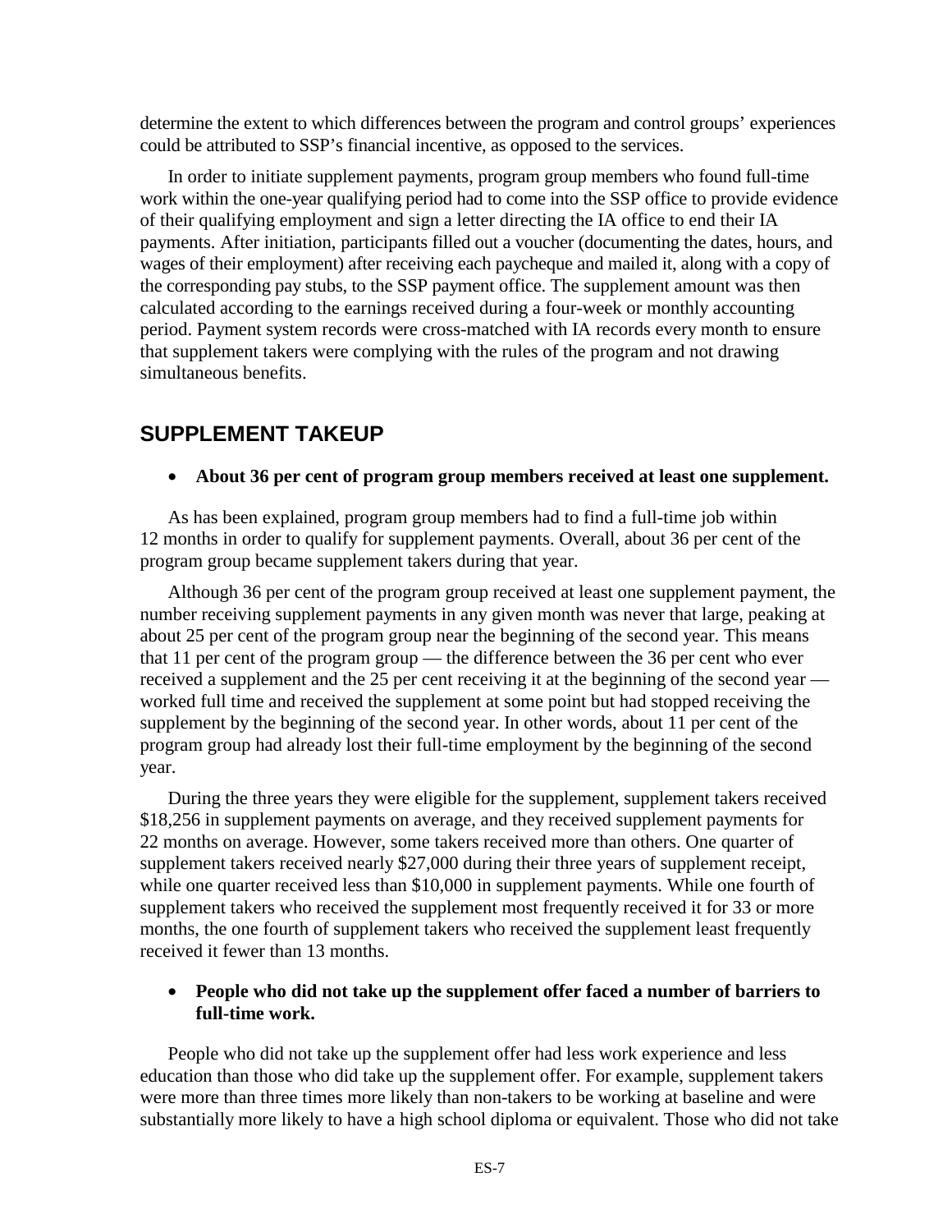determine the extent to which differences between the program and control groups' experiences could be attributed to SSP's financial incentive, as opposed to the services.

In order to initiate supplement payments, program group members who found full-time work within the one-year qualifying period had to come into the SSP office to provide evidence of their qualifying employment and sign a letter directing the IA office to end their IA payments. After initiation, participants filled out a voucher (documenting the dates, hours, and wages of their employment) after receiving each paycheque and mailed it, along with a copy of the corresponding pay stubs, to the SSP payment office. The supplement amount was then calculated according to the earnings received during a four-week or monthly accounting period. Payment system records were cross-matched with IA records every month to ensure that supplement takers were complying with the rules of the program and not drawing simultaneous benefits.

## SUPPLEMENT TAKEUP

- **About 36 per cent of program group members received at least one supplement.**

As has been explained, program group members had to find a full-time job within 12 months in order to qualify for supplement payments. Overall, about 36 per cent of the program group became supplement takers during that year.

Although 36 per cent of the program group received at least one supplement payment, the number receiving supplement payments in any given month was never that large, peaking at about 25 per cent of the program group near the beginning of the second year. This means that 11 per cent of the program group — the difference between the 36 per cent who ever received a supplement and the 25 per cent receiving it at the beginning of the second year — worked full time and received the supplement at some point but had stopped receiving the supplement by the beginning of the second year. In other words, about 11 per cent of the program group had already lost their full-time employment by the beginning of the second year.

During the three years they were eligible for the supplement, supplement takers received $18,256 in supplement payments on average, and they received supplement payments for 22 months on average. However, some takers received more than others. One quarter of supplement takers received nearly $27,000 during their three years of supplement receipt, while one quarter received less than $10,000 in supplement payments. While one fourth of supplement takers who received the supplement most frequently received it for 33 or more months, the one fourth of supplement takers who received the supplement least frequently received it fewer than 13 months.

- **People who did not take up the supplement offer faced a number of barriers to full-time work.**

People who did not take up the supplement offer had less work experience and less education than those who did take up the supplement offer. For example, supplement takers were more than three times more likely than non-takers to be working at baseline and were substantially more likely to have a high school diploma or equivalent. Those who did not take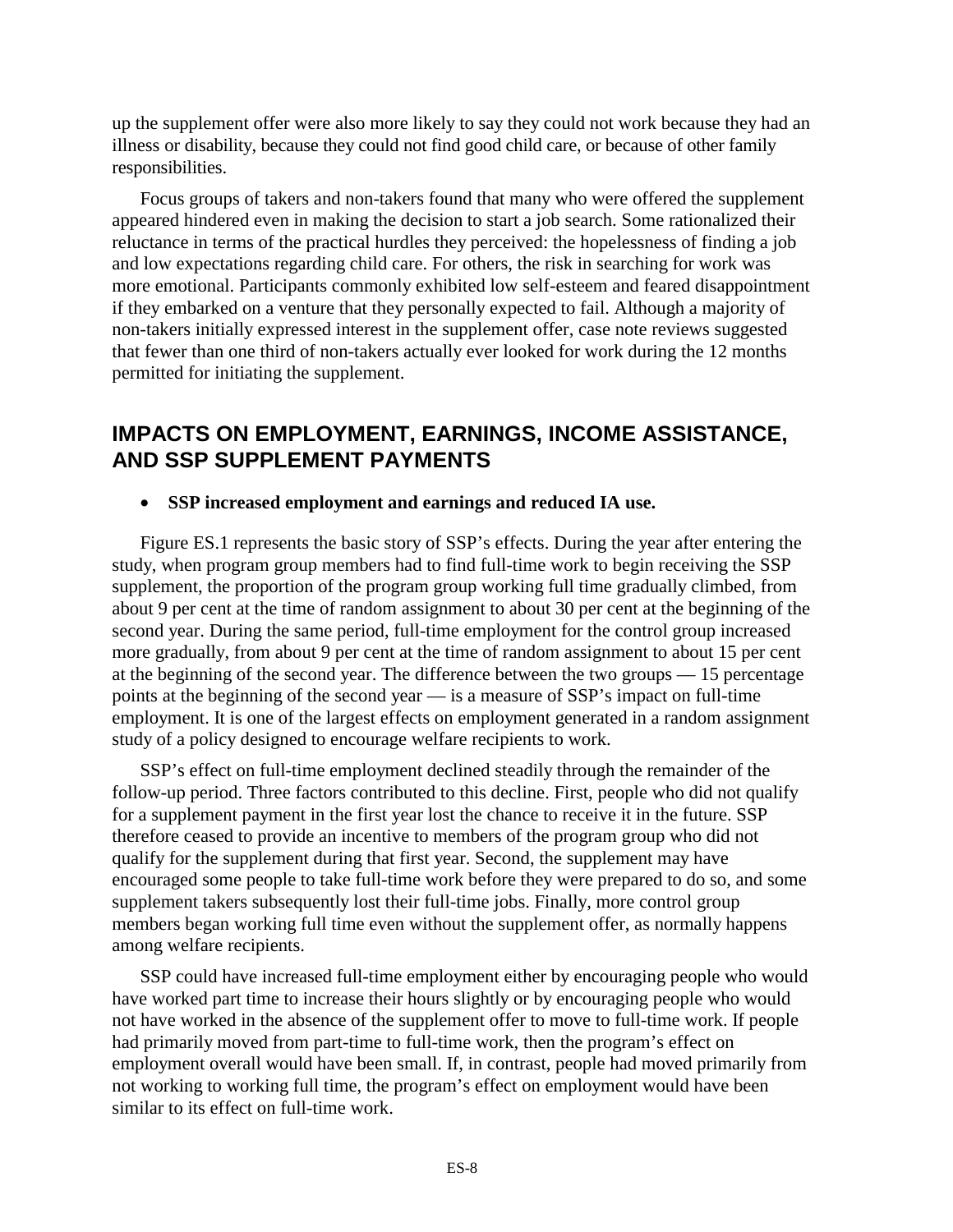up the supplement offer were also more likely to say they could not work because they had an illness or disability, because they could not find good child care, or because of other family responsibilities.

Focus groups of takers and non-takers found that many who were offered the supplement appeared hindered even in making the decision to start a job search. Some rationalized their reluctance in terms of the practical hurdles they perceived: the hopelessness of finding a job and low expectations regarding child care. For others, the risk in searching for work was more emotional. Participants commonly exhibited low self-esteem and feared disappointment if they embarked on a venture that they personally expected to fail. Although a majority of non-takers initially expressed interest in the supplement offer, case note reviews suggested that fewer than one third of non-takers actually ever looked for work during the 12 months permitted for initiating the supplement.

## IMPACTS ON EMPLOYMENT, EARNINGS, INCOME ASSISTANCE, AND SSP SUPPLEMENT PAYMENTS

- **SSP increased employment and earnings and reduced IA use.**

Figure ES.1 represents the basic story of SSP's effects. During the year after entering the study, when program group members had to find full-time work to begin receiving the SSP supplement, the proportion of the program group working full time gradually climbed, from about 9 per cent at the time of random assignment to about 30 per cent at the beginning of the second year. During the same period, full-time employment for the control group increased more gradually, from about 9 per cent at the time of random assignment to about 15 per cent at the beginning of the second year. The difference between the two groups — 15 percentage points at the beginning of the second year — is a measure of SSP's impact on full-time employment. It is one of the largest effects on employment generated in a random assignment study of a policy designed to encourage welfare recipients to work.

SSP's effect on full-time employment declined steadily through the remainder of the follow-up period. Three factors contributed to this decline. First, people who did not qualify for a supplement payment in the first year lost the chance to receive it in the future. SSP therefore ceased to provide an incentive to members of the program group who did not qualify for the supplement during that first year. Second, the supplement may have encouraged some people to take full-time work before they were prepared to do so, and some supplement takers subsequently lost their full-time jobs. Finally, more control group members began working full time even without the supplement offer, as normally happens among welfare recipients.

SSP could have increased full-time employment either by encouraging people who would have worked part time to increase their hours slightly or by encouraging people who would not have worked in the absence of the supplement offer to move to full-time work. If people had primarily moved from part-time to full-time work, then the program's effect on employment overall would have been small. If, in contrast, people had moved primarily from not working to working full time, the program's effect on employment would have been similar to its effect on full-time work.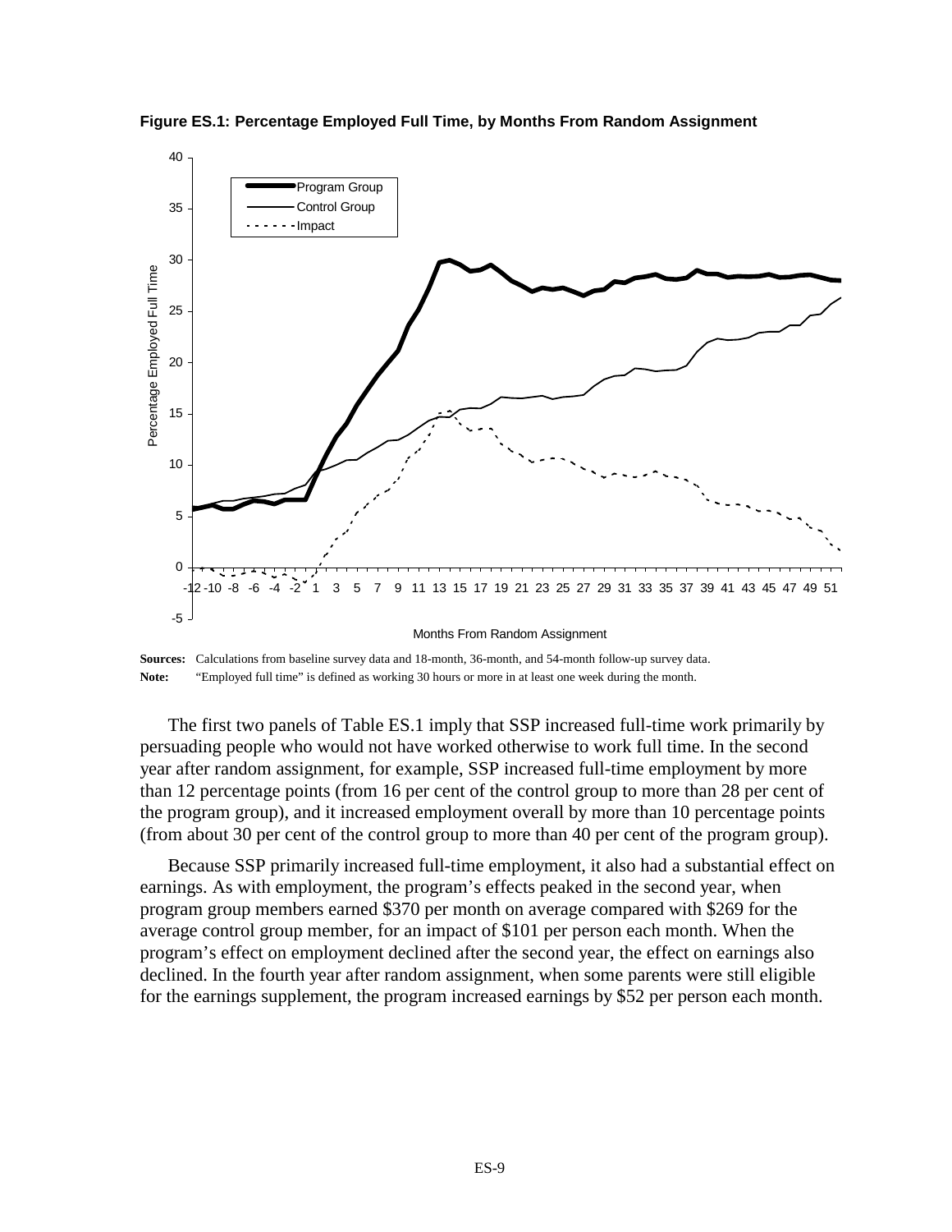**Figure ES.1: Percentage Employed Full Time, by Months From Random Assignment**

**Sources:** Calculations from baseline survey data and 18-month, 36-month, and 54-month follow-up survey data.

**Note:** "Employed full time" is defined as working 30 hours or more in at least one week during the month.

The first two panels of Table ES.1 imply that SSP increased full-time work primarily by persuading people who would not have worked otherwise to work full time. In the second year after random assignment, for example, SSP increased full-time employment by more than 12 percentage points (from 16 per cent of the control group to more than 28 per cent of the program group), and it increased employment overall by more than 10 percentage points (from about 30 per cent of the control group to more than 40 per cent of the program group).

Because SSP primarily increased full-time employment, it also had a substantial effect on earnings. As with employment, the program's effects peaked in the second year, when program group members earned $370 per month on average compared with $269 for the average control group member, for an impact of $101 per person each month. When the program's effect on employment declined after the second year, the effect on earnings also declined. In the fourth year after random assignment, when some parents were still eligible for the earnings supplement, the program increased earnings by $52 per person each month.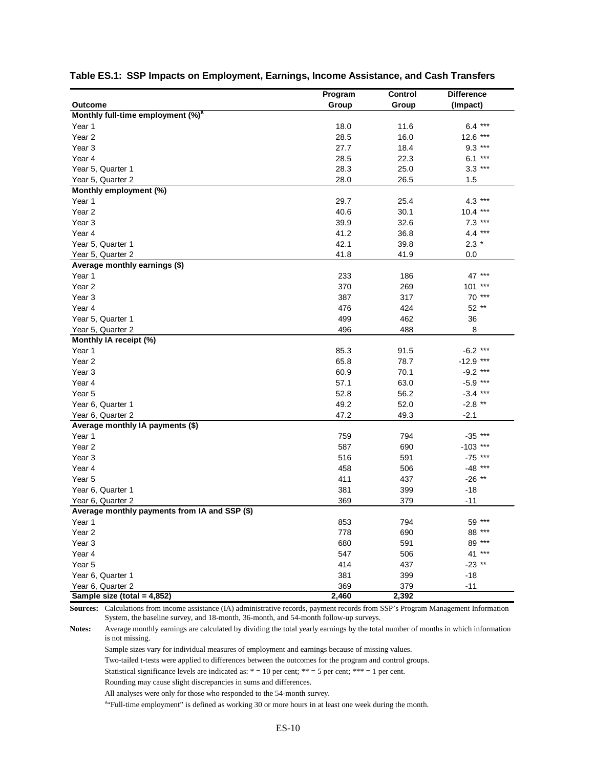**Table ES.1: SSP Impacts on Employment, Earnings, Income Assistance, and Cash Transfers**

| Outcome | Program Group | Control Group | Difference (Impact) |
|---|---|---|---|
| **Monthly full-time employment (%)[a]** | | | |
| Year 1 | 18.0 | 11.6 | 6.4 *** |
| Year 2 | 28.5 | 16.0 | 12.6 *** |
| Year 3 | 27.7 | 18.4 | 9.3 *** |
| Year 4 | 28.5 | 22.3 | 6.1 *** |
| Year 5, Quarter 1 | 28.3 | 25.0 | 3.3 *** |
| Year 5, Quarter 2 | 28.0 | 26.5 | 1.5 |
| **Monthly employment (%)** | | | |
| Year 1 | 29.7 | 25.4 | 4.3 *** |
| Year 2 | 40.6 | 30.1 | 10.4 *** |
| Year 3 | 39.9 | 32.6 | 7.3 *** |
| Year 4 | 41.2 | 36.8 | 4.4 *** |
| Year 5, Quarter 1 | 42.1 | 39.8 | 2.3 * |
| Year 5, Quarter 2 | 41.8 | 41.9 | 0.0 |
| **Average monthly earnings ($)** | | | |
| Year 1 | 233 | 186 | 47 *** |
| Year 2 | 370 | 269 | 101 *** |
| Year 3 | 387 | 317 | 70 *** |
| Year 4 | 476 | 424 | 52 ** |
| Year 5, Quarter 1 | 499 | 462 | 36 |
| Year 5, Quarter 2 | 496 | 488 | 8 |
| **Monthly IA receipt (%)** | | | |
| Year 1 | 85.3 | 91.5 | -6.2 *** |
| Year 2 | 65.8 | 78.7 | -12.9 *** |
| Year 3 | 60.9 | 70.1 | -9.2 *** |
| Year 4 | 57.1 | 63.0 | -5.9 *** |
| Year 5 | 52.8 | 56.2 | -3.4 *** |
| Year 6, Quarter 1 | 49.2 | 52.0 | -2.8 ** |
| Year 6, Quarter 2 | 47.2 | 49.3 | -2.1 |
| **Average monthly IA payments ($)** | | | |
| Year 1 | 759 | 794 | -35 *** |
| Year 2 | 587 | 690 | -103 *** |
| Year 3 | 516 | 591 | -75 *** |
| Year 4 | 458 | 506 | -48 *** |
| Year 5 | 411 | 437 | -26 ** |
| Year 6, Quarter 1 | 381 | 399 | -18 |
| Year 6, Quarter 2 | 369 | 379 | -11 |
| **Average monthly payments from IA and SSP ($)** | | | |
| Year 1 | 853 | 794 | 59 *** |
| Year 2 | 778 | 690 | 88 *** |
| Year 3 | 680 | 591 | 89 *** |
| Year 4 | 547 | 506 | 41 *** |
| Year 5 | 414 | 437 | -23 ** |
| Year 6, Quarter 1 | 381 | 399 | -18 |
| Year 6, Quarter 2 | 369 | 379 | -11 |
| **Sample size (total = 4,852)** | **2,460** | **2,392** | |

**Sources:** Calculations from income assistance (IA) administrative records, payment records from SSP's Program Management Information System, the baseline survey, and 18-month, 36-month, and 54-month follow-up surveys.

**Notes:** Average monthly earnings are calculated by dividing the total yearly earnings by the total number of months in which information is not missing.

Sample sizes vary for individual measures of employment and earnings because of missing values.

Two-tailed t-tests were applied to differences between the outcomes for the program and control groups.

Statistical significance levels are indicated as: * = 10 per cent; ** = 5 per cent; *** = 1 per cent.

Rounding may cause slight discrepancies in sums and differences.

All analyses were only for those who responded to the 54-month survey.

[a]"Full-time employment" is defined as working 30 or more hours in at least one week during the month.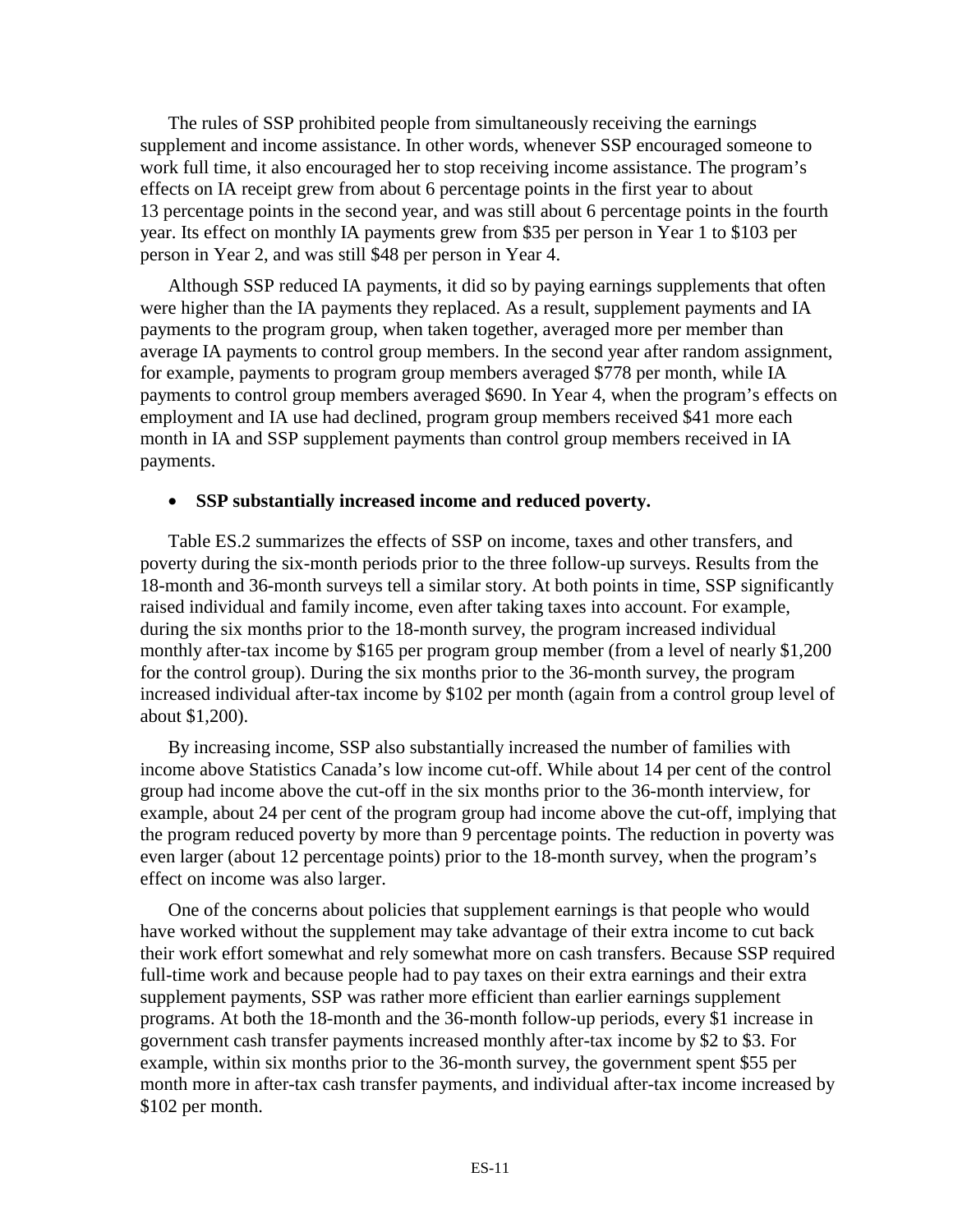The rules of SSP prohibited people from simultaneously receiving the earnings supplement and income assistance. In other words, whenever SSP encouraged someone to work full time, it also encouraged her to stop receiving income assistance. The program's effects on IA receipt grew from about 6 percentage points in the first year to about 13 percentage points in the second year, and was still about 6 percentage points in the fourth year. Its effect on monthly IA payments grew from $35 per person in Year 1 to $103 per person in Year 2, and was still $48 per person in Year 4.

Although SSP reduced IA payments, it did so by paying earnings supplements that often were higher than the IA payments they replaced. As a result, supplement payments and IA payments to the program group, when taken together, averaged more per member than average IA payments to control group members. In the second year after random assignment, for example, payments to program group members averaged $778 per month, while IA payments to control group members averaged $690. In Year 4, when the program's effects on employment and IA use had declined, program group members received $41 more each month in IA and SSP supplement payments than control group members received in IA payments.

- **SSP substantially increased income and reduced poverty.**

Table ES.2 summarizes the effects of SSP on income, taxes and other transfers, and poverty during the six-month periods prior to the three follow-up surveys. Results from the 18-month and 36-month surveys tell a similar story. At both points in time, SSP significantly raised individual and family income, even after taking taxes into account. For example, during the six months prior to the 18-month survey, the program increased individual monthly after-tax income by $165 per program group member (from a level of nearly $1,200 for the control group). During the six months prior to the 36-month survey, the program increased individual after-tax income by $102 per month (again from a control group level of about $1,200).

By increasing income, SSP also substantially increased the number of families with income above Statistics Canada's low income cut-off. While about 14 per cent of the control group had income above the cut-off in the six months prior to the 36-month interview, for example, about 24 per cent of the program group had income above the cut-off, implying that the program reduced poverty by more than 9 percentage points. The reduction in poverty was even larger (about 12 percentage points) prior to the 18-month survey, when the program's effect on income was also larger.

One of the concerns about policies that supplement earnings is that people who would have worked without the supplement may take advantage of their extra income to cut back their work effort somewhat and rely somewhat more on cash transfers. Because SSP required full-time work and because people had to pay taxes on their extra earnings and their extra supplement payments, SSP was rather more efficient than earlier earnings supplement programs. At both the 18-month and the 36-month follow-up periods, every $1 increase in government cash transfer payments increased monthly after-tax income by $2 to $3. For example, within six months prior to the 36-month survey, the government spent $55 per month more in after-tax cash transfer payments, and individual after-tax income increased by $102 per month.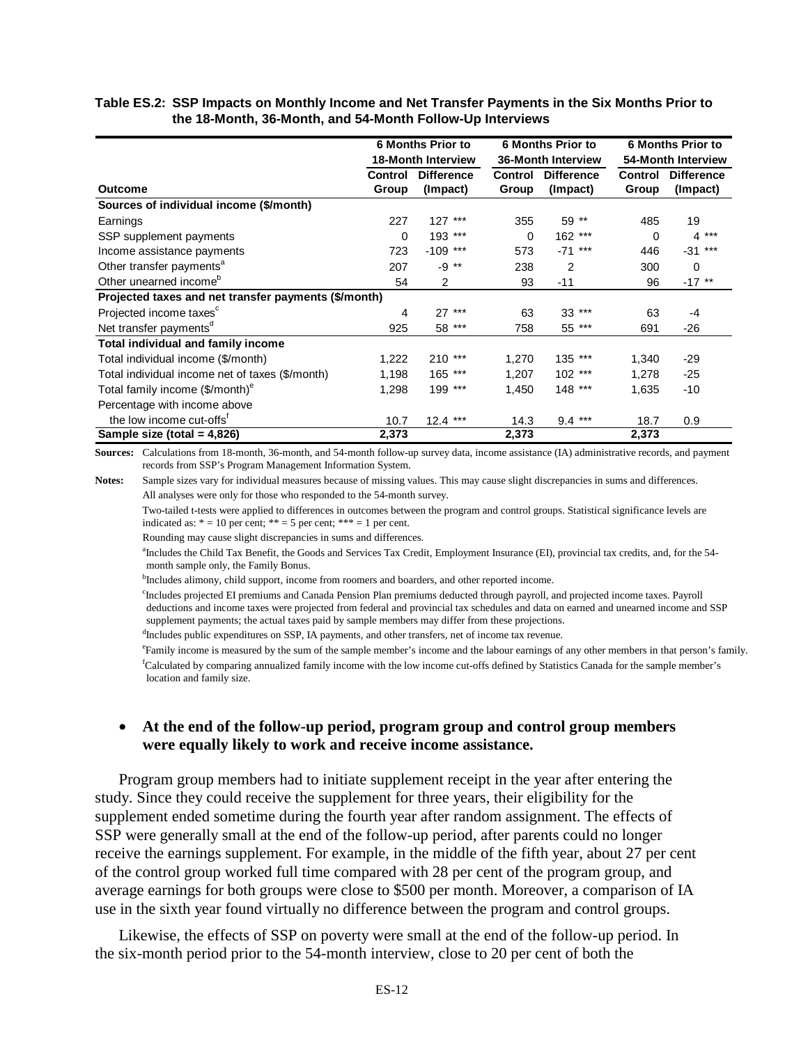**Table ES.2: SSP Impacts on Monthly Income and Net Transfer Payments in the Six Months Prior to the 18-Month, 36-Month, and 54-Month Follow-Up Interviews**

| | 6 Months Prior to 18-Month Interview | | 6 Months Prior to 36-Month Interview | | 6 Months Prior to 54-Month Interview | |
|---|---|---|---|---|---|---|
| **Outcome** | **Control Group** | **Difference (Impact)** | **Control Group** | **Difference (Impact)** | **Control Group** | **Difference (Impact)** |
| **Sources of individual income ($/month)** | | | | | | |
| Earnings | 227 | 127 *** | 355 | 59 ** | 485 | 19 |
| SSP supplement payments | 0 | 193 *** | 0 | 162 *** | 0 | 4 *** |
| Income assistance payments | 723 | -109 *** | 573 | -71 *** | 446 | -31 *** |
| Other transfer payments[a] | 207 | -9 ** | 238 | 2 | 300 | 0 |
| Other unearned income[b] | 54 | 2 | 93 | -11 | 96 | -17 ** |
| **Projected taxes and net transfer payments ($/month)** | | | | | | |
| Projected income taxes[c] | 4 | 27 *** | 63 | 33 *** | 63 | -4 |
| Net transfer payments[d] | 925 | 58 *** | 758 | 55 *** | 691 | -26 |
| **Total individual and family income** | | | | | | |
| Total individual income ($/month) | 1,222 | 210 *** | 1,270 | 135 *** | 1,340 | -29 |
| Total individual income net of taxes ($/month) | 1,198 | 165 *** | 1,207 | 102 *** | 1,278 | -25 |
| Total family income ($/month)[e] | 1,298 | 199 *** | 1,450 | 148 *** | 1,635 | -10 |
| Percentage with income above the low income cut-offs[f] | 10.7 | 12.4 *** | 14.3 | 9.4 *** | 18.7 | 0.9 |
| **Sample size (total = 4,826)** | **2,373** | | **2,373** | | **2,373** | |

**Sources:** Calculations from 18-month, 36-month, and 54-month follow-up survey data, income assistance (IA) administrative records, and payment records from SSP's Program Management Information System.

**Notes:** Sample sizes vary for individual measures because of missing values. This may cause slight discrepancies in sums and differences.

All analyses were only for those who responded to the 54-month survey.

Two-tailed t-tests were applied to differences in outcomes between the program and control groups. Statistical significance levels are indicated as: * = 10 per cent; ** = 5 per cent; *** = 1 per cent.

Rounding may cause slight discrepancies in sums and differences.

[a]Includes the Child Tax Benefit, the Goods and Services Tax Credit, Employment Insurance (EI), provincial tax credits, and, for the 54-month sample only, the Family Bonus.

[b]Includes alimony, child support, income from roomers and boarders, and other reported income.

[c]Includes projected EI premiums and Canada Pension Plan premiums deducted through payroll, and projected income taxes. Payroll deductions and income taxes were projected from federal and provincial tax schedules and data on earned and unearned income and SSP supplement payments; the actual taxes paid by sample members may differ from these projections.

[d]Includes public expenditures on SSP, IA payments, and other transfers, net of income tax revenue.

[e]Family income is measured by the sum of the sample member's income and the labour earnings of any other members in that person's family.

[f]Calculated by comparing annualized family income with the low income cut-offs defined by Statistics Canada for the sample member's location and family size.

- **At the end of the follow-up period, program group and control group members were equally likely to work and receive income assistance.**

Program group members had to initiate supplement receipt in the year after entering the study. Since they could receive the supplement for three years, their eligibility for the supplement ended sometime during the fourth year after random assignment. The effects of SSP were generally small at the end of the follow-up period, after parents could no longer receive the earnings supplement. For example, in the middle of the fifth year, about 27 per cent of the control group worked full time compared with 28 per cent of the program group, and average earnings for both groups were close to $500 per month. Moreover, a comparison of IA use in the sixth year found virtually no difference between the program and control groups.

Likewise, the effects of SSP on poverty were small at the end of the follow-up period. In the six-month period prior to the 54-month interview, close to 20 per cent of both the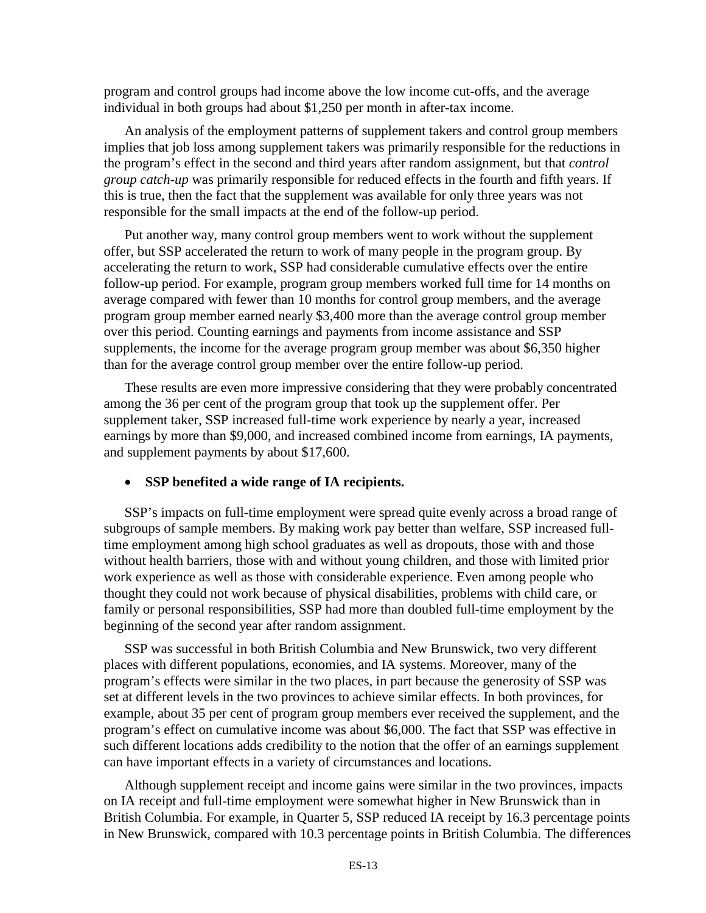program and control groups had income above the low income cut-offs, and the average individual in both groups had about $1,250 per month in after-tax income.

An analysis of the employment patterns of supplement takers and control group members implies that job loss among supplement takers was primarily responsible for the reductions in the program's effect in the second and third years after random assignment, but that *control group catch-up* was primarily responsible for reduced effects in the fourth and fifth years. If this is true, then the fact that the supplement was available for only three years was not responsible for the small impacts at the end of the follow-up period.

Put another way, many control group members went to work without the supplement offer, but SSP accelerated the return to work of many people in the program group. By accelerating the return to work, SSP had considerable cumulative effects over the entire follow-up period. For example, program group members worked full time for 14 months on average compared with fewer than 10 months for control group members, and the average program group member earned nearly $3,400 more than the average control group member over this period. Counting earnings and payments from income assistance and SSP supplements, the income for the average program group member was about $6,350 higher than for the average control group member over the entire follow-up period.

These results are even more impressive considering that they were probably concentrated among the 36 per cent of the program group that took up the supplement offer. Per supplement taker, SSP increased full-time work experience by nearly a year, increased earnings by more than $9,000, and increased combined income from earnings, IA payments, and supplement payments by about $17,600.

- **SSP benefited a wide range of IA recipients.**

SSP's impacts on full-time employment were spread quite evenly across a broad range of subgroups of sample members. By making work pay better than welfare, SSP increased full-time employment among high school graduates as well as dropouts, those with and those without health barriers, those with and without young children, and those with limited prior work experience as well as those with considerable experience. Even among people who thought they could not work because of physical disabilities, problems with child care, or family or personal responsibilities, SSP had more than doubled full-time employment by the beginning of the second year after random assignment.

SSP was successful in both British Columbia and New Brunswick, two very different places with different populations, economies, and IA systems. Moreover, many of the program's effects were similar in the two places, in part because the generosity of SSP was set at different levels in the two provinces to achieve similar effects. In both provinces, for example, about 35 per cent of program group members ever received the supplement, and the program's effect on cumulative income was about $6,000. The fact that SSP was effective in such different locations adds credibility to the notion that the offer of an earnings supplement can have important effects in a variety of circumstances and locations.

Although supplement receipt and income gains were similar in the two provinces, impacts on IA receipt and full-time employment were somewhat higher in New Brunswick than in British Columbia. For example, in Quarter 5, SSP reduced IA receipt by 16.3 percentage points in New Brunswick, compared with 10.3 percentage points in British Columbia. The differences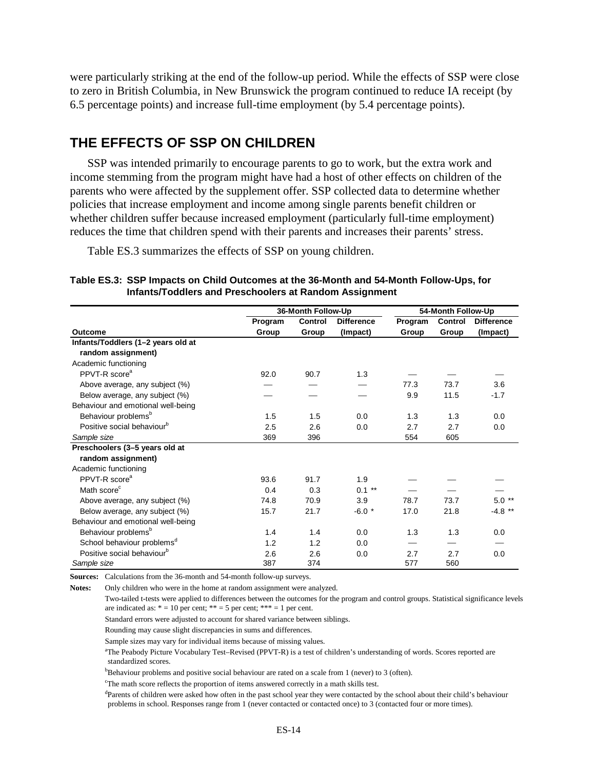were particularly striking at the end of the follow-up period. While the effects of SSP were close to zero in British Columbia, in New Brunswick the program continued to reduce IA receipt (by 6.5 percentage points) and increase full-time employment (by 5.4 percentage points).

## THE EFFECTS OF SSP ON CHILDREN

SSP was intended primarily to encourage parents to go to work, but the extra work and income stemming from the program might have had a host of other effects on children of the parents who were affected by the supplement offer. SSP collected data to determine whether policies that increase employment and income among single parents benefit children or whether children suffer because increased employment (particularly full-time employment) reduces the time that children spend with their parents and increases their parents' stress.

Table ES.3 summarizes the effects of SSP on young children.

**Table ES.3: SSP Impacts on Child Outcomes at the 36-Month and 54-Month Follow-Ups, for Infants/Toddlers and Preschoolers at Random Assignment**

| | 36-Month Follow-Up | | | 54-Month Follow-Up | | |
|---|---|---|---|---|---|---|
| **Outcome** | **Program Group** | **Control Group** | **Difference (Impact)** | **Program Group** | **Control Group** | **Difference (Impact)** |
| **Infants/Toddlers (1–2 years old at random assignment)** | | | | | | |
| Academic functioning | | | | | | |
| PPVT-R score[a] | 92.0 | 90.7 | 1.3 | — | — | — |
| Above average, any subject (%) | — | — | — | 77.3 | 73.7 | 3.6 |
| Below average, any subject (%) | — | — | — | 9.9 | 11.5 | -1.7 |
| Behaviour and emotional well-being | | | | | | |
| Behaviour problems[b] | 1.5 | 1.5 | 0.0 | 1.3 | 1.3 | 0.0 |
| Positive social behaviour[b] | 2.5 | 2.6 | 0.0 | 2.7 | 2.7 | 0.0 |
| *Sample size* | 369 | 396 | | 554 | 605 | |
| **Preschoolers (3–5 years old at random assignment)** | | | | | | |
| Academic functioning | | | | | | |
| PPVT-R score[a] | 93.6 | 91.7 | 1.9 | — | — | — |
| Math score[c] | 0.4 | 0.3 | 0.1 ** | — | — | — |
| Above average, any subject (%) | 74.8 | 70.9 | 3.9 | 78.7 | 73.7 | 5.0 ** |
| Below average, any subject (%) | 15.7 | 21.7 | -6.0 * | 17.0 | 21.8 | -4.8 ** |
| Behaviour and emotional well-being | | | | | | |
| Behaviour problems[b] | 1.4 | 1.4 | 0.0 | 1.3 | 1.3 | 0.0 |
| School behaviour problems[d] | 1.2 | 1.2 | 0.0 | — | — | — |
| Positive social behaviour[b] | 2.6 | 2.6 | 0.0 | 2.7 | 2.7 | 0.0 |
| *Sample size* | 387 | 374 | | 577 | 560 | |

**Sources:** Calculations from the 36-month and 54-month follow-up surveys.

**Notes:** Only children who were in the home at random assignment were analyzed.

Two-tailed t-tests were applied to differences between the outcomes for the program and control groups. Statistical significance levels are indicated as: * = 10 per cent; ** = 5 per cent; *** = 1 per cent.

Standard errors were adjusted to account for shared variance between siblings.

Rounding may cause slight discrepancies in sums and differences.

Sample sizes may vary for individual items because of missing values.

[a]The Peabody Picture Vocabulary Test–Revised (PPVT-R) is a test of children's understanding of words. Scores reported are standardized scores.

[b]Behaviour problems and positive social behaviour are rated on a scale from 1 (never) to 3 (often).

[c]The math score reflects the proportion of items answered correctly in a math skills test.

[d]Parents of children were asked how often in the past school year they were contacted by the school about their child's behaviour problems in school. Responses range from 1 (never contacted or contacted once) to 3 (contacted four or more times).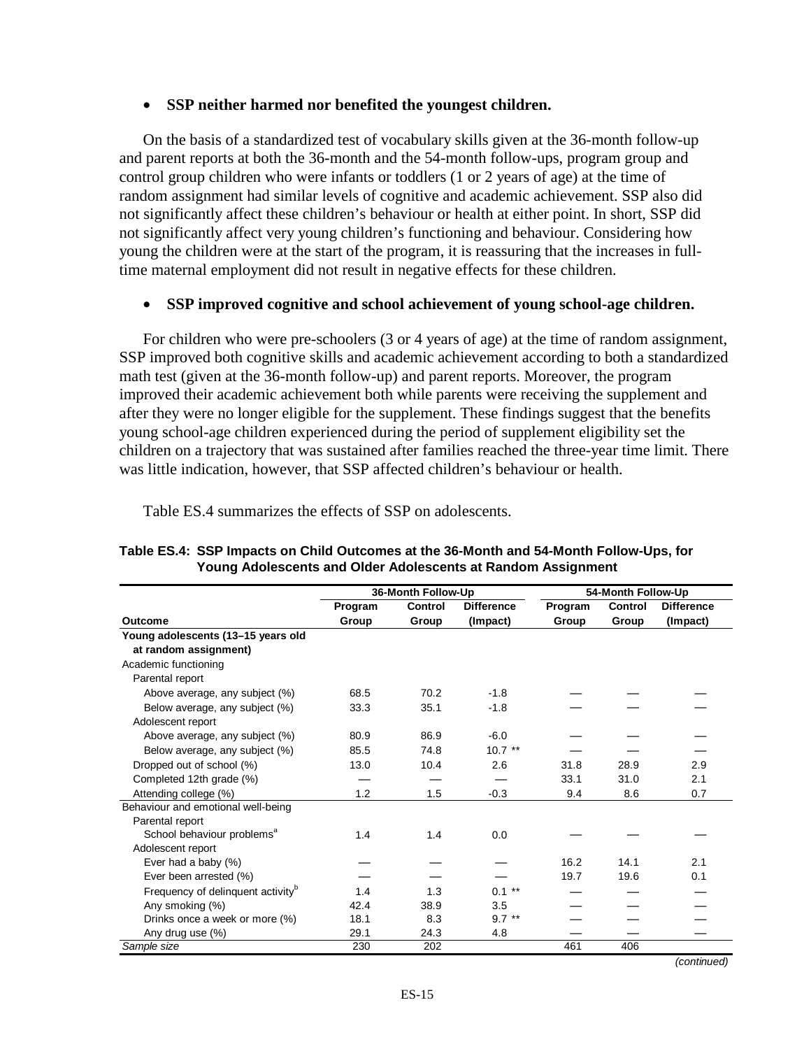- **SSP neither harmed nor benefited the youngest children.**

On the basis of a standardized test of vocabulary skills given at the 36-month follow-up and parent reports at both the 36-month and the 54-month follow-ups, program group and control group children who were infants or toddlers (1 or 2 years of age) at the time of random assignment had similar levels of cognitive and academic achievement. SSP also did not significantly affect these children's behaviour or health at either point. In short, SSP did not significantly affect very young children's functioning and behaviour. Considering how young the children were at the start of the program, it is reassuring that the increases in full-time maternal employment did not result in negative effects for these children.

- **SSP improved cognitive and school achievement of young school-age children.**

For children who were pre-schoolers (3 or 4 years of age) at the time of random assignment, SSP improved both cognitive skills and academic achievement according to both a standardized math test (given at the 36-month follow-up) and parent reports. Moreover, the program improved their academic achievement both while parents were receiving the supplement and after they were no longer eligible for the supplement. These findings suggest that the benefits young school-age children experienced during the period of supplement eligibility set the children on a trajectory that was sustained after families reached the three-year time limit. There was little indication, however, that SSP affected children's behaviour or health.

Table ES.4 summarizes the effects of SSP on adolescents.

**Table ES.4: SSP Impacts on Child Outcomes at the 36-Month and 54-Month Follow-Ups, for Young Adolescents and Older Adolescents at Random Assignment**

| | 36-Month Follow-Up | | | 54-Month Follow-Up | | |
|---|---|---|---|---|---|---|
| Outcome | Program Group | Control Group | Difference (Impact) | Program Group | Control Group | Difference (Impact) |
| **Young adolescents (13–15 years old at random assignment)** | | | | | | |
| Academic functioning | | | | | | |
| Parental report | | | | | | |
| Above average, any subject (%) | 68.5 | 70.2 | -1.8 | — | — | — |
| Below average, any subject (%) | 33.3 | 35.1 | -1.8 | — | — | — |
| Adolescent report | | | | | | |
| Above average, any subject (%) | 80.9 | 86.9 | -6.0 | — | — | — |
| Below average, any subject (%) | 85.5 | 74.8 | 10.7 ** | — | — | — |
| Dropped out of school (%) | 13.0 | 10.4 | 2.6 | 31.8 | 28.9 | 2.9 |
| Completed 12th grade (%) | — | — | — | 33.1 | 31.0 | 2.1 |
| Attending college (%) | 1.2 | 1.5 | -0.3 | 9.4 | 8.6 | 0.7 |
| Behaviour and emotional well-being | | | | | | |
| Parental report | | | | | | |
| School behaviour problems[a] | 1.4 | 1.4 | 0.0 | — | — | — |
| Adolescent report | | | | | | |
| Ever had a baby (%) | — | — | — | 16.2 | 14.1 | 2.1 |
| Ever been arrested (%) | — | — | — | 19.7 | 19.6 | 0.1 |
| Frequency of delinquent activity[b] | 1.4 | 1.3 | 0.1 ** | — | — | — |
| Any smoking (%) | 42.4 | 38.9 | 3.5 | — | — | — |
| Drinks once a week or more (%) | 18.1 | 8.3 | 9.7 ** | — | — | — |
| Any drug use (%) | 29.1 | 24.3 | 4.8 | — | — | — |
| *Sample size* | 230 | 202 | | 461 | 406 | |

*(continued)*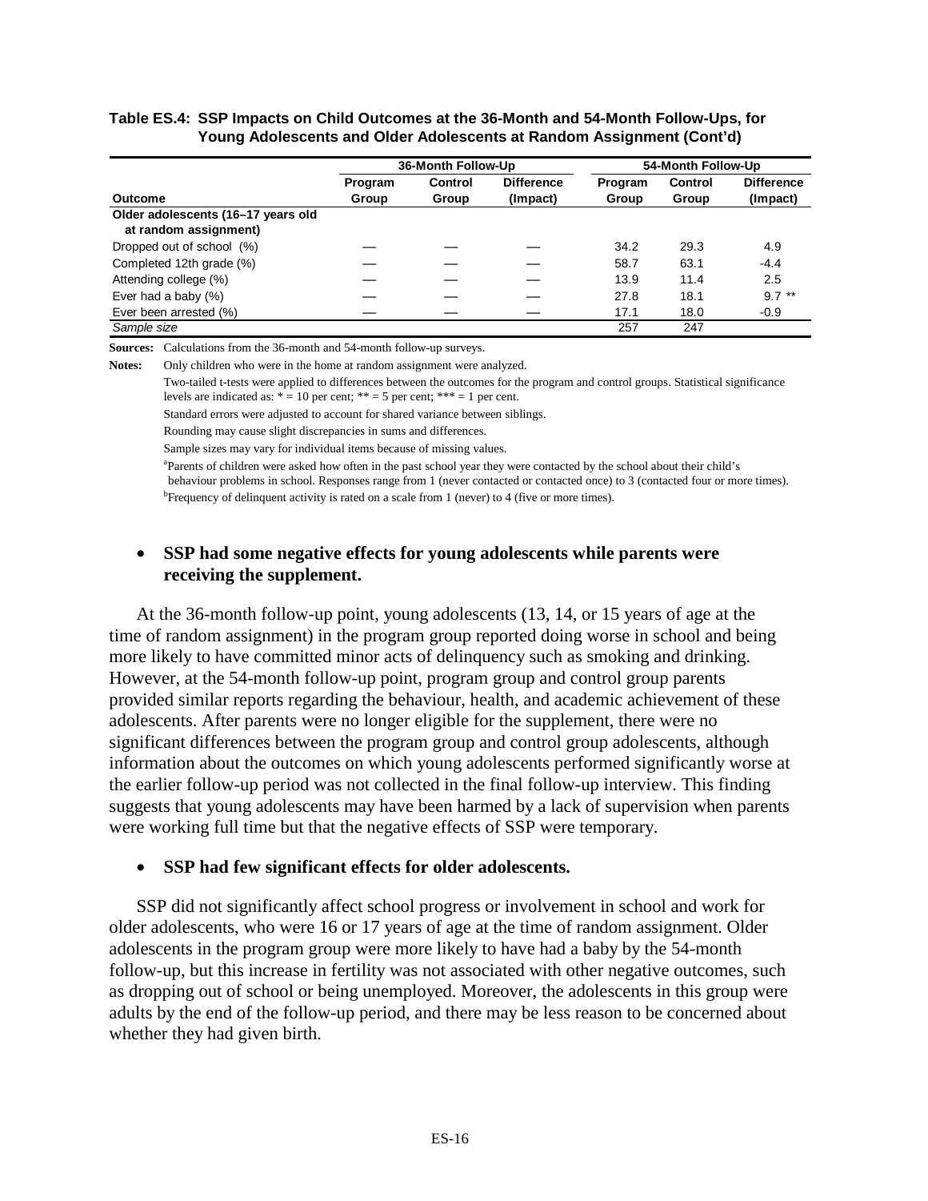**Table ES.4: SSP Impacts on Child Outcomes at the 36-Month and 54-Month Follow-Ups, for Young Adolescents and Older Adolescents at Random Assignment (Cont'd)**

| | 36-Month Follow-Up | | | 54-Month Follow-Up | | |
|---|---|---|---|---|---|---|
| Outcome | Program Group | Control Group | Difference (Impact) | Program Group | Control Group | Difference (Impact) |
| **Older adolescents (16–17 years old at random assignment)** | | | | | | |
| Dropped out of school (%) | — | — | — | 34.2 | 29.3 | 4.9 |
| Completed 12th grade (%) | — | — | — | 58.7 | 63.1 | -4.4 |
| Attending college (%) | — | — | — | 13.9 | 11.4 | 2.5 |
| Ever had a baby (%) | — | — | — | 27.8 | 18.1 | 9.7 ** |
| Ever been arrested (%) | — | — | — | 17.1 | 18.0 | -0.9 |
| *Sample size* | | | | 257 | 247 | |

**Sources:** Calculations from the 36-month and 54-month follow-up surveys.

**Notes:** Only children who were in the home at random assignment were analyzed.

Two-tailed t-tests were applied to differences between the outcomes for the program and control groups. Statistical significance levels are indicated as: * = 10 per cent; ** = 5 per cent; *** = 1 per cent.

Standard errors were adjusted to account for shared variance between siblings.

Rounding may cause slight discrepancies in sums and differences.

Sample sizes may vary for individual items because of missing values.

[a]Parents of children were asked how often in the past school year they were contacted by the school about their child's behaviour problems in school. Responses range from 1 (never contacted or contacted once) to 3 (contacted four or more times).

[b]Frequency of delinquent activity is rated on a scale from 1 (never) to 4 (five or more times).

- **SSP had some negative effects for young adolescents while parents were receiving the supplement.**

At the 36-month follow-up point, young adolescents (13, 14, or 15 years of age at the time of random assignment) in the program group reported doing worse in school and being more likely to have committed minor acts of delinquency such as smoking and drinking. However, at the 54-month follow-up point, program group and control group parents provided similar reports regarding the behaviour, health, and academic achievement of these adolescents. After parents were no longer eligible for the supplement, there were no significant differences between the program group and control group adolescents, although information about the outcomes on which young adolescents performed significantly worse at the earlier follow-up period was not collected in the final follow-up interview. This finding suggests that young adolescents may have been harmed by a lack of supervision when parents were working full time but that the negative effects of SSP were temporary.

- **SSP had few significant effects for older adolescents.**

SSP did not significantly affect school progress or involvement in school and work for older adolescents, who were 16 or 17 years of age at the time of random assignment. Older adolescents in the program group were more likely to have had a baby by the 54-month follow-up, but this increase in fertility was not associated with other negative outcomes, such as dropping out of school or being unemployed. Moreover, the adolescents in this group were adults by the end of the follow-up period, and there may be less reason to be concerned about whether they had given birth.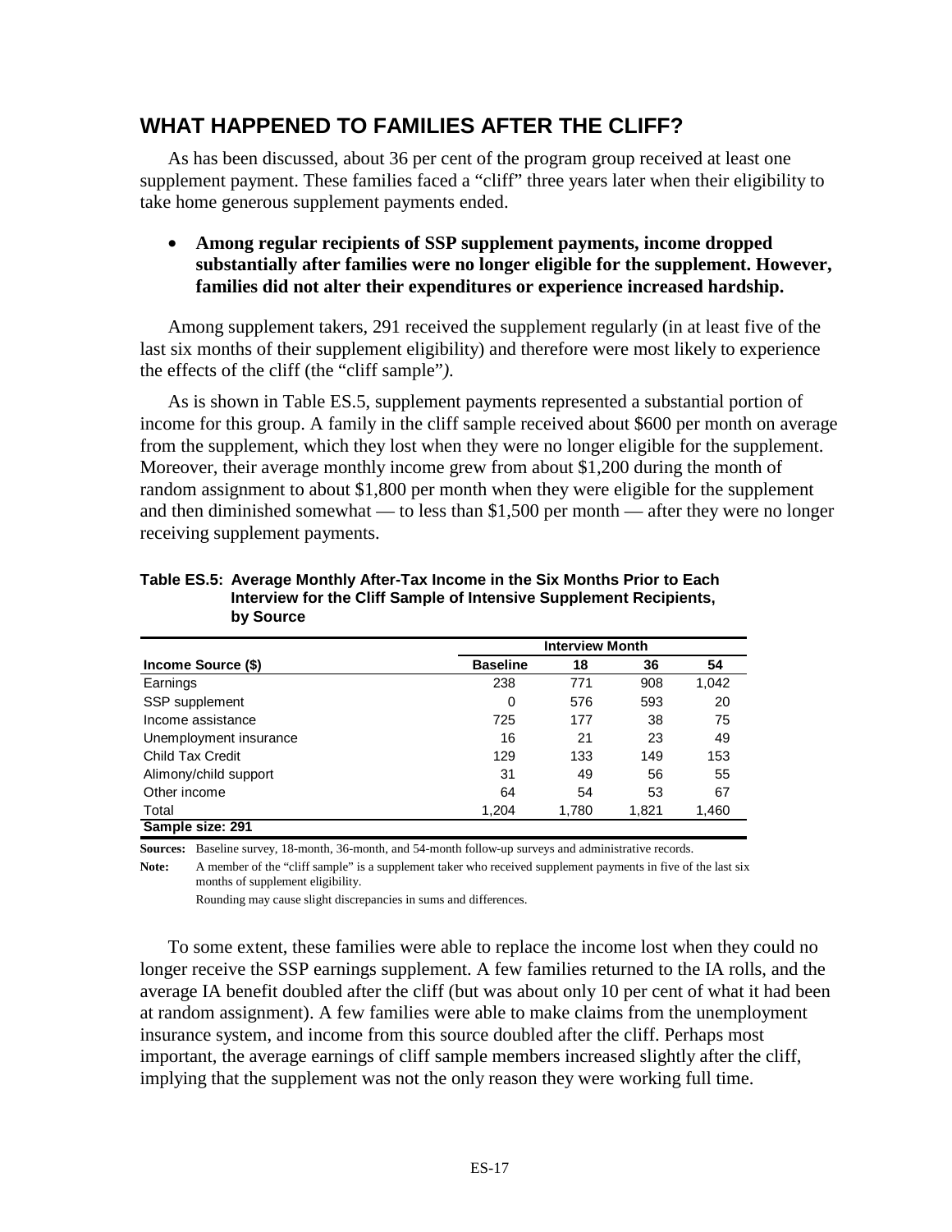## WHAT HAPPENED TO FAMILIES AFTER THE CLIFF?

As has been discussed, about 36 per cent of the program group received at least one supplement payment. These families faced a "cliff" three years later when their eligibility to take home generous supplement payments ended.

- **Among regular recipients of SSP supplement payments, income dropped substantially after families were no longer eligible for the supplement. However, families did not alter their expenditures or experience increased hardship.**

Among supplement takers, 291 received the supplement regularly (in at least five of the last six months of their supplement eligibility) and therefore were most likely to experience the effects of the cliff (the "cliff sample"*)*.

As is shown in Table ES.5, supplement payments represented a substantial portion of income for this group. A family in the cliff sample received about $600 per month on average from the supplement, which they lost when they were no longer eligible for the supplement. Moreover, their average monthly income grew from about $1,200 during the month of random assignment to about $1,800 per month when they were eligible for the supplement and then diminished somewhat — to less than $1,500 per month — after they were no longer receiving supplement payments.

**Table ES.5: Average Monthly After-Tax Income in the Six Months Prior to Each Interview for the Cliff Sample of Intensive Supplement Recipients, by Source**

| | Interview Month | | | |
|---|---|---|---|---|
| **Income Source ($)** | **Baseline** | **18** | **36** | **54** |
| Earnings | 238 | 771 | 908 | 1,042 |
| SSP supplement | 0 | 576 | 593 | 20 |
| Income assistance | 725 | 177 | 38 | 75 |
| Unemployment insurance | 16 | 21 | 23 | 49 |
| Child Tax Credit | 129 | 133 | 149 | 153 |
| Alimony/child support | 31 | 49 | 56 | 55 |
| Other income | 64 | 54 | 53 | 67 |
| Total | 1,204 | 1,780 | 1,821 | 1,460 |
| **Sample size: 291** | | | | |

**Sources:** Baseline survey, 18-month, 36-month, and 54-month follow-up surveys and administrative records.

**Note:** A member of the "cliff sample" is a supplement taker who received supplement payments in five of the last six months of supplement eligibility.

Rounding may cause slight discrepancies in sums and differences.

To some extent, these families were able to replace the income lost when they could no longer receive the SSP earnings supplement. A few families returned to the IA rolls, and the average IA benefit doubled after the cliff (but was about only 10 per cent of what it had been at random assignment). A few families were able to make claims from the unemployment insurance system, and income from this source doubled after the cliff. Perhaps most important, the average earnings of cliff sample members increased slightly after the cliff, implying that the supplement was not the only reason they were working full time.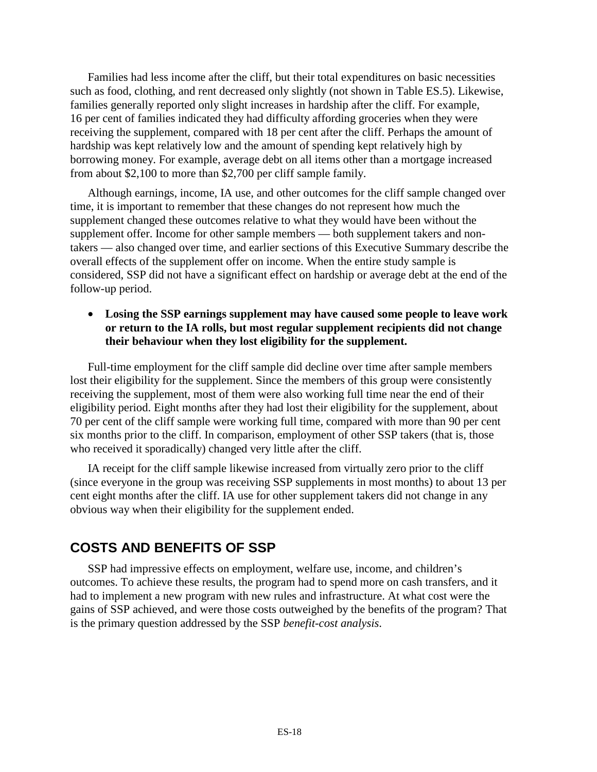Families had less income after the cliff, but their total expenditures on basic necessities such as food, clothing, and rent decreased only slightly (not shown in Table ES.5). Likewise, families generally reported only slight increases in hardship after the cliff. For example, 16 per cent of families indicated they had difficulty affording groceries when they were receiving the supplement, compared with 18 per cent after the cliff. Perhaps the amount of hardship was kept relatively low and the amount of spending kept relatively high by borrowing money. For example, average debt on all items other than a mortgage increased from about $2,100 to more than $2,700 per cliff sample family.

Although earnings, income, IA use, and other outcomes for the cliff sample changed over time, it is important to remember that these changes do not represent how much the supplement changed these outcomes relative to what they would have been without the supplement offer. Income for other sample members — both supplement takers and non-takers — also changed over time, and earlier sections of this Executive Summary describe the overall effects of the supplement offer on income. When the entire study sample is considered, SSP did not have a significant effect on hardship or average debt at the end of the follow-up period.

- **Losing the SSP earnings supplement may have caused some people to leave work or return to the IA rolls, but most regular supplement recipients did not change their behaviour when they lost eligibility for the supplement.**

Full-time employment for the cliff sample did decline over time after sample members lost their eligibility for the supplement. Since the members of this group were consistently receiving the supplement, most of them were also working full time near the end of their eligibility period. Eight months after they had lost their eligibility for the supplement, about 70 per cent of the cliff sample were working full time, compared with more than 90 per cent six months prior to the cliff. In comparison, employment of other SSP takers (that is, those who received it sporadically) changed very little after the cliff.

IA receipt for the cliff sample likewise increased from virtually zero prior to the cliff (since everyone in the group was receiving SSP supplements in most months) to about 13 per cent eight months after the cliff. IA use for other supplement takers did not change in any obvious way when their eligibility for the supplement ended.

## COSTS AND BENEFITS OF SSP

SSP had impressive effects on employment, welfare use, income, and children's outcomes. To achieve these results, the program had to spend more on cash transfers, and it had to implement a new program with new rules and infrastructure. At what cost were the gains of SSP achieved, and were those costs outweighed by the benefits of the program? That is the primary question addressed by the SSP *benefit-cost analysis*.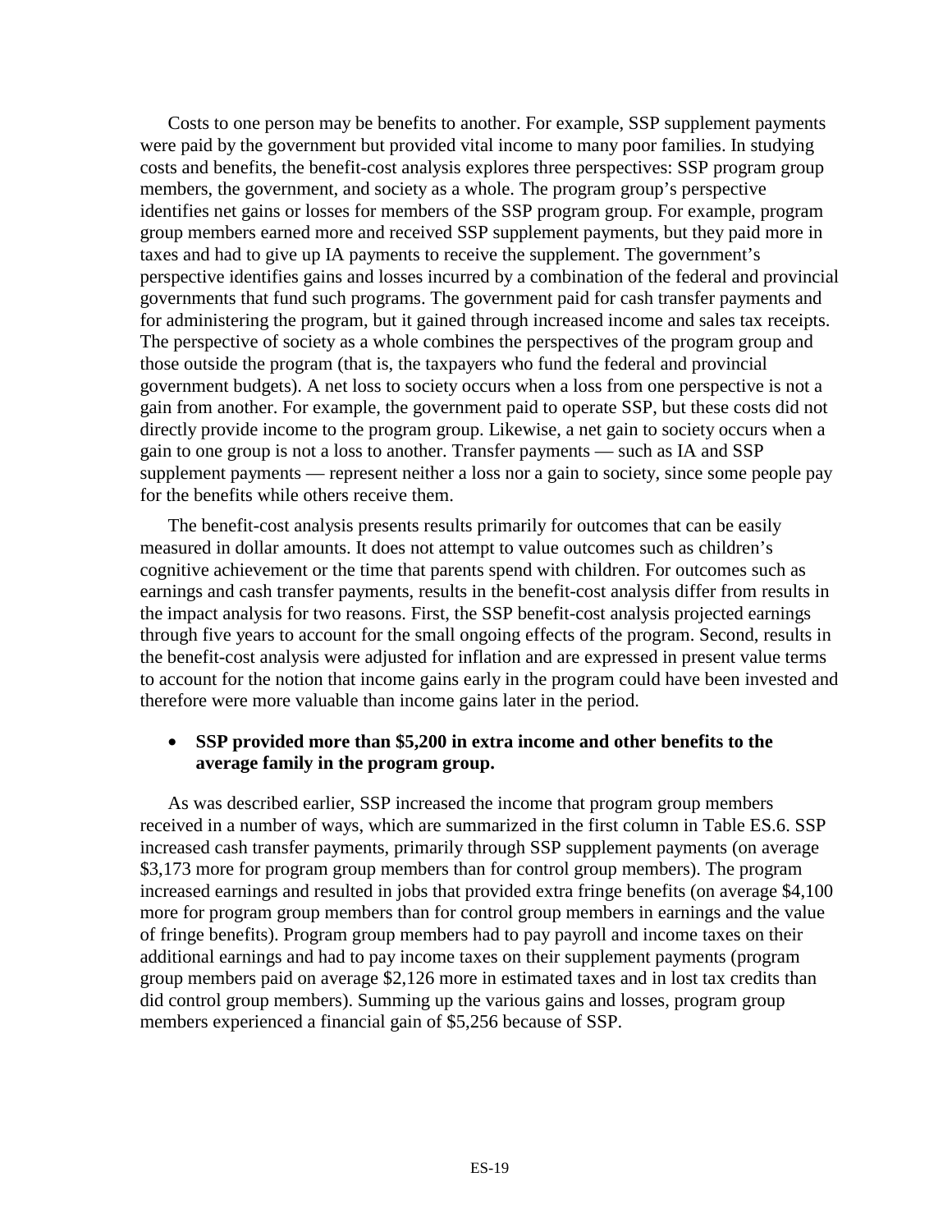Costs to one person may be benefits to another. For example, SSP supplement payments were paid by the government but provided vital income to many poor families. In studying costs and benefits, the benefit-cost analysis explores three perspectives: SSP program group members, the government, and society as a whole. The program group's perspective identifies net gains or losses for members of the SSP program group. For example, program group members earned more and received SSP supplement payments, but they paid more in taxes and had to give up IA payments to receive the supplement. The government's perspective identifies gains and losses incurred by a combination of the federal and provincial governments that fund such programs. The government paid for cash transfer payments and for administering the program, but it gained through increased income and sales tax receipts. The perspective of society as a whole combines the perspectives of the program group and those outside the program (that is, the taxpayers who fund the federal and provincial government budgets). A net loss to society occurs when a loss from one perspective is not a gain from another. For example, the government paid to operate SSP, but these costs did not directly provide income to the program group. Likewise, a net gain to society occurs when a gain to one group is not a loss to another. Transfer payments — such as IA and SSP supplement payments — represent neither a loss nor a gain to society, since some people pay for the benefits while others receive them.

The benefit-cost analysis presents results primarily for outcomes that can be easily measured in dollar amounts. It does not attempt to value outcomes such as children's cognitive achievement or the time that parents spend with children. For outcomes such as earnings and cash transfer payments, results in the benefit-cost analysis differ from results in the impact analysis for two reasons. First, the SSP benefit-cost analysis projected earnings through five years to account for the small ongoing effects of the program. Second, results in the benefit-cost analysis were adjusted for inflation and are expressed in present value terms to account for the notion that income gains early in the program could have been invested and therefore were more valuable than income gains later in the period.

- **SSP provided more than $5,200 in extra income and other benefits to the average family in the program group.**

As was described earlier, SSP increased the income that program group members received in a number of ways, which are summarized in the first column in Table ES.6. SSP increased cash transfer payments, primarily through SSP supplement payments (on average $3,173 more for program group members than for control group members). The program increased earnings and resulted in jobs that provided extra fringe benefits (on average $4,100 more for program group members than for control group members in earnings and the value of fringe benefits). Program group members had to pay payroll and income taxes on their additional earnings and had to pay income taxes on their supplement payments (program group members paid on average $2,126 more in estimated taxes and in lost tax credits than did control group members). Summing up the various gains and losses, program group members experienced a financial gain of $5,256 because of SSP.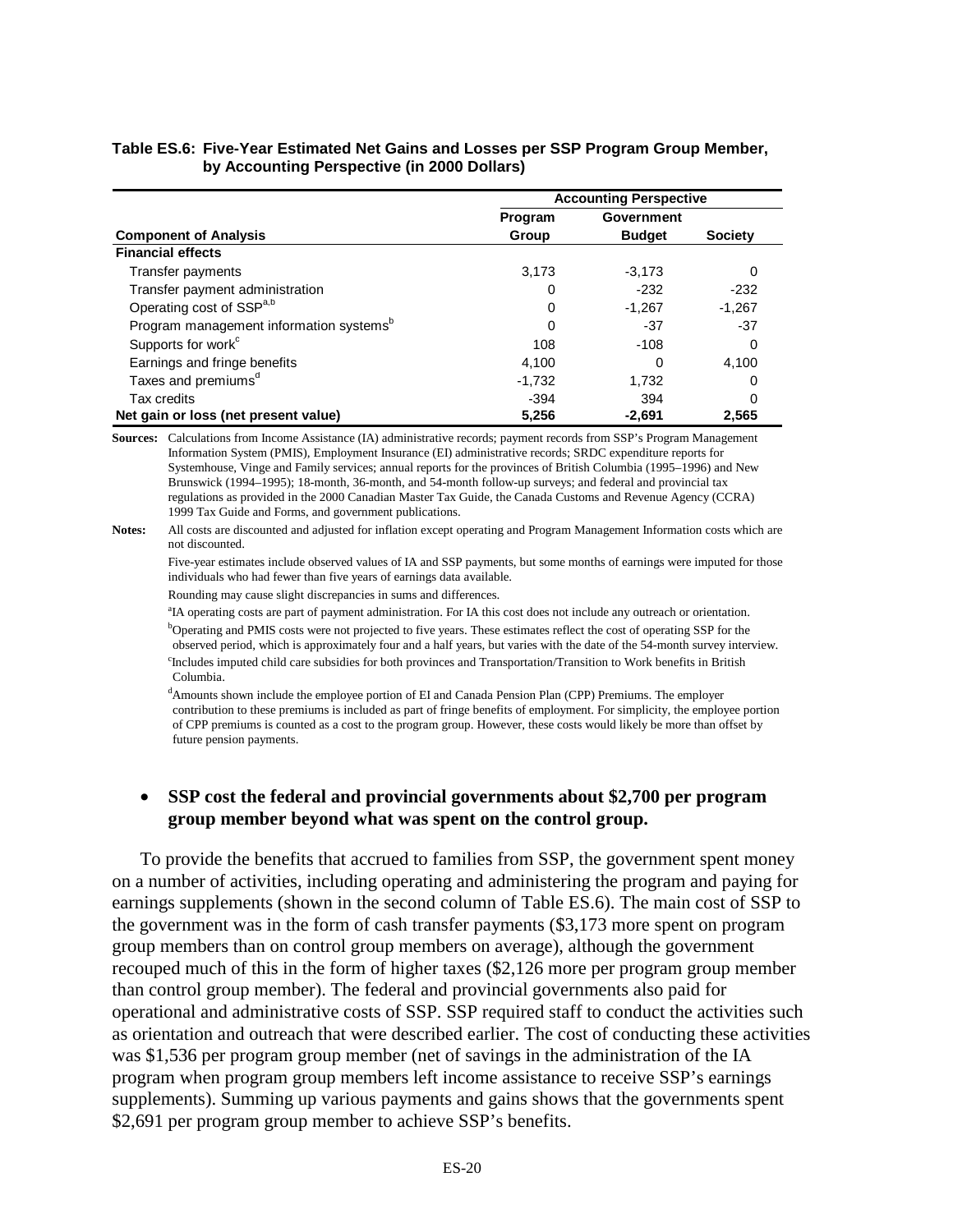**Table ES.6: Five-Year Estimated Net Gains and Losses per SSP Program Group Member, by Accounting Perspective (in 2000 Dollars)**

| | Accounting Perspective | | |
|---|---|---|---|
| **Component of Analysis** | **Program Group** | **Government Budget** | **Society** |
| **Financial effects** | | | |
| Transfer payments | 3,173 | -3,173 | 0 |
| Transfer payment administration | 0 | -232 | -232 |
| Operating cost of SSP[a,b] | 0 | -1,267 | -1,267 |
| Program management information systems[b] | 0 | -37 | -37 |
| Supports for work[c] | 108 | -108 | 0 |
| Earnings and fringe benefits | 4,100 | 0 | 4,100 |
| Taxes and premiums[d] | -1,732 | 1,732 | 0 |
| Tax credits | -394 | 394 | 0 |
| **Net gain or loss (net present value)** | **5,256** | **-2,691** | **2,565** |

**Sources:** Calculations from Income Assistance (IA) administrative records; payment records from SSP's Program Management Information System (PMIS), Employment Insurance (EI) administrative records; SRDC expenditure reports for Systemhouse, Vinge and Family services; annual reports for the provinces of British Columbia (1995–1996) and New Brunswick (1994–1995); 18-month, 36-month, and 54-month follow-up surveys; and federal and provincial tax regulations as provided in the 2000 Canadian Master Tax Guide, the Canada Customs and Revenue Agency (CCRA) 1999 Tax Guide and Forms, and government publications.

**Notes:** All costs are discounted and adjusted for inflation except operating and Program Management Information costs which are not discounted.

Five-year estimates include observed values of IA and SSP payments, but some months of earnings were imputed for those individuals who had fewer than five years of earnings data available.

Rounding may cause slight discrepancies in sums and differences.

[a]IA operating costs are part of payment administration. For IA this cost does not include any outreach or orientation.

[b]Operating and PMIS costs were not projected to five years. These estimates reflect the cost of operating SSP for the observed period, which is approximately four and a half years, but varies with the date of the 54-month survey interview.

[c]Includes imputed child care subsidies for both provinces and Transportation/Transition to Work benefits in British Columbia.

[d]Amounts shown include the employee portion of EI and Canada Pension Plan (CPP) Premiums. The employer contribution to these premiums is included as part of fringe benefits of employment. For simplicity, the employee portion of CPP premiums is counted as a cost to the program group. However, these costs would likely be more than offset by future pension payments.

- **SSP cost the federal and provincial governments about $2,700 per program group member beyond what was spent on the control group.**

To provide the benefits that accrued to families from SSP, the government spent money on a number of activities, including operating and administering the program and paying for earnings supplements (shown in the second column of Table ES.6). The main cost of SSP to the government was in the form of cash transfer payments ($3,173 more spent on program group members than on control group members on average), although the government recouped much of this in the form of higher taxes ($2,126 more per program group member than control group member). The federal and provincial governments also paid for operational and administrative costs of SSP. SSP required staff to conduct the activities such as orientation and outreach that were described earlier. The cost of conducting these activities was $1,536 per program group member (net of savings in the administration of the IA program when program group members left income assistance to receive SSP's earnings supplements). Summing up various payments and gains shows that the governments spent $2,691 per program group member to achieve SSP's benefits.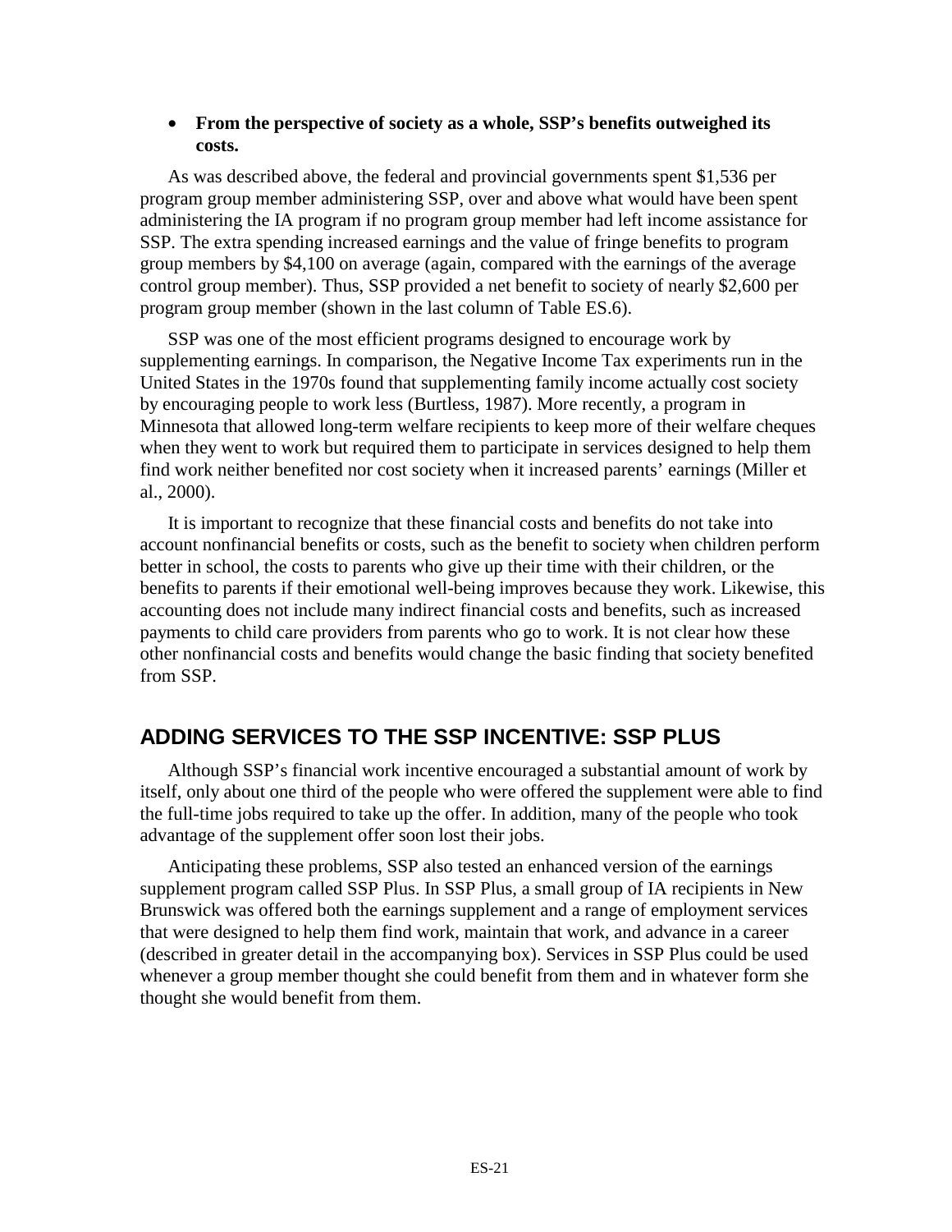- **From the perspective of society as a whole, SSP's benefits outweighed its costs.**

As was described above, the federal and provincial governments spent $1,536 per program group member administering SSP, over and above what would have been spent administering the IA program if no program group member had left income assistance for SSP. The extra spending increased earnings and the value of fringe benefits to program group members by $4,100 on average (again, compared with the earnings of the average control group member). Thus, SSP provided a net benefit to society of nearly $2,600 per program group member (shown in the last column of Table ES.6).

SSP was one of the most efficient programs designed to encourage work by supplementing earnings. In comparison, the Negative Income Tax experiments run in the United States in the 1970s found that supplementing family income actually cost society by encouraging people to work less (Burtless, 1987). More recently, a program in Minnesota that allowed long-term welfare recipients to keep more of their welfare cheques when they went to work but required them to participate in services designed to help them find work neither benefited nor cost society when it increased parents' earnings (Miller et al., 2000).

It is important to recognize that these financial costs and benefits do not take into account nonfinancial benefits or costs, such as the benefit to society when children perform better in school, the costs to parents who give up their time with their children, or the benefits to parents if their emotional well-being improves because they work. Likewise, this accounting does not include many indirect financial costs and benefits, such as increased payments to child care providers from parents who go to work. It is not clear how these other nonfinancial costs and benefits would change the basic finding that society benefited from SSP.

## ADDING SERVICES TO THE SSP INCENTIVE: SSP PLUS

Although SSP's financial work incentive encouraged a substantial amount of work by itself, only about one third of the people who were offered the supplement were able to find the full-time jobs required to take up the offer. In addition, many of the people who took advantage of the supplement offer soon lost their jobs.

Anticipating these problems, SSP also tested an enhanced version of the earnings supplement program called SSP Plus. In SSP Plus, a small group of IA recipients in New Brunswick was offered both the earnings supplement and a range of employment services that were designed to help them find work, maintain that work, and advance in a career (described in greater detail in the accompanying box). Services in SSP Plus could be used whenever a group member thought she could benefit from them and in whatever form she thought she would benefit from them.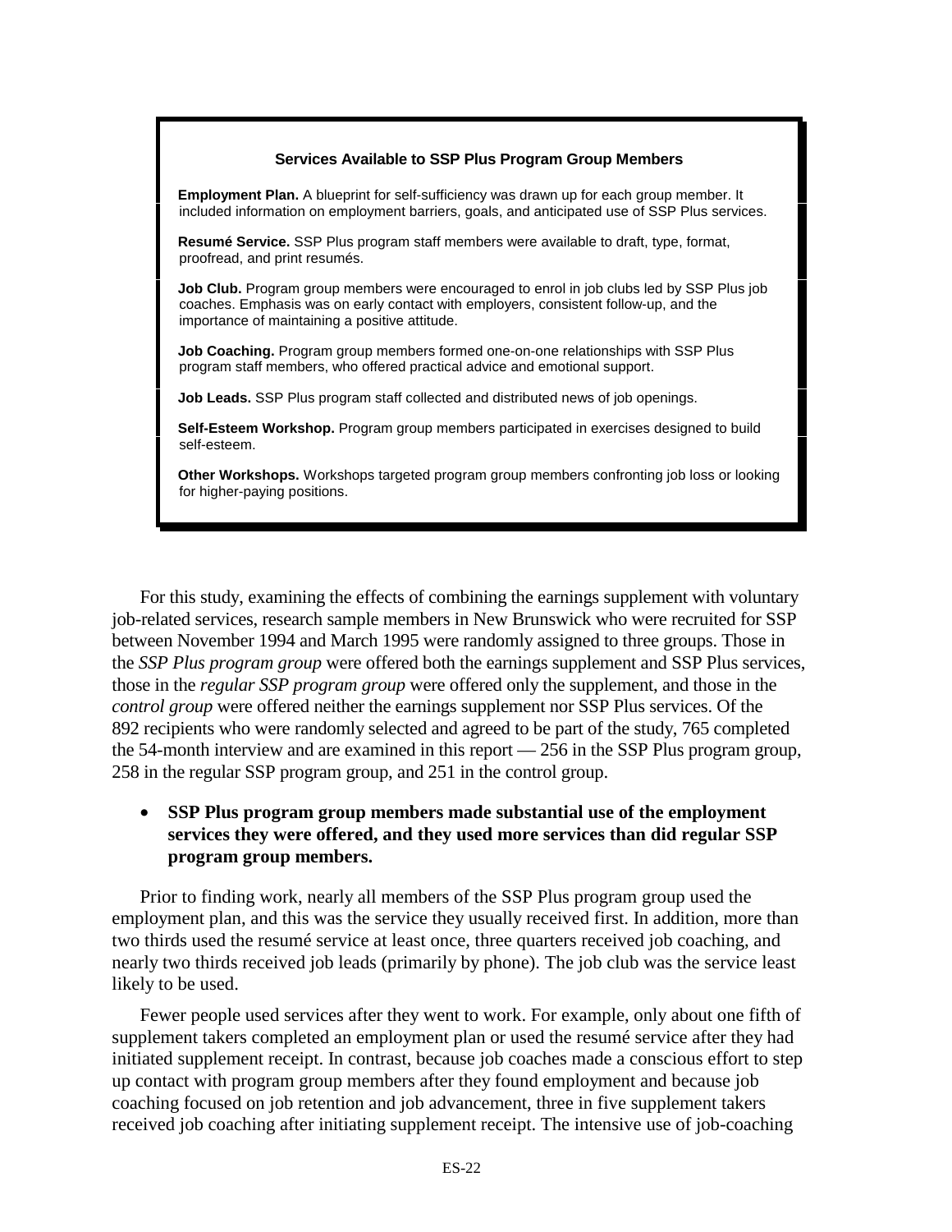**Services Available to SSP Plus Program Group Members**

**Employment Plan.** A blueprint for self-sufficiency was drawn up for each group member. It included information on employment barriers, goals, and anticipated use of SSP Plus services.

**Resumé Service.** SSP Plus program staff members were available to draft, type, format, proofread, and print resumés.

**Job Club.** Program group members were encouraged to enrol in job clubs led by SSP Plus job coaches. Emphasis was on early contact with employers, consistent follow-up, and the importance of maintaining a positive attitude.

**Job Coaching.** Program group members formed one-on-one relationships with SSP Plus program staff members, who offered practical advice and emotional support.

**Job Leads.** SSP Plus program staff collected and distributed news of job openings.

**Self-Esteem Workshop.** Program group members participated in exercises designed to build self-esteem.

**Other Workshops.** Workshops targeted program group members confronting job loss or looking for higher-paying positions.

For this study, examining the effects of combining the earnings supplement with voluntary job-related services, research sample members in New Brunswick who were recruited for SSP between November 1994 and March 1995 were randomly assigned to three groups. Those in the *SSP Plus program group* were offered both the earnings supplement and SSP Plus services, those in the *regular SSP program group* were offered only the supplement, and those in the *control group* were offered neither the earnings supplement nor SSP Plus services. Of the 892 recipients who were randomly selected and agreed to be part of the study, 765 completed the 54-month interview and are examined in this report — 256 in the SSP Plus program group, 258 in the regular SSP program group, and 251 in the control group.

- **SSP Plus program group members made substantial use of the employment services they were offered, and they used more services than did regular SSP program group members.**

Prior to finding work, nearly all members of the SSP Plus program group used the employment plan, and this was the service they usually received first. In addition, more than two thirds used the resumé service at least once, three quarters received job coaching, and nearly two thirds received job leads (primarily by phone). The job club was the service least likely to be used.

Fewer people used services after they went to work. For example, only about one fifth of supplement takers completed an employment plan or used the resumé service after they had initiated supplement receipt. In contrast, because job coaches made a conscious effort to step up contact with program group members after they found employment and because job coaching focused on job retention and job advancement, three in five supplement takers received job coaching after initiating supplement receipt. The intensive use of job-coaching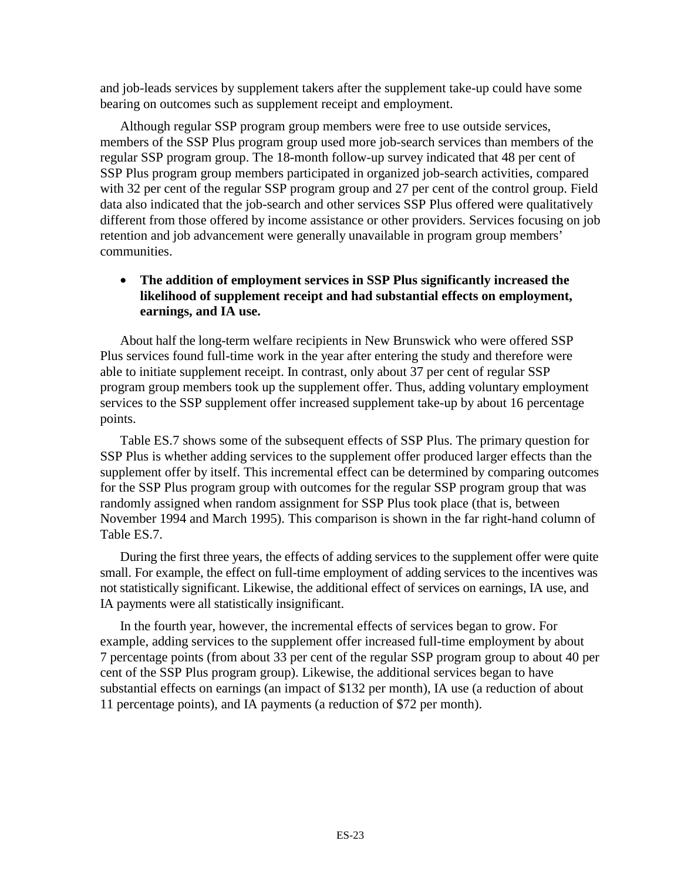and job-leads services by supplement takers after the supplement take-up could have some bearing on outcomes such as supplement receipt and employment.

Although regular SSP program group members were free to use outside services, members of the SSP Plus program group used more job-search services than members of the regular SSP program group. The 18-month follow-up survey indicated that 48 per cent of SSP Plus program group members participated in organized job-search activities, compared with 32 per cent of the regular SSP program group and 27 per cent of the control group. Field data also indicated that the job-search and other services SSP Plus offered were qualitatively different from those offered by income assistance or other providers. Services focusing on job retention and job advancement were generally unavailable in program group members' communities.

- **The addition of employment services in SSP Plus significantly increased the likelihood of supplement receipt and had substantial effects on employment, earnings, and IA use.**

About half the long-term welfare recipients in New Brunswick who were offered SSP Plus services found full-time work in the year after entering the study and therefore were able to initiate supplement receipt. In contrast, only about 37 per cent of regular SSP program group members took up the supplement offer. Thus, adding voluntary employment services to the SSP supplement offer increased supplement take-up by about 16 percentage points.

Table ES.7 shows some of the subsequent effects of SSP Plus. The primary question for SSP Plus is whether adding services to the supplement offer produced larger effects than the supplement offer by itself. This incremental effect can be determined by comparing outcomes for the SSP Plus program group with outcomes for the regular SSP program group that was randomly assigned when random assignment for SSP Plus took place (that is, between November 1994 and March 1995). This comparison is shown in the far right-hand column of Table ES.7.

During the first three years, the effects of adding services to the supplement offer were quite small. For example, the effect on full-time employment of adding services to the incentives was not statistically significant. Likewise, the additional effect of services on earnings, IA use, and IA payments were all statistically insignificant.

In the fourth year, however, the incremental effects of services began to grow. For example, adding services to the supplement offer increased full-time employment by about 7 percentage points (from about 33 per cent of the regular SSP program group to about 40 per cent of the SSP Plus program group). Likewise, the additional services began to have substantial effects on earnings (an impact of $132 per month), IA use (a reduction of about 11 percentage points), and IA payments (a reduction of $72 per month).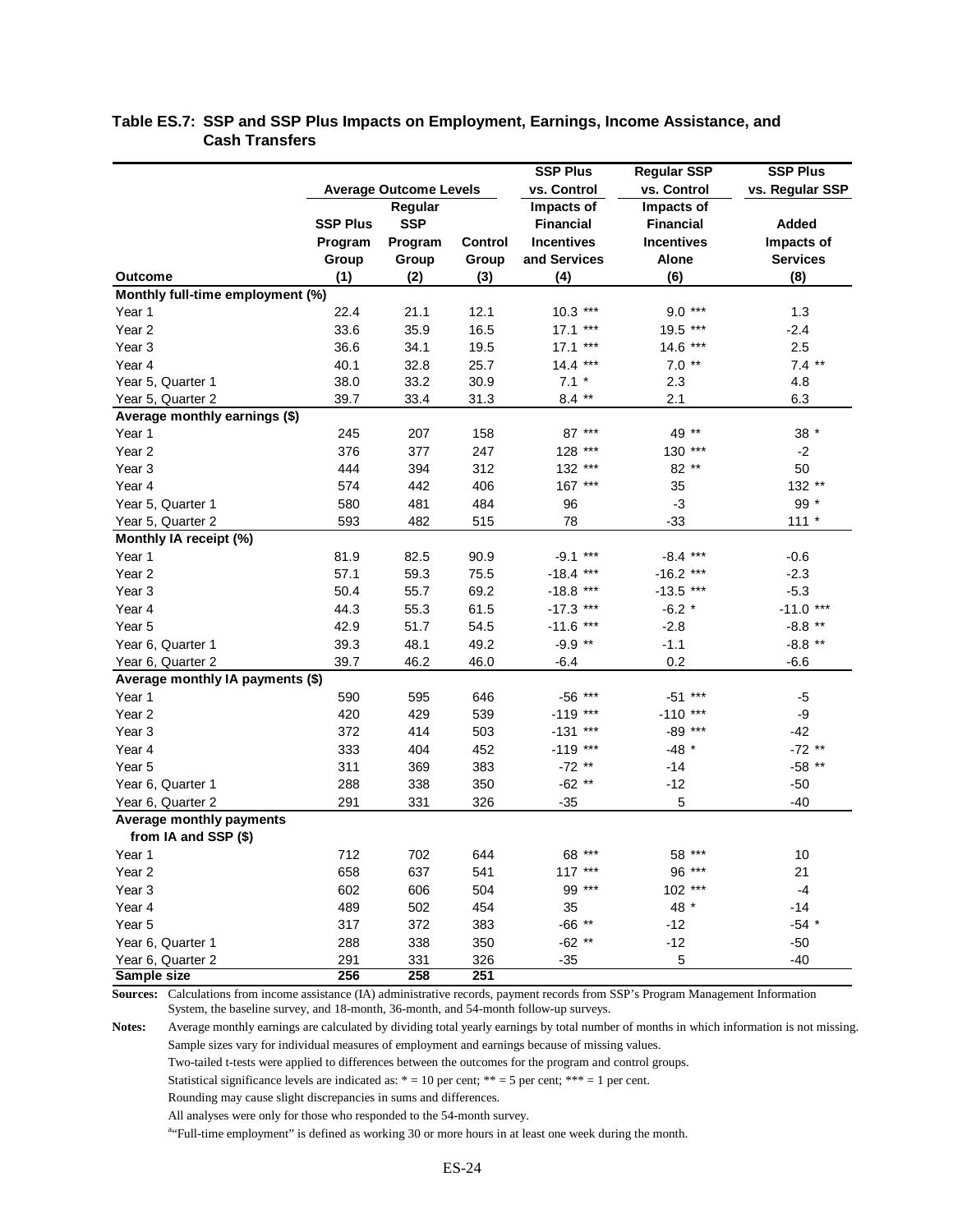**Table ES.7: SSP and SSP Plus Impacts on Employment, Earnings, Income Assistance, and Cash Transfers**

| | Average Outcome Levels | | | SSP Plus vs. Control | Regular SSP vs. Control | SSP Plus vs. Regular SSP |
|---|---|---|---|---|---|---|
| Outcome | SSP Plus Program Group (1) | Regular SSP Program Group (2) | Control Group (3) | Impacts of Financial Incentives and Services (4) | Impacts of Financial Incentives Alone (6) | Added Impacts of Services (8) |
| **Monthly full-time employment (%)** | | | | | | |
| Year 1 | 22.4 | 21.1 | 12.1 | 10.3 *** | 9.0 *** | 1.3 |
| Year 2 | 33.6 | 35.9 | 16.5 | 17.1 *** | 19.5 *** | -2.4 |
| Year 3 | 36.6 | 34.1 | 19.5 | 17.1 *** | 14.6 *** | 2.5 |
| Year 4 | 40.1 | 32.8 | 25.7 | 14.4 *** | 7.0 ** | 7.4 ** |
| Year 5, Quarter 1 | 38.0 | 33.2 | 30.9 | 7.1 * | 2.3 | 4.8 |
| Year 5, Quarter 2 | 39.7 | 33.4 | 31.3 | 8.4 ** | 2.1 | 6.3 |
| **Average monthly earnings ($)** | | | | | | |
| Year 1 | 245 | 207 | 158 | 87 *** | 49 ** | 38 * |
| Year 2 | 376 | 377 | 247 | 128 *** | 130 *** | -2 |
| Year 3 | 444 | 394 | 312 | 132 *** | 82 ** | 50 |
| Year 4 | 574 | 442 | 406 | 167 *** | 35 | 132 ** |
| Year 5, Quarter 1 | 580 | 481 | 484 | 96 | -3 | 99 * |
| Year 5, Quarter 2 | 593 | 482 | 515 | 78 | -33 | 111 * |
| **Monthly IA receipt (%)** | | | | | | |
| Year 1 | 81.9 | 82.5 | 90.9 | -9.1 *** | -8.4 *** | -0.6 |
| Year 2 | 57.1 | 59.3 | 75.5 | -18.4 *** | -16.2 *** | -2.3 |
| Year 3 | 50.4 | 55.7 | 69.2 | -18.8 *** | -13.5 *** | -5.3 |
| Year 4 | 44.3 | 55.3 | 61.5 | -17.3 *** | -6.2 * | -11.0 *** |
| Year 5 | 42.9 | 51.7 | 54.5 | -11.6 *** | -2.8 | -8.8 ** |
| Year 6, Quarter 1 | 39.3 | 48.1 | 49.2 | -9.9 ** | -1.1 | -8.8 ** |
| Year 6, Quarter 2 | 39.7 | 46.2 | 46.0 | -6.4 | 0.2 | -6.6 |
| **Average monthly IA payments ($)** | | | | | | |
| Year 1 | 590 | 595 | 646 | -56 *** | -51 *** | -5 |
| Year 2 | 420 | 429 | 539 | -119 *** | -110 *** | -9 |
| Year 3 | 372 | 414 | 503 | -131 *** | -89 *** | -42 |
| Year 4 | 333 | 404 | 452 | -119 *** | -48 * | -72 ** |
| Year 5 | 311 | 369 | 383 | -72 ** | -14 | -58 ** |
| Year 6, Quarter 1 | 288 | 338 | 350 | -62 ** | -12 | -50 |
| Year 6, Quarter 2 | 291 | 331 | 326 | -35 | 5 | -40 |
| **Average monthly payments from IA and SSP ($)** | | | | | | |
| Year 1 | 712 | 702 | 644 | 68 *** | 58 *** | 10 |
| Year 2 | 658 | 637 | 541 | 117 *** | 96 *** | 21 |
| Year 3 | 602 | 606 | 504 | 99 *** | 102 *** | -4 |
| Year 4 | 489 | 502 | 454 | 35 | 48 * | -14 |
| Year 5 | 317 | 372 | 383 | -66 ** | -12 | -54 * |
| Year 6, Quarter 1 | 288 | 338 | 350 | -62 ** | -12 | -50 |
| Year 6, Quarter 2 | 291 | 331 | 326 | -35 | 5 | -40 |
| **Sample size** | **256** | **258** | **251** | | | |

**Sources:** Calculations from income assistance (IA) administrative records, payment records from SSP's Program Management Information System, the baseline survey, and 18-month, 36-month, and 54-month follow-up surveys.

**Notes:** Average monthly earnings are calculated by dividing total yearly earnings by total number of months in which information is not missing.

Sample sizes vary for individual measures of employment and earnings because of missing values.

Two-tailed t-tests were applied to differences between the outcomes for the program and control groups.

Statistical significance levels are indicated as: * = 10 per cent; ** = 5 per cent; *** = 1 per cent.

Rounding may cause slight discrepancies in sums and differences.

All analyses were only for those who responded to the 54-month survey.

[a]"Full-time employment" is defined as working 30 or more hours in at least one week during the month.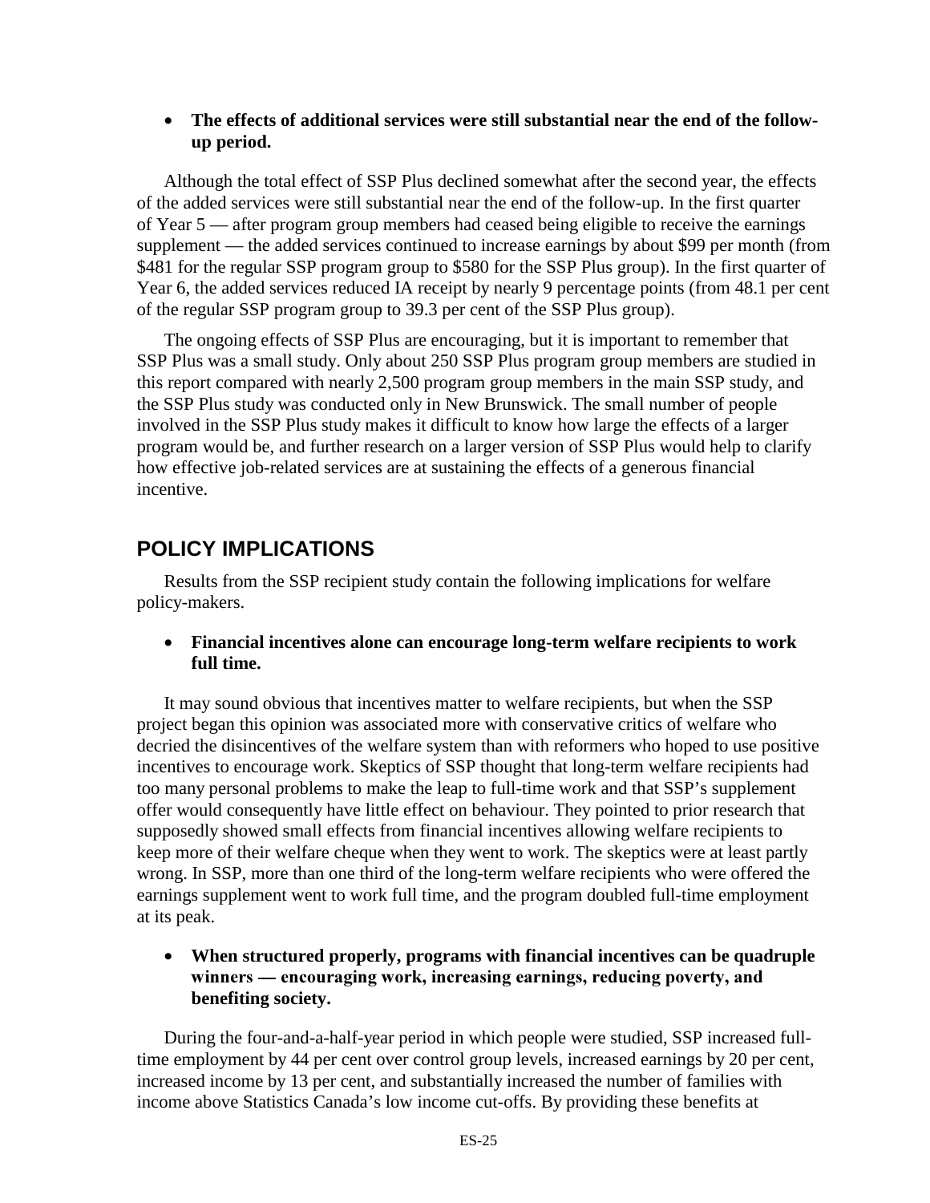- **The effects of additional services were still substantial near the end of the follow-up period.**

Although the total effect of SSP Plus declined somewhat after the second year, the effects of the added services were still substantial near the end of the follow-up. In the first quarter of Year 5 — after program group members had ceased being eligible to receive the earnings supplement — the added services continued to increase earnings by about $99 per month (from $481 for the regular SSP program group to $580 for the SSP Plus group). In the first quarter of Year 6, the added services reduced IA receipt by nearly 9 percentage points (from 48.1 per cent of the regular SSP program group to 39.3 per cent of the SSP Plus group).

The ongoing effects of SSP Plus are encouraging, but it is important to remember that SSP Plus was a small study. Only about 250 SSP Plus program group members are studied in this report compared with nearly 2,500 program group members in the main SSP study, and the SSP Plus study was conducted only in New Brunswick. The small number of people involved in the SSP Plus study makes it difficult to know how large the effects of a larger program would be, and further research on a larger version of SSP Plus would help to clarify how effective job-related services are at sustaining the effects of a generous financial incentive.

## POLICY IMPLICATIONS

Results from the SSP recipient study contain the following implications for welfare policy-makers.

- **Financial incentives alone can encourage long-term welfare recipients to work full time.**

It may sound obvious that incentives matter to welfare recipients, but when the SSP project began this opinion was associated more with conservative critics of welfare who decried the disincentives of the welfare system than with reformers who hoped to use positive incentives to encourage work. Skeptics of SSP thought that long-term welfare recipients had too many personal problems to make the leap to full-time work and that SSP's supplement offer would consequently have little effect on behaviour. They pointed to prior research that supposedly showed small effects from financial incentives allowing welfare recipients to keep more of their welfare cheque when they went to work. The skeptics were at least partly wrong. In SSP, more than one third of the long-term welfare recipients who were offered the earnings supplement went to work full time, and the program doubled full-time employment at its peak.

- **When structured properly, programs with financial incentives can be quadruple winners — encouraging work, increasing earnings, reducing poverty, and benefiting society.**

During the four-and-a-half-year period in which people were studied, SSP increased full-time employment by 44 per cent over control group levels, increased earnings by 20 per cent, increased income by 13 per cent, and substantially increased the number of families with income above Statistics Canada's low income cut-offs. By providing these benefits at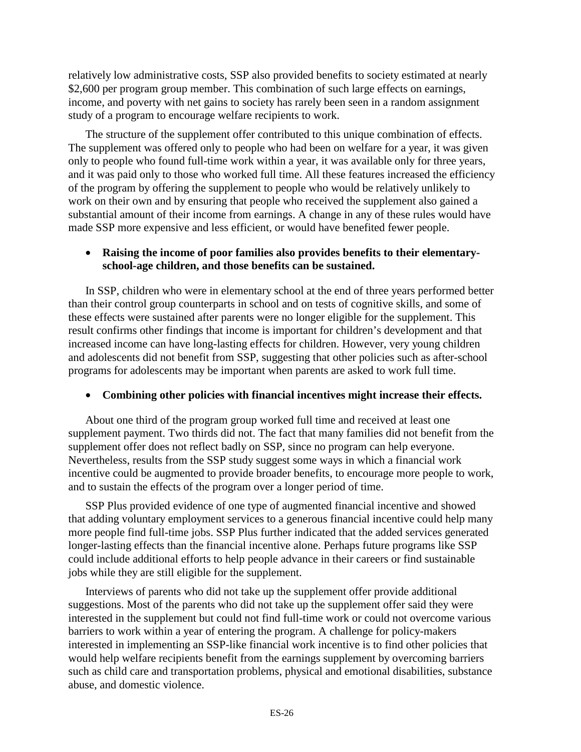relatively low administrative costs, SSP also provided benefits to society estimated at nearly $2,600 per program group member. This combination of such large effects on earnings, income, and poverty with net gains to society has rarely been seen in a random assignment study of a program to encourage welfare recipients to work.

The structure of the supplement offer contributed to this unique combination of effects. The supplement was offered only to people who had been on welfare for a year, it was given only to people who found full-time work within a year, it was available only for three years, and it was paid only to those who worked full time. All these features increased the efficiency of the program by offering the supplement to people who would be relatively unlikely to work on their own and by ensuring that people who received the supplement also gained a substantial amount of their income from earnings. A change in any of these rules would have made SSP more expensive and less efficient, or would have benefited fewer people.

- **Raising the income of poor families also provides benefits to their elementary-school-age children, and those benefits can be sustained.**

In SSP, children who were in elementary school at the end of three years performed better than their control group counterparts in school and on tests of cognitive skills, and some of these effects were sustained after parents were no longer eligible for the supplement. This result confirms other findings that income is important for children's development and that increased income can have long-lasting effects for children. However, very young children and adolescents did not benefit from SSP, suggesting that other policies such as after-school programs for adolescents may be important when parents are asked to work full time.

- **Combining other policies with financial incentives might increase their effects.**

About one third of the program group worked full time and received at least one supplement payment. Two thirds did not. The fact that many families did not benefit from the supplement offer does not reflect badly on SSP, since no program can help everyone. Nevertheless, results from the SSP study suggest some ways in which a financial work incentive could be augmented to provide broader benefits, to encourage more people to work, and to sustain the effects of the program over a longer period of time.

SSP Plus provided evidence of one type of augmented financial incentive and showed that adding voluntary employment services to a generous financial incentive could help many more people find full-time jobs. SSP Plus further indicated that the added services generated longer-lasting effects than the financial incentive alone. Perhaps future programs like SSP could include additional efforts to help people advance in their careers or find sustainable jobs while they are still eligible for the supplement.

Interviews of parents who did not take up the supplement offer provide additional suggestions. Most of the parents who did not take up the supplement offer said they were interested in the supplement but could not find full-time work or could not overcome various barriers to work within a year of entering the program. A challenge for policy-makers interested in implementing an SSP-like financial work incentive is to find other policies that would help welfare recipients benefit from the earnings supplement by overcoming barriers such as child care and transportation problems, physical and emotional disabilities, substance abuse, and domestic violence.